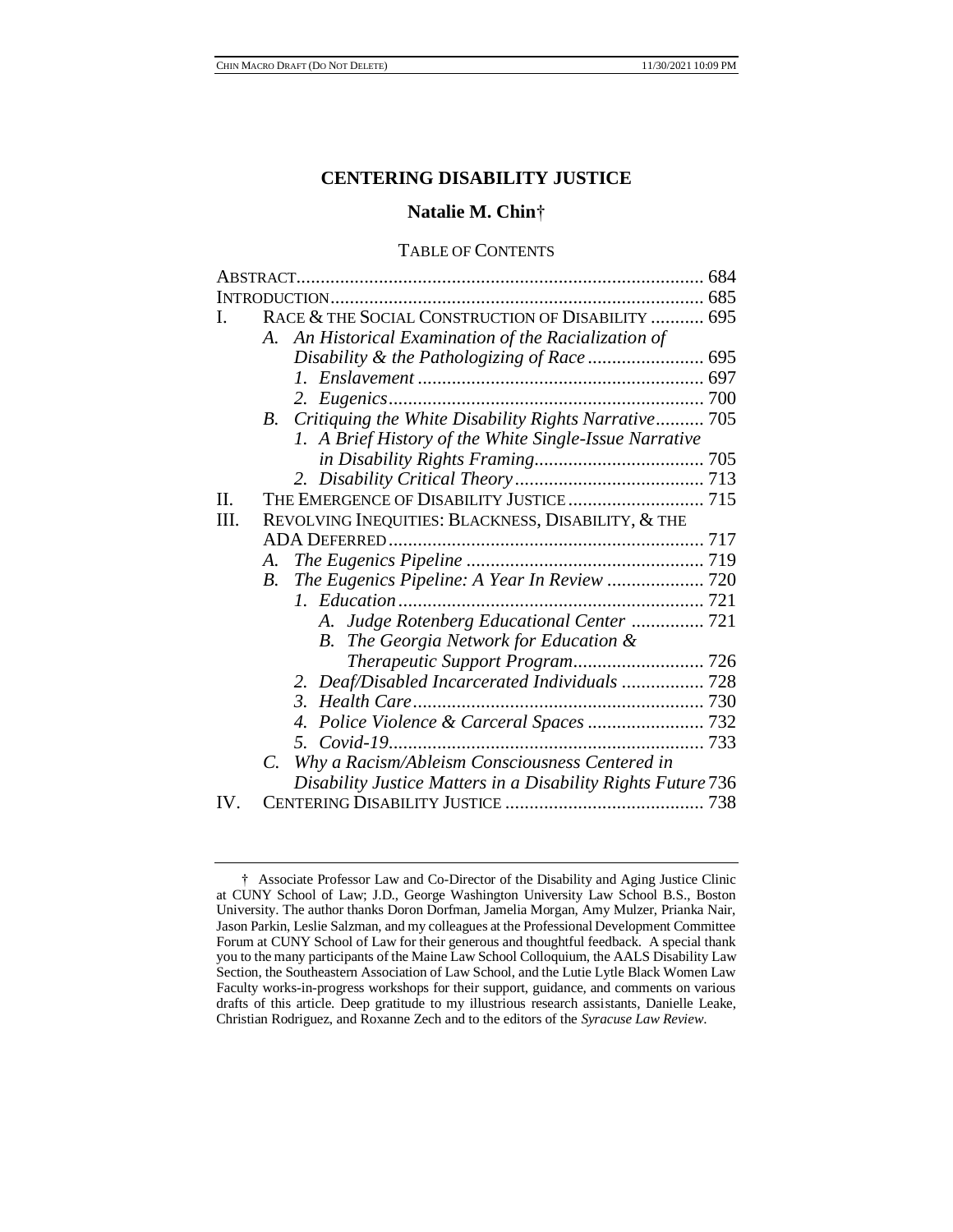# CENTERING DISABILITY JUSTICE

## Natalie M. Chin†

TABLE OF CONTENTS

| | |
|---|---|
| ABSTRACT | 684 |
| INTRODUCTION | 685 |
| I. RACE & THE SOCIAL CONSTRUCTION OF DISABILITY | 695 |
| A. *An Historical Examination of the Racialization of Disability & the Pathologizing of Race* | 695 |
| 1. *Enslavement* | 697 |
| 2. *Eugenics* | 700 |
| B. *Critiquing the White Disability Rights Narrative* | 705 |
| 1. *A Brief History of the White Single-Issue Narrative in Disability Rights Framing* | 705 |
| 2. *Disability Critical Theory* | 713 |
| II. THE EMERGENCE OF DISABILITY JUSTICE | 715 |
| III. REVOLVING INEQUITIES: BLACKNESS, DISABILITY, & THE ADA DEFERRED | 717 |
| A. *The Eugenics Pipeline* | 719 |
| B. *The Eugenics Pipeline: A Year In Review* | 720 |
| 1. *Education* | 721 |
| A. *Judge Rotenberg Educational Center* | 721 |
| B. *The Georgia Network for Education & Therapeutic Support Program* | 726 |
| 2. *Deaf/Disabled Incarcerated Individuals* | 728 |
| 3. *Health Care* | 730 |
| 4. *Police Violence & Carceral Spaces* | 732 |
| 5. *Covid-19* | 733 |
| C. *Why a Racism/Ableism Consciousness Centered in Disability Justice Matters in a Disability Rights Future* | 736 |
| IV. CENTERING DISABILITY JUSTICE | 738 |

† Associate Professor Law and Co-Director of the Disability and Aging Justice Clinic at CUNY School of Law; J.D., George Washington University Law School B.S., Boston University. The author thanks Doron Dorfman, Jamelia Morgan, Amy Mulzer, Prianka Nair, Jason Parkin, Leslie Salzman, and my colleagues at the Professional Development Committee Forum at CUNY School of Law for their generous and thoughtful feedback. A special thank you to the many participants of the Maine Law School Colloquium, the AALS Disability Law Section, the Southeastern Association of Law School, and the Lutie Lytle Black Women Law Faculty works-in-progress workshops for their support, guidance, and comments on various drafts of this article. Deep gratitude to my illustrious research assistants, Danielle Leake, Christian Rodriguez, and Roxanne Zech and to the editors of the *Syracuse Law Review*.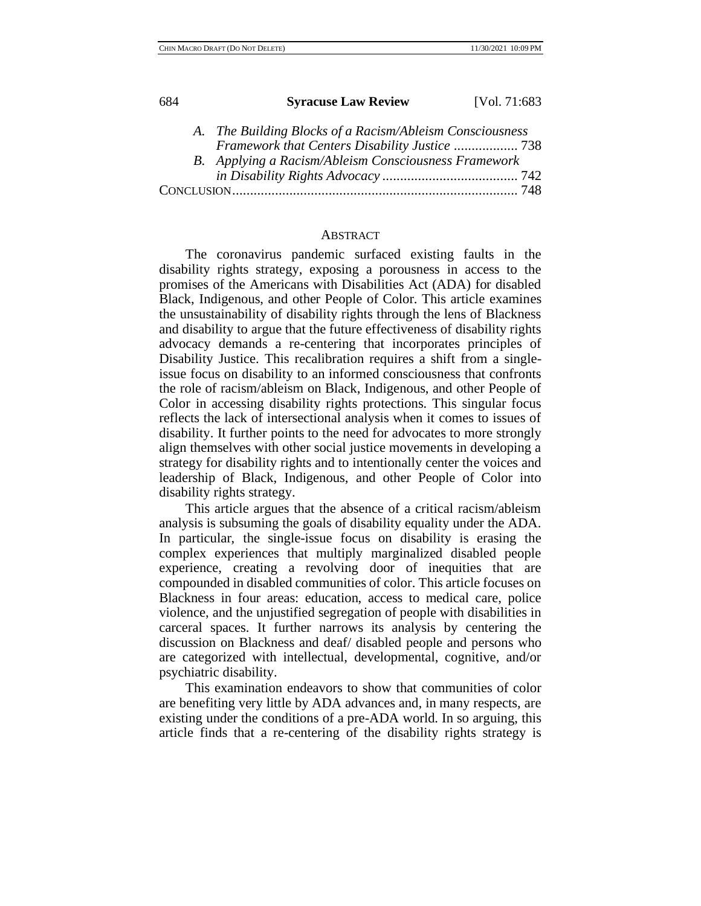A. *The Building Blocks of a Racism/Ableism Consciousness Framework that Centers Disability Justice* .................. 738

B. *Applying a Racism/Ableism Consciousness Framework in Disability Rights Advocacy* ...................................... 742

CONCLUSION................................................................................ 748

## ABSTRACT

The coronavirus pandemic surfaced existing faults in the disability rights strategy, exposing a porousness in access to the promises of the Americans with Disabilities Act (ADA) for disabled Black, Indigenous, and other People of Color. This article examines the unsustainability of disability rights through the lens of Blackness and disability to argue that the future effectiveness of disability rights advocacy demands a re-centering that incorporates principles of Disability Justice. This recalibration requires a shift from a single-issue focus on disability to an informed consciousness that confronts the role of racism/ableism on Black, Indigenous, and other People of Color in accessing disability rights protections. This singular focus reflects the lack of intersectional analysis when it comes to issues of disability. It further points to the need for advocates to more strongly align themselves with other social justice movements in developing a strategy for disability rights and to intentionally center the voices and leadership of Black, Indigenous, and other People of Color into disability rights strategy.

This article argues that the absence of a critical racism/ableism analysis is subsuming the goals of disability equality under the ADA. In particular, the single-issue focus on disability is erasing the complex experiences that multiply marginalized disabled people experience, creating a revolving door of inequities that are compounded in disabled communities of color. This article focuses on Blackness in four areas: education, access to medical care, police violence, and the unjustified segregation of people with disabilities in carceral spaces. It further narrows its analysis by centering the discussion on Blackness and deaf/ disabled people and persons who are categorized with intellectual, developmental, cognitive, and/or psychiatric disability.

This examination endeavors to show that communities of color are benefiting very little by ADA advances and, in many respects, are existing under the conditions of a pre-ADA world. In so arguing, this article finds that a re-centering of the disability rights strategy is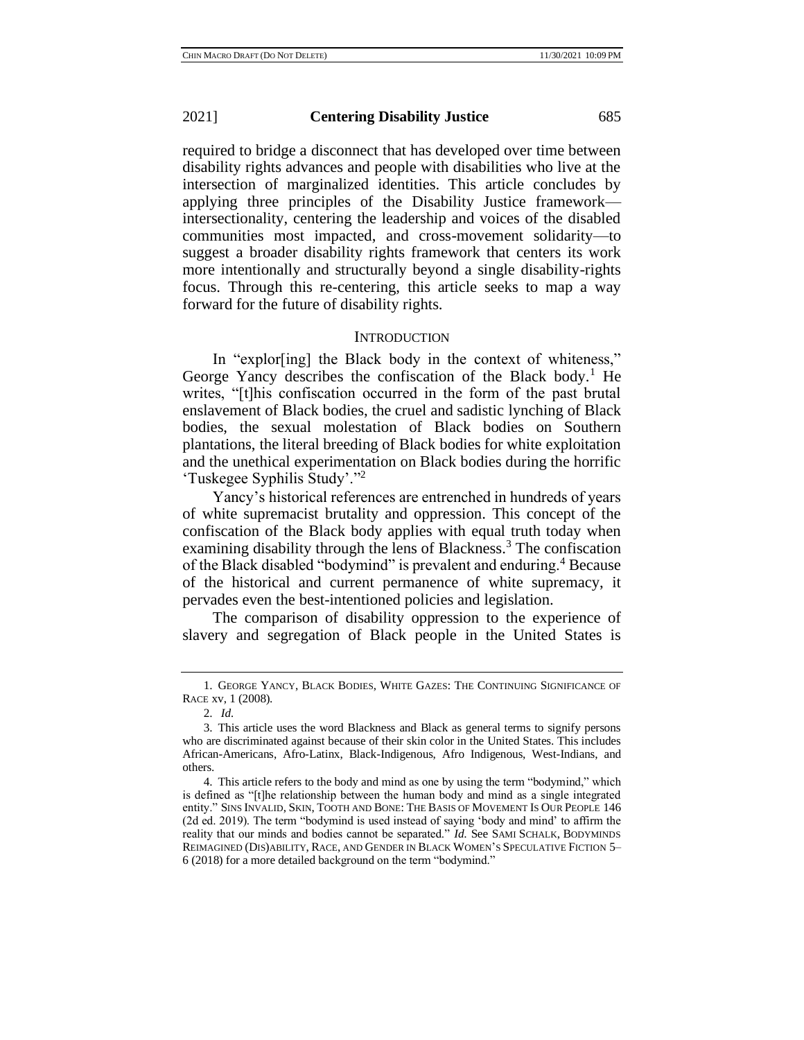required to bridge a disconnect that has developed over time between disability rights advances and people with disabilities who live at the intersection of marginalized identities. This article concludes by applying three principles of the Disability Justice framework—intersectionality, centering the leadership and voices of the disabled communities most impacted, and cross-movement solidarity—to suggest a broader disability rights framework that centers its work more intentionally and structurally beyond a single disability-rights focus. Through this re-centering, this article seeks to map a way forward for the future of disability rights.

## INTRODUCTION

In "explor[ing] the Black body in the context of whiteness," George Yancy describes the confiscation of the Black body.[1] He writes, "[t]his confiscation occurred in the form of the past brutal enslavement of Black bodies, the cruel and sadistic lynching of Black bodies, the sexual molestation of Black bodies on Southern plantations, the literal breeding of Black bodies for white exploitation and the unethical experimentation on Black bodies during the horrific 'Tuskegee Syphilis Study'."[2]

Yancy's historical references are entrenched in hundreds of years of white supremacist brutality and oppression. This concept of the confiscation of the Black body applies with equal truth today when examining disability through the lens of Blackness.[3] The confiscation of the Black disabled "bodymind" is prevalent and enduring.[4] Because of the historical and current permanence of white supremacy, it pervades even the best-intentioned policies and legislation.

The comparison of disability oppression to the experience of slavery and segregation of Black people in the United States is

---

1. GEORGE YANCY, BLACK BODIES, WHITE GAZES: THE CONTINUING SIGNIFICANCE OF RACE xv, 1 (2008).

2. *Id.*

3. This article uses the word Blackness and Black as general terms to signify persons who are discriminated against because of their skin color in the United States. This includes African-Americans, Afro-Latinx, Black-Indigenous, Afro Indigenous, West-Indians, and others.

4. This article refers to the body and mind as one by using the term "bodymind," which is defined as "[t]he relationship between the human body and mind as a single integrated entity." SINS INVALID, SKIN, TOOTH AND BONE: THE BASIS OF MOVEMENT IS OUR PEOPLE 146 (2d ed. 2019). The term "bodymind is used instead of saying 'body and mind' to affirm the reality that our minds and bodies cannot be separated." *Id.* See SAMI SCHALK, BODYMINDS REIMAGINED (DIS)ABILITY, RACE, AND GENDER IN BLACK WOMEN'S SPECULATIVE FICTION 5–6 (2018) for a more detailed background on the term "bodymind."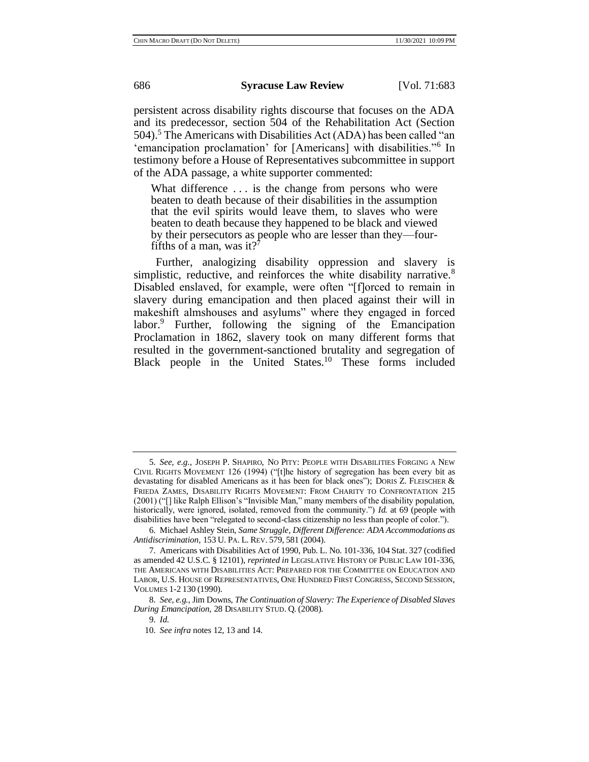persistent across disability rights discourse that focuses on the ADA and its predecessor, section 504 of the Rehabilitation Act (Section 504).[5] The Americans with Disabilities Act (ADA) has been called "an 'emancipation proclamation' for [Americans] with disabilities."[6] In testimony before a House of Representatives subcommittee in support of the ADA passage, a white supporter commented:

> What difference . . . is the change from persons who were beaten to death because of their disabilities in the assumption that the evil spirits would leave them, to slaves who were beaten to death because they happened to be black and viewed by their persecutors as people who are lesser than they—four-fifths of a man, was it?[7]

Further, analogizing disability oppression and slavery is simplistic, reductive, and reinforces the white disability narrative.[8] Disabled enslaved, for example, were often "[f]orced to remain in slavery during emancipation and then placed against their will in makeshift almshouses and asylums" where they engaged in forced labor.[9] Further, following the signing of the Emancipation Proclamation in 1862, slavery took on many different forms that resulted in the government-sanctioned brutality and segregation of Black people in the United States.[10] These forms included

---

5. *See, e.g.*, JOSEPH P. SHAPIRO, NO PITY: PEOPLE WITH DISABILITIES FORGING A NEW CIVIL RIGHTS MOVEMENT 126 (1994) ("[t]he history of segregation has been every bit as devastating for disabled Americans as it has been for black ones"); DORIS Z. FLEISCHER & FRIEDA ZAMES, DISABILITY RIGHTS MOVEMENT: FROM CHARITY TO CONFRONTATION 215 (2001) ("[] like Ralph Ellison's "Invisible Man," many members of the disability population, historically, were ignored, isolated, removed from the community.") *Id.* at 69 (people with disabilities have been "relegated to second-class citizenship no less than people of color.").

6. Michael Ashley Stein, *Same Struggle, Different Difference: ADA Accommodations as Antidiscrimination*, 153 U. PA. L. REV. 579, 581 (2004).

7. Americans with Disabilities Act of 1990, Pub. L. No. 101-336, 104 Stat. 327 (codified as amended 42 U.S.C. § 12101), *reprinted in* LEGISLATIVE HISTORY OF PUBLIC LAW 101-336, THE AMERICANS WITH DISABILITIES ACT: PREPARED FOR THE COMMITTEE ON EDUCATION AND LABOR, U.S. HOUSE OF REPRESENTATIVES, ONE HUNDRED FIRST CONGRESS, SECOND SESSION, VOLUMES 1-2 130 (1990).

8. *See, e.g.*, Jim Downs, *The Continuation of Slavery: The Experience of Disabled Slaves During Emancipation*, 28 DISABILITY STUD. Q. (2008).

9. *Id.*

10. *See infra* notes 12, 13 and 14.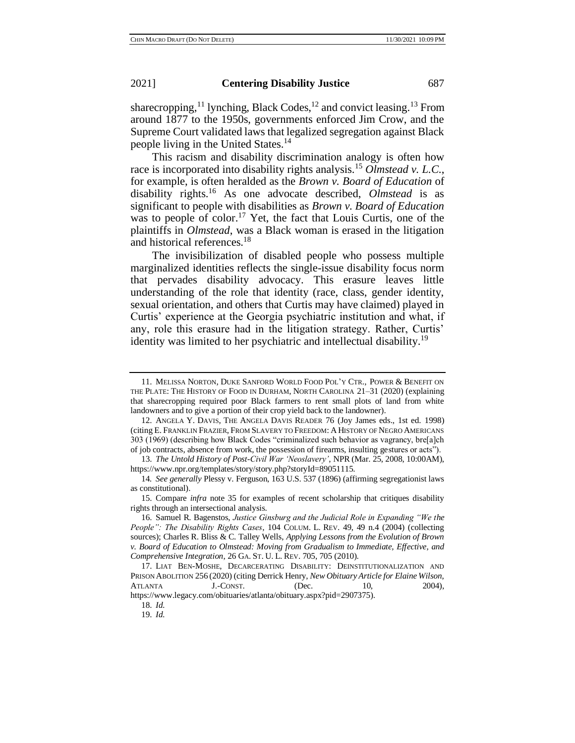sharecropping,[11] lynching, Black Codes,[12] and convict leasing.[13] From around 1877 to the 1950s, governments enforced Jim Crow, and the Supreme Court validated laws that legalized segregation against Black people living in the United States.[14]

This racism and disability discrimination analogy is often how race is incorporated into disability rights analysis.[15] *Olmstead v. L.C.*, for example, is often heralded as the *Brown v. Board of Education* of disability rights.[16] As one advocate described, *Olmstead* is as significant to people with disabilities as *Brown v. Board of Education* was to people of color.[17] Yet, the fact that Louis Curtis, one of the plaintiffs in *Olmstead*, was a Black woman is erased in the litigation and historical references.[18]

The invisibilization of disabled people who possess multiple marginalized identities reflects the single-issue disability focus norm that pervades disability advocacy. This erasure leaves little understanding of the role that identity (race, class, gender identity, sexual orientation, and others that Curtis may have claimed) played in Curtis' experience at the Georgia psychiatric institution and what, if any, role this erasure had in the litigation strategy. Rather, Curtis' identity was limited to her psychiatric and intellectual disability.[19]

---

11. MELISSA NORTON, DUKE SANFORD WORLD FOOD POL'Y CTR., POWER & BENEFIT ON THE PLATE: THE HISTORY OF FOOD IN DURHAM, NORTH CAROLINA 21–31 (2020) (explaining that sharecropping required poor Black farmers to rent small plots of land from white landowners and to give a portion of their crop yield back to the landowner).

12. ANGELA Y. DAVIS, THE ANGELA DAVIS READER 76 (Joy James eds., 1st ed. 1998) (citing E. FRANKLIN FRAZIER, FROM SLAVERY TO FREEDOM: A HISTORY OF NEGRO AMERICANS 303 (1969) (describing how Black Codes "criminalized such behavior as vagrancy, bre[a]ch of job contracts, absence from work, the possession of firearms, insulting gestures or acts").

13. *The Untold History of Post-Civil War 'Neoslavery'*, NPR (Mar. 25, 2008, 10:00AM), https://www.npr.org/templates/story/story.php?storyId=89051115.

14. *See generally* Plessy v. Ferguson, 163 U.S. 537 (1896) (affirming segregationist laws as constitutional).

15. Compare *infra* note 35 for examples of recent scholarship that critiques disability rights through an intersectional analysis.

16. Samuel R. Bagenstos, *Justice Ginsburg and the Judicial Role in Expanding "We the People": The Disability Rights Cases*, 104 COLUM. L. REV. 49, 49 n.4 (2004) (collecting sources); Charles R. Bliss & C. Talley Wells, *Applying Lessons from the Evolution of Brown v. Board of Education to Olmstead: Moving from Gradualism to Immediate, Effective, and Comprehensive Integration*, 26 GA. ST. U. L. REV. 705, 705 (2010).

17. LIAT BEN-MOSHE, DECARCERATING DISABILITY: DEINSTITUTIONALIZATION AND PRISON ABOLITION 256 (2020) (citing Derrick Henry, *New Obituary Article for Elaine Wilson*, ATLANTA J.-CONST. (Dec. 10, 2004), https://www.legacy.com/obituaries/atlanta/obituary.aspx?pid=2907375).

18. *Id.*

19. *Id.*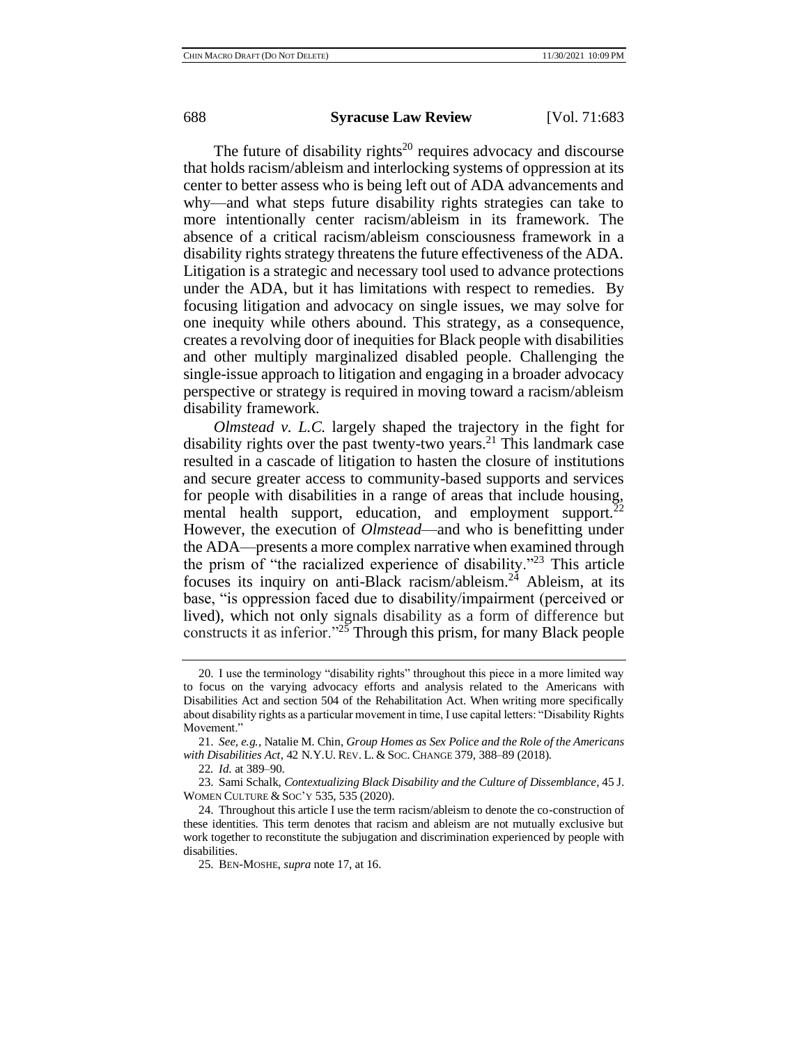The future of disability rights[20] requires advocacy and discourse that holds racism/ableism and interlocking systems of oppression at its center to better assess who is being left out of ADA advancements and why—and what steps future disability rights strategies can take to more intentionally center racism/ableism in its framework. The absence of a critical racism/ableism consciousness framework in a disability rights strategy threatens the future effectiveness of the ADA. Litigation is a strategic and necessary tool used to advance protections under the ADA, but it has limitations with respect to remedies. By focusing litigation and advocacy on single issues, we may solve for one inequity while others abound. This strategy, as a consequence, creates a revolving door of inequities for Black people with disabilities and other multiply marginalized disabled people. Challenging the single-issue approach to litigation and engaging in a broader advocacy perspective or strategy is required in moving toward a racism/ableism disability framework.

*Olmstead v. L.C.* largely shaped the trajectory in the fight for disability rights over the past twenty-two years.[21] This landmark case resulted in a cascade of litigation to hasten the closure of institutions and secure greater access to community-based supports and services for people with disabilities in a range of areas that include housing, mental health support, education, and employment support.[22] However, the execution of *Olmstead*—and who is benefitting under the ADA—presents a more complex narrative when examined through the prism of "the racialized experience of disability."[23] This article focuses its inquiry on anti-Black racism/ableism.[24] Ableism, at its base, "is oppression faced due to disability/impairment (perceived or lived), which not only signals disability as a form of difference but constructs it as inferior."[25] Through this prism, for many Black people

---

20. I use the terminology "disability rights" throughout this piece in a more limited way to focus on the varying advocacy efforts and analysis related to the Americans with Disabilities Act and section 504 of the Rehabilitation Act. When writing more specifically about disability rights as a particular movement in time, I use capital letters: "Disability Rights Movement."

21. *See, e.g.*, Natalie M. Chin, *Group Homes as Sex Police and the Role of the Americans with Disabilities Act*, 42 N.Y.U. REV. L. & SOC. CHANGE 379, 388–89 (2018).

22. *Id.* at 389–90.

23. Sami Schalk, *Contextualizing Black Disability and the Culture of Dissemblance*, 45 J. WOMEN CULTURE & SOC'Y 535, 535 (2020).

24. Throughout this article I use the term racism/ableism to denote the co-construction of these identities. This term denotes that racism and ableism are not mutually exclusive but work together to reconstitute the subjugation and discrimination experienced by people with disabilities.

25. BEN-MOSHE, *supra* note 17, at 16.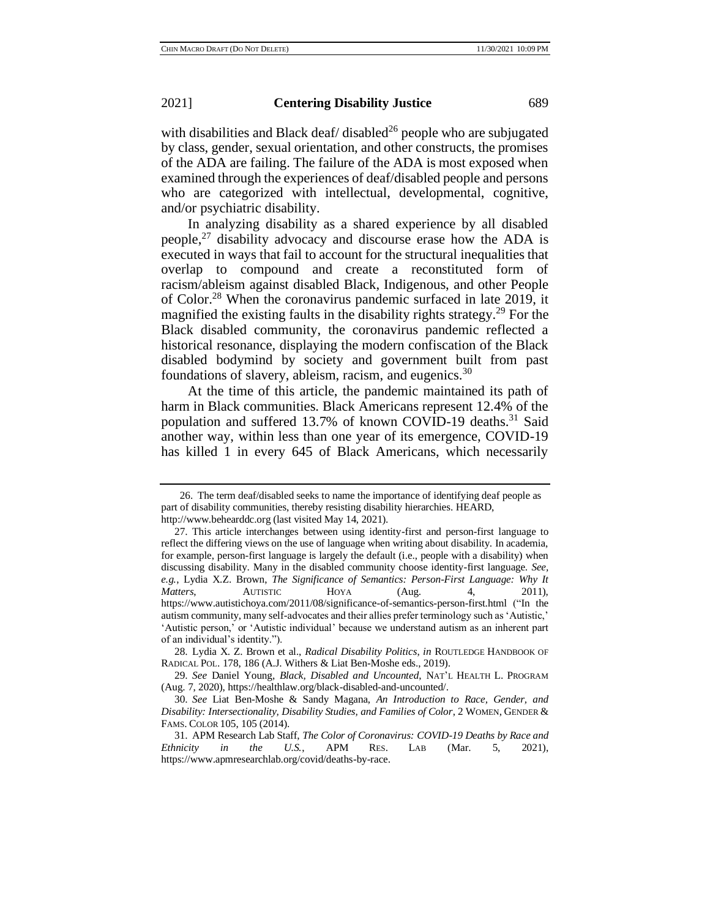with disabilities and Black deaf/ disabled[26] people who are subjugated by class, gender, sexual orientation, and other constructs, the promises of the ADA are failing. The failure of the ADA is most exposed when examined through the experiences of deaf/disabled people and persons who are categorized with intellectual, developmental, cognitive, and/or psychiatric disability.

In analyzing disability as a shared experience by all disabled people,[27] disability advocacy and discourse erase how the ADA is executed in ways that fail to account for the structural inequalities that overlap to compound and create a reconstituted form of racism/ableism against disabled Black, Indigenous, and other People of Color.[28] When the coronavirus pandemic surfaced in late 2019, it magnified the existing faults in the disability rights strategy.[29] For the Black disabled community, the coronavirus pandemic reflected a historical resonance, displaying the modern confiscation of the Black disabled bodymind by society and government built from past foundations of slavery, ableism, racism, and eugenics.[30]

At the time of this article, the pandemic maintained its path of harm in Black communities. Black Americans represent 12.4% of the population and suffered 13.7% of known COVID-19 deaths.[31] Said another way, within less than one year of its emergence, COVID-19 has killed 1 in every 645 of Black Americans, which necessarily

---

26. The term deaf/disabled seeks to name the importance of identifying deaf people as part of disability communities, thereby resisting disability hierarchies. HEARD, http://www.behearddc.org (last visited May 14, 2021).

27. This article interchanges between using identity-first and person-first language to reflect the differing views on the use of language when writing about disability. In academia, for example, person-first language is largely the default (i.e., people with a disability) when discussing disability. Many in the disabled community choose identity-first language. *See, e.g.*, Lydia X.Z. Brown, *The Significance of Semantics: Person-First Language: Why It Matters*, AUTISTIC HOYA (Aug. 4, 2011), https://www.autistichoya.com/2011/08/significance-of-semantics-person-first.html ("In the autism community, many self-advocates and their allies prefer terminology such as 'Autistic,' 'Autistic person,' or 'Autistic individual' because we understand autism as an inherent part of an individual's identity.").

28. Lydia X. Z. Brown et al., *Radical Disability Politics*, *in* ROUTLEDGE HANDBOOK OF RADICAL POL. 178, 186 (A.J. Withers & Liat Ben-Moshe eds., 2019).

29. *See* Daniel Young, *Black, Disabled and Uncounted*, NAT'L HEALTH L. PROGRAM (Aug. 7, 2020), https://healthlaw.org/black-disabled-and-uncounted/.

30. *See* Liat Ben-Moshe & Sandy Magana, *An Introduction to Race, Gender, and Disability: Intersectionality, Disability Studies, and Families of Color*, 2 WOMEN, GENDER & FAMS. COLOR 105, 105 (2014).

31. APM Research Lab Staff, *The Color of Coronavirus: COVID-19 Deaths by Race and Ethnicity in the U.S.*, APM RES. LAB (Mar. 5, 2021), https://www.apmresearchlab.org/covid/deaths-by-race.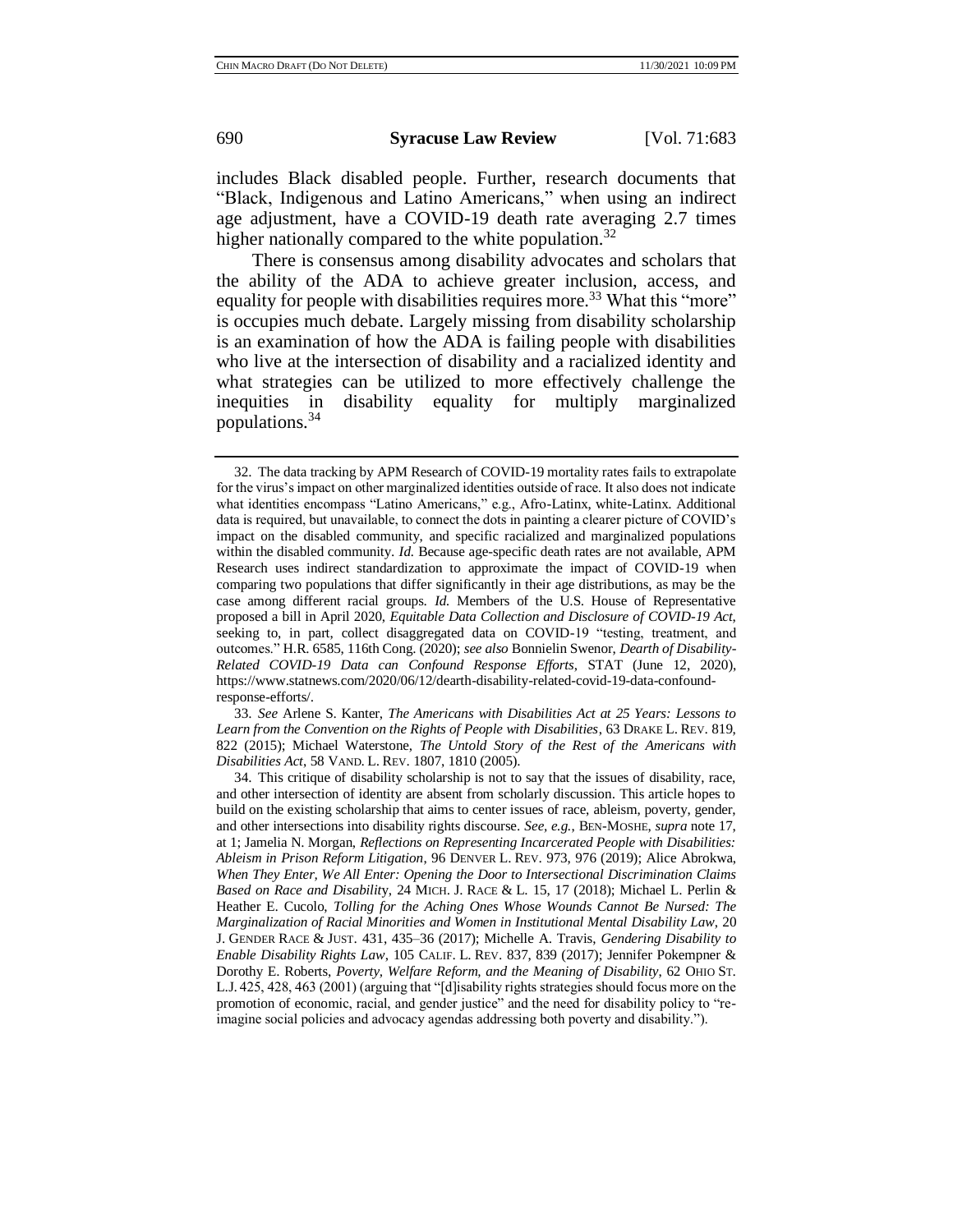includes Black disabled people. Further, research documents that "Black, Indigenous and Latino Americans," when using an indirect age adjustment, have a COVID-19 death rate averaging 2.7 times higher nationally compared to the white population.[32]

There is consensus among disability advocates and scholars that the ability of the ADA to achieve greater inclusion, access, and equality for people with disabilities requires more.[33] What this "more" is occupies much debate. Largely missing from disability scholarship is an examination of how the ADA is failing people with disabilities who live at the intersection of disability and a racialized identity and what strategies can be utilized to more effectively challenge the inequities in disability equality for multiply marginalized populations.[34]

---

32. The data tracking by APM Research of COVID-19 mortality rates fails to extrapolate for the virus's impact on other marginalized identities outside of race. It also does not indicate what identities encompass "Latino Americans," e.g., Afro-Latinx, white-Latinx. Additional data is required, but unavailable, to connect the dots in painting a clearer picture of COVID's impact on the disabled community, and specific racialized and marginalized populations within the disabled community. *Id.* Because age-specific death rates are not available, APM Research uses indirect standardization to approximate the impact of COVID-19 when comparing two populations that differ significantly in their age distributions, as may be the case among different racial groups. *Id.* Members of the U.S. House of Representative proposed a bill in April 2020, *Equitable Data Collection and Disclosure of COVID-19 Act*, seeking to, in part, collect disaggregated data on COVID-19 "testing, treatment, and outcomes." H.R. 6585, 116th Cong. (2020); *see also* Bonnielin Swenor, *Dearth of Disability-Related COVID-19 Data can Confound Response Efforts*, STAT (June 12, 2020), https://www.statnews.com/2020/06/12/dearth-disability-related-covid-19-data-confound-response-efforts/.

33. *See* Arlene S. Kanter, *The Americans with Disabilities Act at 25 Years: Lessons to Learn from the Convention on the Rights of People with Disabilities*, 63 DRAKE L. REV. 819, 822 (2015); Michael Waterstone, *The Untold Story of the Rest of the Americans with Disabilities Act*, 58 VAND. L. REV. 1807, 1810 (2005).

34. This critique of disability scholarship is not to say that the issues of disability, race, and other intersection of identity are absent from scholarly discussion. This article hopes to build on the existing scholarship that aims to center issues of race, ableism, poverty, gender, and other intersections into disability rights discourse. *See, e.g.*, BEN-MOSHE, *supra* note 17, at 1; Jamelia N. Morgan, *Reflections on Representing Incarcerated People with Disabilities: Ableism in Prison Reform Litigation*, 96 DENVER L. REV. 973, 976 (2019); Alice Abrokwa, *When They Enter, We All Enter: Opening the Door to Intersectional Discrimination Claims Based on Race and Disability*, 24 MICH. J. RACE & L. 15, 17 (2018); Michael L. Perlin & Heather E. Cucolo, *Tolling for the Aching Ones Whose Wounds Cannot Be Nursed: The Marginalization of Racial Minorities and Women in Institutional Mental Disability Law*, 20 J. GENDER RACE & JUST. 431, 435–36 (2017); Michelle A. Travis, *Gendering Disability to Enable Disability Rights Law*, 105 CALIF. L. REV. 837, 839 (2017); Jennifer Pokempner & Dorothy E. Roberts, *Poverty, Welfare Reform, and the Meaning of Disability*, 62 OHIO ST. L.J. 425, 428, 463 (2001) (arguing that "[d]isability rights strategies should focus more on the promotion of economic, racial, and gender justice" and the need for disability policy to "re-imagine social policies and advocacy agendas addressing both poverty and disability.").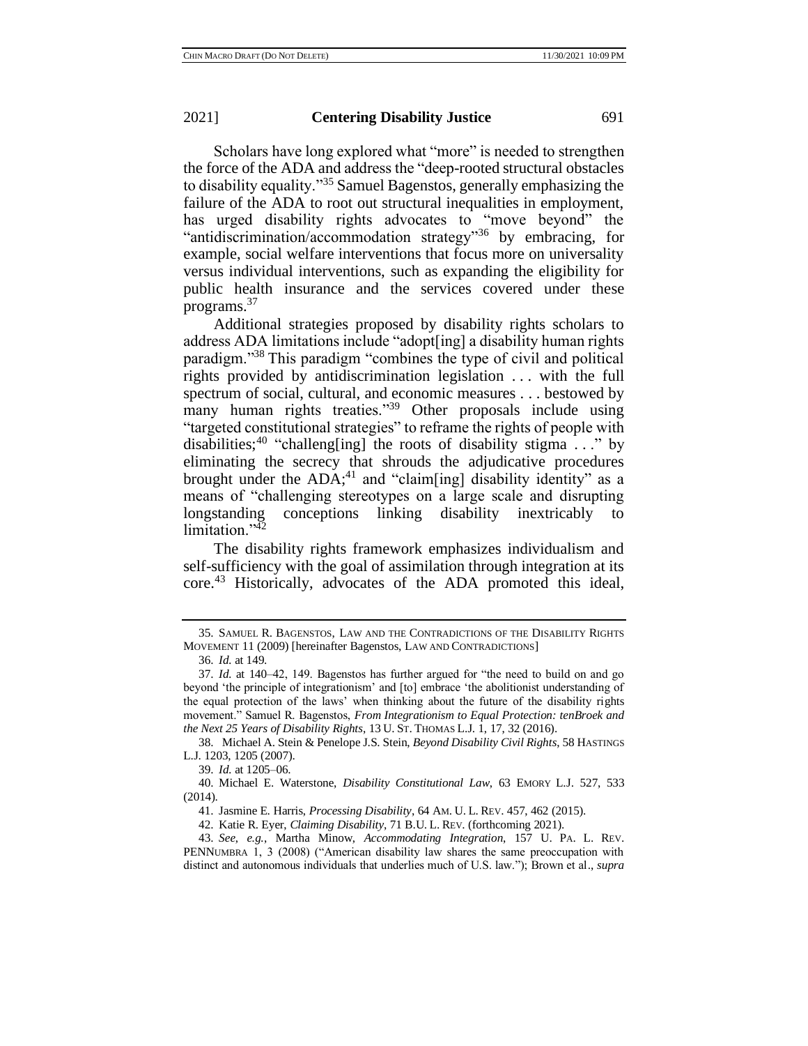Scholars have long explored what "more" is needed to strengthen the force of the ADA and address the "deep-rooted structural obstacles to disability equality."[35] Samuel Bagenstos, generally emphasizing the failure of the ADA to root out structural inequalities in employment, has urged disability rights advocates to "move beyond" the "antidiscrimination/accommodation strategy"[36] by embracing, for example, social welfare interventions that focus more on universality versus individual interventions, such as expanding the eligibility for public health insurance and the services covered under these programs.[37]

Additional strategies proposed by disability rights scholars to address ADA limitations include "adopt[ing] a disability human rights paradigm."[38] This paradigm "combines the type of civil and political rights provided by antidiscrimination legislation . . . with the full spectrum of social, cultural, and economic measures . . . bestowed by many human rights treaties."[39] Other proposals include using "targeted constitutional strategies" to reframe the rights of people with disabilities;[40] "challeng[ing] the roots of disability stigma . . ." by eliminating the secrecy that shrouds the adjudicative procedures brought under the ADA;[41] and "claim[ing] disability identity" as a means of "challenging stereotypes on a large scale and disrupting longstanding conceptions linking disability inextricably to limitation."[42]

The disability rights framework emphasizes individualism and self-sufficiency with the goal of assimilation through integration at its core.[43] Historically, advocates of the ADA promoted this ideal,

---

35. SAMUEL R. BAGENSTOS, LAW AND THE CONTRADICTIONS OF THE DISABILITY RIGHTS MOVEMENT 11 (2009) [hereinafter Bagenstos, LAW AND CONTRADICTIONS]

36. *Id.* at 149.

37. *Id.* at 140–42, 149. Bagenstos has further argued for "the need to build on and go beyond 'the principle of integrationism' and [to] embrace 'the abolitionist understanding of the equal protection of the laws' when thinking about the future of the disability rights movement." Samuel R. Bagenstos, *From Integrationism to Equal Protection: tenBroek and the Next 25 Years of Disability Rights*, 13 U. ST. THOMAS L.J. 1, 17, 32 (2016).

38. Michael A. Stein & Penelope J.S. Stein, *Beyond Disability Civil Rights*, 58 HASTINGS L.J. 1203, 1205 (2007).

39. *Id.* at 1205–06.

40. Michael E. Waterstone, *Disability Constitutional Law*, 63 EMORY L.J. 527, 533 (2014).

41. Jasmine E. Harris, *Processing Disability*, 64 AM. U. L. REV. 457, 462 (2015).

42. Katie R. Eyer, *Claiming Disability*, 71 B.U. L. REV. (forthcoming 2021).

43. *See, e.g.*, Martha Minow, *Accommodating Integration*, 157 U. PA. L. REV. PENNUMBRA 1, 3 (2008) ("American disability law shares the same preoccupation with distinct and autonomous individuals that underlies much of U.S. law."); Brown et al., *supra*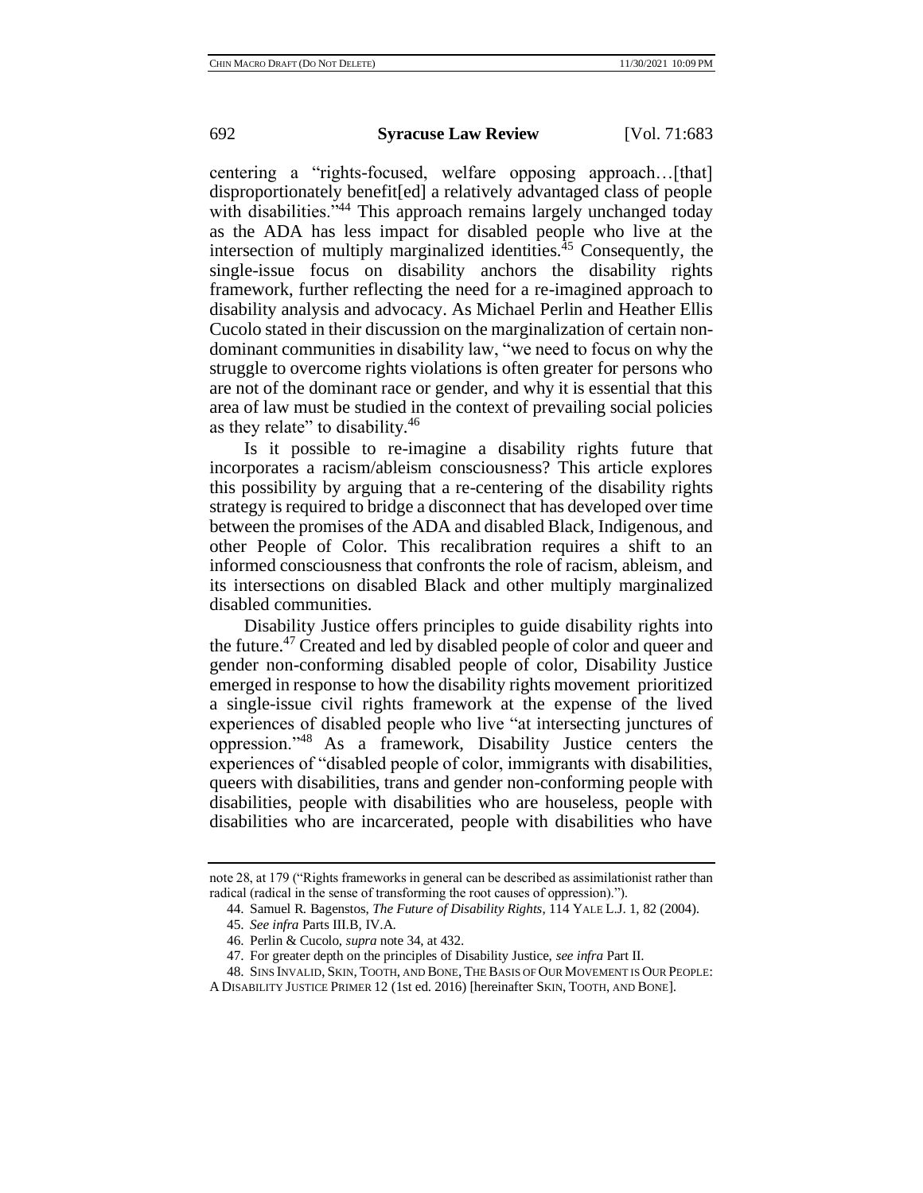centering a "rights-focused, welfare opposing approach…[that] disproportionately benefit[ed] a relatively advantaged class of people with disabilities."[44] This approach remains largely unchanged today as the ADA has less impact for disabled people who live at the intersection of multiply marginalized identities.[45] Consequently, the single-issue focus on disability anchors the disability rights framework, further reflecting the need for a re-imagined approach to disability analysis and advocacy. As Michael Perlin and Heather Ellis Cucolo stated in their discussion on the marginalization of certain non-dominant communities in disability law, "we need to focus on why the struggle to overcome rights violations is often greater for persons who are not of the dominant race or gender, and why it is essential that this area of law must be studied in the context of prevailing social policies as they relate" to disability.[46]

Is it possible to re-imagine a disability rights future that incorporates a racism/ableism consciousness? This article explores this possibility by arguing that a re-centering of the disability rights strategy is required to bridge a disconnect that has developed over time between the promises of the ADA and disabled Black, Indigenous, and other People of Color. This recalibration requires a shift to an informed consciousness that confronts the role of racism, ableism, and its intersections on disabled Black and other multiply marginalized disabled communities.

Disability Justice offers principles to guide disability rights into the future.[47] Created and led by disabled people of color and queer and gender non-conforming disabled people of color, Disability Justice emerged in response to how the disability rights movement prioritized a single-issue civil rights framework at the expense of the lived experiences of disabled people who live "at intersecting junctures of oppression."[48] As a framework, Disability Justice centers the experiences of "disabled people of color, immigrants with disabilities, queers with disabilities, trans and gender non-conforming people with disabilities, people with disabilities who are houseless, people with disabilities who are incarcerated, people with disabilities who have

---

note 28, at 179 ("Rights frameworks in general can be described as assimilationist rather than radical (radical in the sense of transforming the root causes of oppression).").

44. Samuel R. Bagenstos, *The Future of Disability Rights*, 114 YALE L.J. 1, 82 (2004).

45. *See infra* Parts III.B, IV.A.

46. Perlin & Cucolo, *supra* note 34, at 432.

47. For greater depth on the principles of Disability Justice, *see infra* Part II.

48. SINS INVALID, SKIN, TOOTH, AND BONE, THE BASIS OF OUR MOVEMENT IS OUR PEOPLE: A DISABILITY JUSTICE PRIMER 12 (1st ed. 2016) [hereinafter SKIN, TOOTH, AND BONE].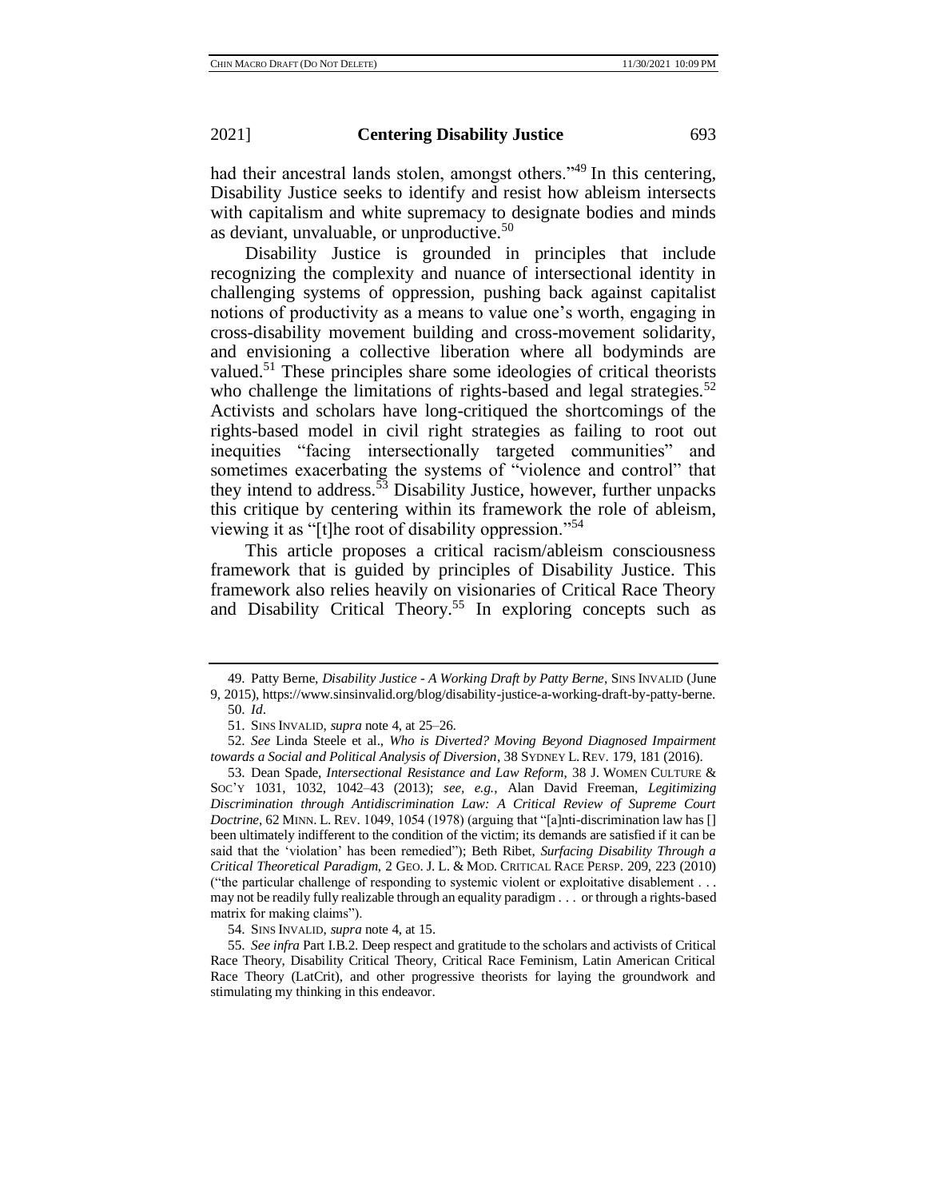had their ancestral lands stolen, amongst others."[49] In this centering, Disability Justice seeks to identify and resist how ableism intersects with capitalism and white supremacy to designate bodies and minds as deviant, unvaluable, or unproductive.[50]

Disability Justice is grounded in principles that include recognizing the complexity and nuance of intersectional identity in challenging systems of oppression, pushing back against capitalist notions of productivity as a means to value one's worth, engaging in cross-disability movement building and cross-movement solidarity, and envisioning a collective liberation where all bodyminds are valued.[51] These principles share some ideologies of critical theorists who challenge the limitations of rights-based and legal strategies.[52] Activists and scholars have long-critiqued the shortcomings of the rights-based model in civil right strategies as failing to root out inequities "facing intersectionally targeted communities" and sometimes exacerbating the systems of "violence and control" that they intend to address.[53] Disability Justice, however, further unpacks this critique by centering within its framework the role of ableism, viewing it as "[t]he root of disability oppression."[54]

This article proposes a critical racism/ableism consciousness framework that is guided by principles of Disability Justice. This framework also relies heavily on visionaries of Critical Race Theory and Disability Critical Theory.[55] In exploring concepts such as

---

49. Patty Berne, *Disability Justice - A Working Draft by Patty Berne*, SINS INVALID (June 9, 2015), https://www.sinsinvalid.org/blog/disability-justice-a-working-draft-by-patty-berne.

50. *Id*.

51. SINS INVALID, *supra* note 4, at 25–26.

52. *See* Linda Steele et al., *Who is Diverted? Moving Beyond Diagnosed Impairment towards a Social and Political Analysis of Diversion*, 38 SYDNEY L. REV. 179, 181 (2016).

53. Dean Spade, *Intersectional Resistance and Law Reform*, 38 J. WOMEN CULTURE & SOC'Y 1031, 1032, 1042–43 (2013); *see, e.g.*, Alan David Freeman, *Legitimizing Discrimination through Antidiscrimination Law: A Critical Review of Supreme Court Doctrine*, 62 MINN. L. REV. 1049, 1054 (1978) (arguing that "[a]nti-discrimination law has [] been ultimately indifferent to the condition of the victim; its demands are satisfied if it can be said that the 'violation' has been remedied"); Beth Ribet, *Surfacing Disability Through a Critical Theoretical Paradigm*, 2 GEO. J. L. & MOD. CRITICAL RACE PERSP. 209, 223 (2010) ("the particular challenge of responding to systemic violent or exploitative disablement . . . may not be readily fully realizable through an equality paradigm . . . or through a rights-based matrix for making claims").

54. SINS INVALID, *supra* note 4, at 15.

55. *See infra* Part I.B.2. Deep respect and gratitude to the scholars and activists of Critical Race Theory, Disability Critical Theory, Critical Race Feminism, Latin American Critical Race Theory (LatCrit), and other progressive theorists for laying the groundwork and stimulating my thinking in this endeavor.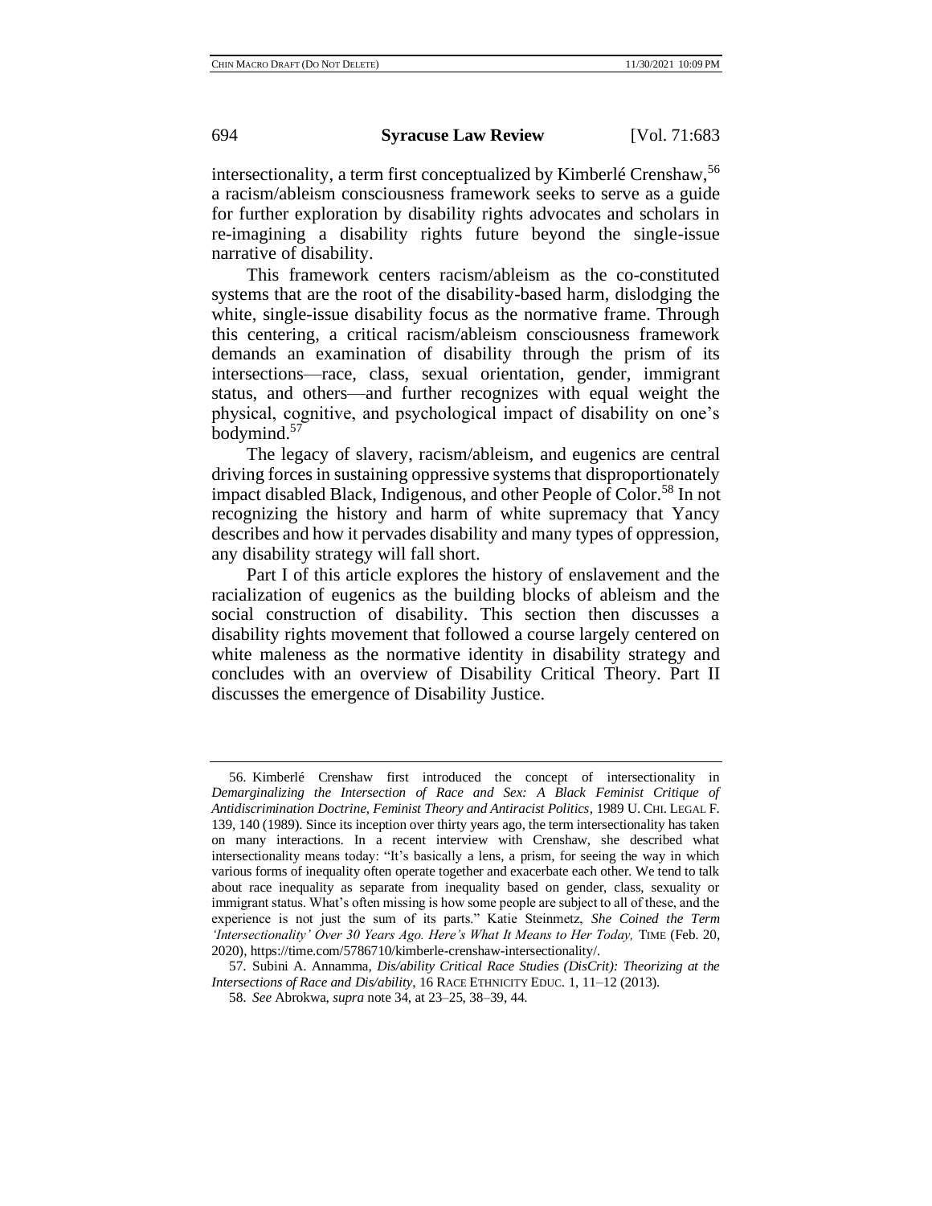intersectionality, a term first conceptualized by Kimberlé Crenshaw,[56] a racism/ableism consciousness framework seeks to serve as a guide for further exploration by disability rights advocates and scholars in re-imagining a disability rights future beyond the single-issue narrative of disability.

This framework centers racism/ableism as the co-constituted systems that are the root of the disability-based harm, dislodging the white, single-issue disability focus as the normative frame. Through this centering, a critical racism/ableism consciousness framework demands an examination of disability through the prism of its intersections—race, class, sexual orientation, gender, immigrant status, and others—and further recognizes with equal weight the physical, cognitive, and psychological impact of disability on one's bodymind.[57]

The legacy of slavery, racism/ableism, and eugenics are central driving forces in sustaining oppressive systems that disproportionately impact disabled Black, Indigenous, and other People of Color.[58] In not recognizing the history and harm of white supremacy that Yancy describes and how it pervades disability and many types of oppression, any disability strategy will fall short.

Part I of this article explores the history of enslavement and the racialization of eugenics as the building blocks of ableism and the social construction of disability. This section then discusses a disability rights movement that followed a course largely centered on white maleness as the normative identity in disability strategy and concludes with an overview of Disability Critical Theory. Part II discusses the emergence of Disability Justice.

---

56. Kimberlé Crenshaw first introduced the concept of intersectionality in *Demarginalizing the Intersection of Race and Sex: A Black Feminist Critique of Antidiscrimination Doctrine, Feminist Theory and Antiracist Politics*, 1989 U. CHI. LEGAL F. 139, 140 (1989). Since its inception over thirty years ago, the term intersectionality has taken on many interactions. In a recent interview with Crenshaw, she described what intersectionality means today: "It's basically a lens, a prism, for seeing the way in which various forms of inequality often operate together and exacerbate each other. We tend to talk about race inequality as separate from inequality based on gender, class, sexuality or immigrant status. What's often missing is how some people are subject to all of these, and the experience is not just the sum of its parts." Katie Steinmetz, *She Coined the Term 'Intersectionality' Over 30 Years Ago. Here's What It Means to Her Today,* TIME (Feb. 20, 2020), https://time.com/5786710/kimberle-crenshaw-intersectionality/.

57. Subini A. Annamma, *Dis/ability Critical Race Studies (DisCrit): Theorizing at the Intersections of Race and Dis/ability*, 16 RACE ETHNICITY EDUC. 1, 11–12 (2013).

58. *See* Abrokwa, *supra* note 34, at 23–25, 38–39, 44.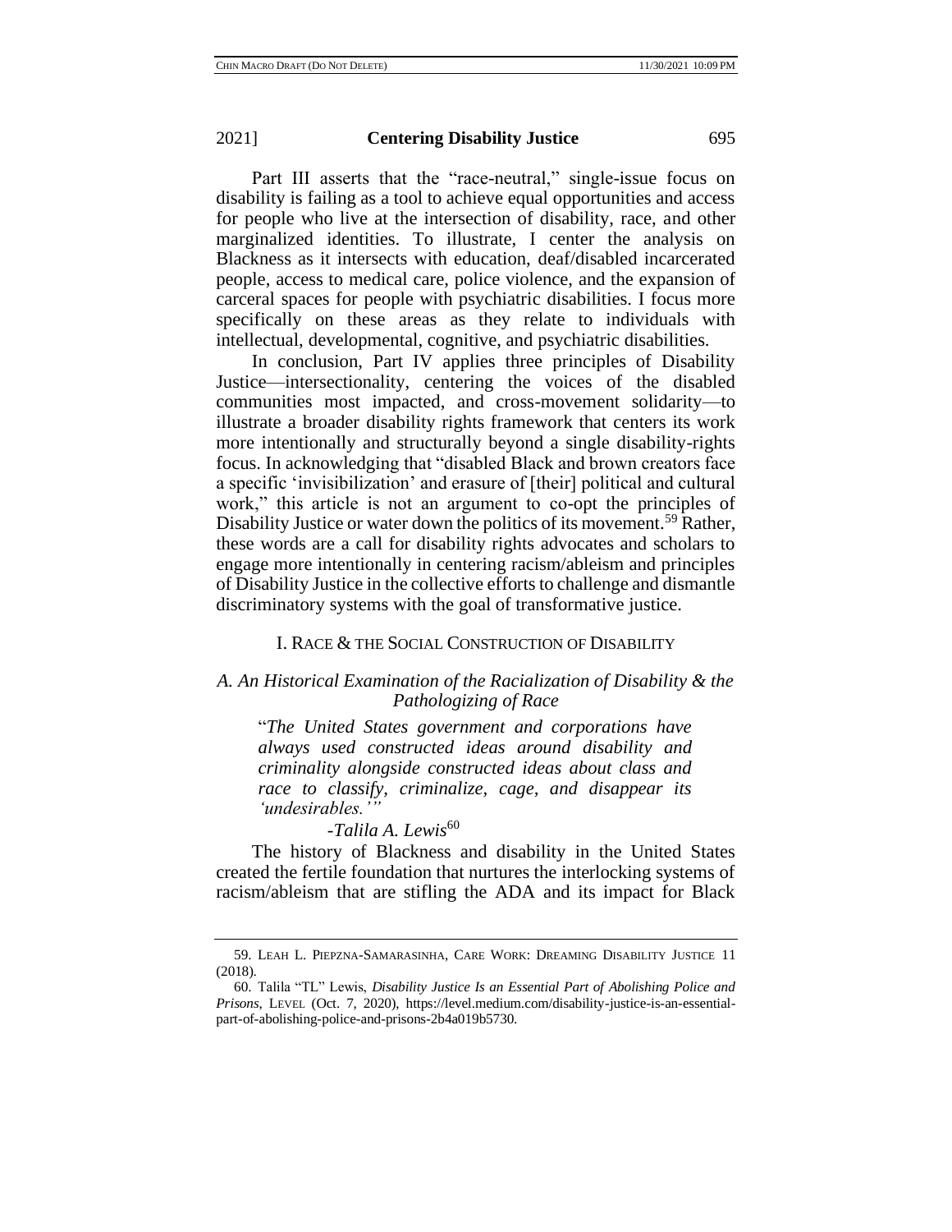Part III asserts that the "race-neutral," single-issue focus on disability is failing as a tool to achieve equal opportunities and access for people who live at the intersection of disability, race, and other marginalized identities. To illustrate, I center the analysis on Blackness as it intersects with education, deaf/disabled incarcerated people, access to medical care, police violence, and the expansion of carceral spaces for people with psychiatric disabilities. I focus more specifically on these areas as they relate to individuals with intellectual, developmental, cognitive, and psychiatric disabilities.

In conclusion, Part IV applies three principles of Disability Justice—intersectionality, centering the voices of the disabled communities most impacted, and cross-movement solidarity—to illustrate a broader disability rights framework that centers its work more intentionally and structurally beyond a single disability-rights focus. In acknowledging that "disabled Black and brown creators face a specific 'invisibilization' and erasure of [their] political and cultural work," this article is not an argument to co-opt the principles of Disability Justice or water down the politics of its movement.[59] Rather, these words are a call for disability rights advocates and scholars to engage more intentionally in centering racism/ableism and principles of Disability Justice in the collective efforts to challenge and dismantle discriminatory systems with the goal of transformative justice.

## I. RACE & THE SOCIAL CONSTRUCTION OF DISABILITY

### A. An Historical Examination of the Racialization of Disability & the Pathologizing of Race

> "*The United States government and corporations have always used constructed ideas around disability and criminality alongside constructed ideas about class and race to classify, criminalize, cage, and disappear its 'undesirables.'"*
>
> *-Talila A. Lewis*[60]

The history of Blackness and disability in the United States created the fertile foundation that nurtures the interlocking systems of racism/ableism that are stifling the ADA and its impact for Black

---

59. LEAH L. PIEPZNA-SAMARASINHA, CARE WORK: DREAMING DISABILITY JUSTICE 11 (2018).

60. Talila "TL" Lewis, *Disability Justice Is an Essential Part of Abolishing Police and Prisons*, LEVEL (Oct. 7, 2020), https://level.medium.com/disability-justice-is-an-essential-part-of-abolishing-police-and-prisons-2b4a019b5730.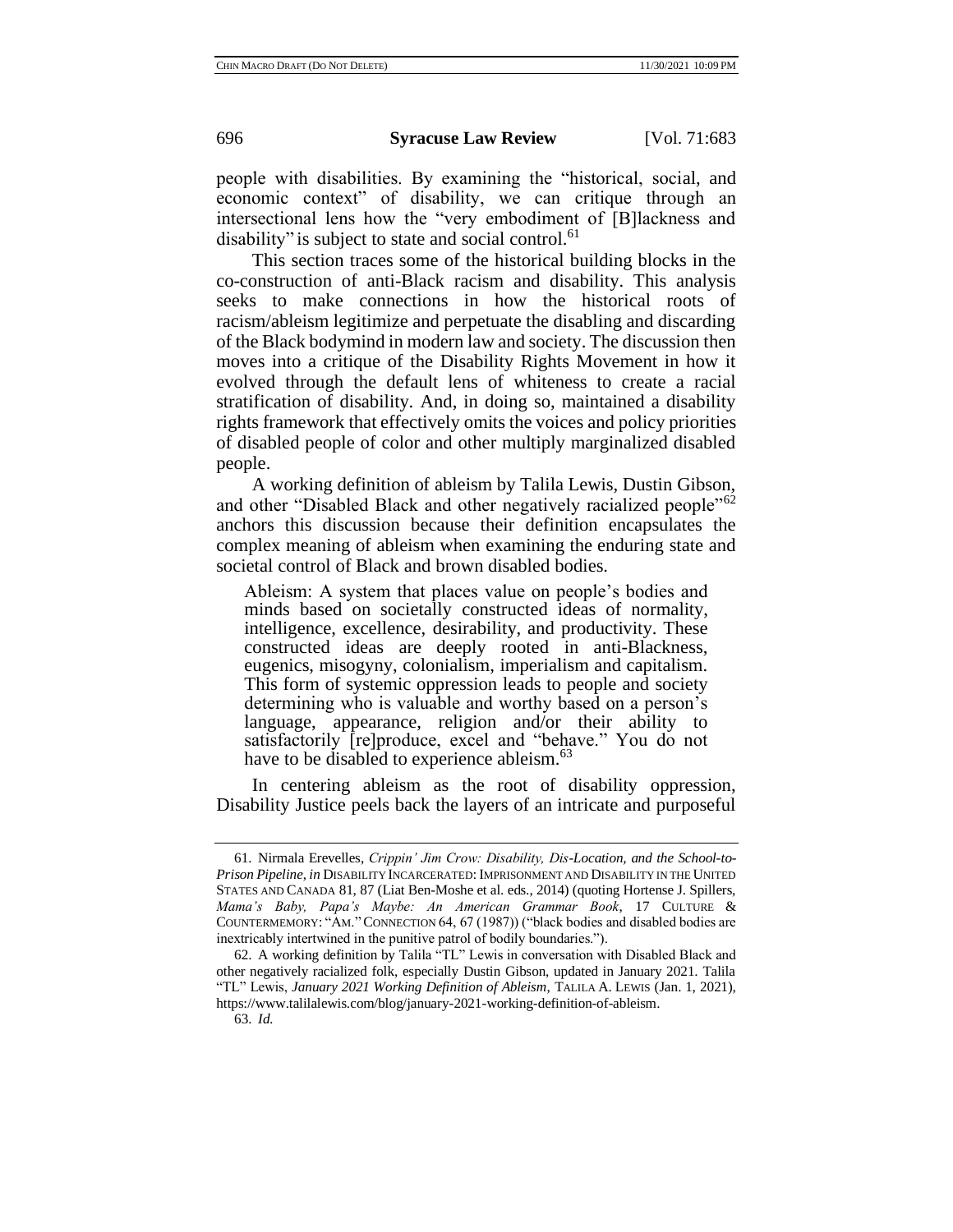people with disabilities. By examining the "historical, social, and economic context" of disability, we can critique through an intersectional lens how the "very embodiment of [B]lackness and disability" is subject to state and social control.[61]

This section traces some of the historical building blocks in the co-construction of anti-Black racism and disability. This analysis seeks to make connections in how the historical roots of racism/ableism legitimize and perpetuate the disabling and discarding of the Black bodymind in modern law and society. The discussion then moves into a critique of the Disability Rights Movement in how it evolved through the default lens of whiteness to create a racial stratification of disability. And, in doing so, maintained a disability rights framework that effectively omits the voices and policy priorities of disabled people of color and other multiply marginalized disabled people.

A working definition of ableism by Talila Lewis, Dustin Gibson, and other "Disabled Black and other negatively racialized people"[62] anchors this discussion because their definition encapsulates the complex meaning of ableism when examining the enduring state and societal control of Black and brown disabled bodies.

> Ableism: A system that places value on people's bodies and minds based on societally constructed ideas of normality, intelligence, excellence, desirability, and productivity. These constructed ideas are deeply rooted in anti-Blackness, eugenics, misogyny, colonialism, imperialism and capitalism. This form of systemic oppression leads to people and society determining who is valuable and worthy based on a person's language, appearance, religion and/or their ability to satisfactorily [re]produce, excel and "behave." You do not have to be disabled to experience ableism.[63]

In centering ableism as the root of disability oppression, Disability Justice peels back the layers of an intricate and purposeful

---

61. Nirmala Erevelles, *Crippin' Jim Crow: Disability, Dis-Location, and the School-to-Prison Pipeline*, *in* DISABILITY INCARCERATED: IMPRISONMENT AND DISABILITY IN THE UNITED STATES AND CANADA 81, 87 (Liat Ben-Moshe et al. eds., 2014) (quoting Hortense J. Spillers, *Mama's Baby, Papa's Maybe: An American Grammar Book*, 17 CULTURE & COUNTERMEMORY: "AM." CONNECTION 64, 67 (1987)) ("black bodies and disabled bodies are inextricably intertwined in the punitive patrol of bodily boundaries.").

62. A working definition by Talila "TL" Lewis in conversation with Disabled Black and other negatively racialized folk, especially Dustin Gibson, updated in January 2021. Talila "TL" Lewis, *January 2021 Working Definition of Ableism*, TALILA A. LEWIS (Jan. 1, 2021), https://www.talilalewis.com/blog/january-2021-working-definition-of-ableism.

63. *Id.*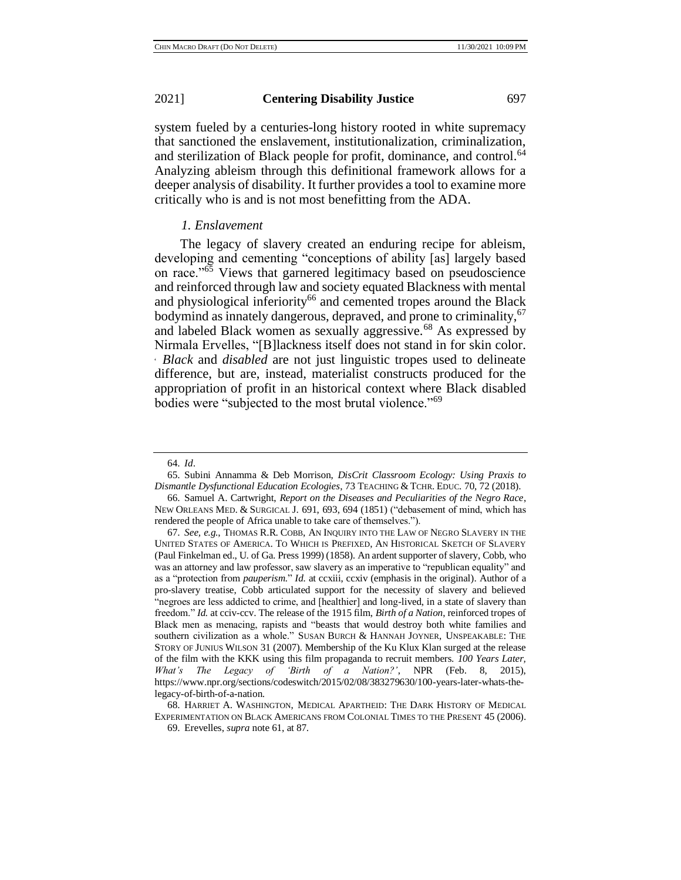system fueled by a centuries-long history rooted in white supremacy that sanctioned the enslavement, institutionalization, criminalization, and sterilization of Black people for profit, dominance, and control.[64] Analyzing ableism through this definitional framework allows for a deeper analysis of disability. It further provides a tool to examine more critically who is and is not most benefitting from the ADA.

### *1. Enslavement*

The legacy of slavery created an enduring recipe for ableism, developing and cementing "conceptions of ability [as] largely based on race."[65] Views that garnered legitimacy based on pseudoscience and reinforced through law and society equated Blackness with mental and physiological inferiority[66] and cemented tropes around the Black bodymind as innately dangerous, depraved, and prone to criminality,[67] and labeled Black women as sexually aggressive.[68] As expressed by Nirmala Ervelles, "[B]lackness itself does not stand in for skin color. *Black* and *disabled* are not just linguistic tropes used to delineate difference, but are, instead, materialist constructs produced for the appropriation of profit in an historical context where Black disabled bodies were "subjected to the most brutal violence."[69]

---

64. *Id*.

65. Subini Annamma & Deb Morrison, *DisCrit Classroom Ecology: Using Praxis to Dismantle Dysfunctional Education Ecologies*, 73 TEACHING & TCHR. EDUC. 70, 72 (2018).

66. Samuel A. Cartwright, *Report on the Diseases and Peculiarities of the Negro Race*, NEW ORLEANS MED. & SURGICAL J. 691, 693, 694 (1851) ("debasement of mind, which has rendered the people of Africa unable to take care of themselves.").

67. *See, e.g.*, THOMAS R.R. COBB, AN INQUIRY INTO THE LAW OF NEGRO SLAVERY IN THE UNITED STATES OF AMERICA. TO WHICH IS PREFIXED, AN HISTORICAL SKETCH OF SLAVERY (Paul Finkelman ed., U. of Ga. Press 1999) (1858). An ardent supporter of slavery, Cobb, who was an attorney and law professor, saw slavery as an imperative to "republican equality" and as a "protection from *pauperism*." *Id.* at ccxiii, ccxiv (emphasis in the original). Author of a pro-slavery treatise, Cobb articulated support for the necessity of slavery and believed "negroes are less addicted to crime, and [healthier] and long-lived, in a state of slavery than freedom." *Id.* at cciv-ccv. The release of the 1915 film, *Birth of a Nation*, reinforced tropes of Black men as menacing, rapists and "beasts that would destroy both white families and southern civilization as a whole." SUSAN BURCH & HANNAH JOYNER, UNSPEAKABLE: THE STORY OF JUNIUS WILSON 31 (2007). Membership of the Ku Klux Klan surged at the release of the film with the KKK using this film propaganda to recruit members. *100 Years Later, What's The Legacy of 'Birth of a Nation?'*, NPR (Feb. 8, 2015), https://www.npr.org/sections/codeswitch/2015/02/08/383279630/100-years-later-whats-the-legacy-of-birth-of-a-nation.

68. HARRIET A. WASHINGTON, MEDICAL APARTHEID: THE DARK HISTORY OF MEDICAL EXPERIMENTATION ON BLACK AMERICANS FROM COLONIAL TIMES TO THE PRESENT 45 (2006).

69. Erevelles, *supra* note 61, at 87.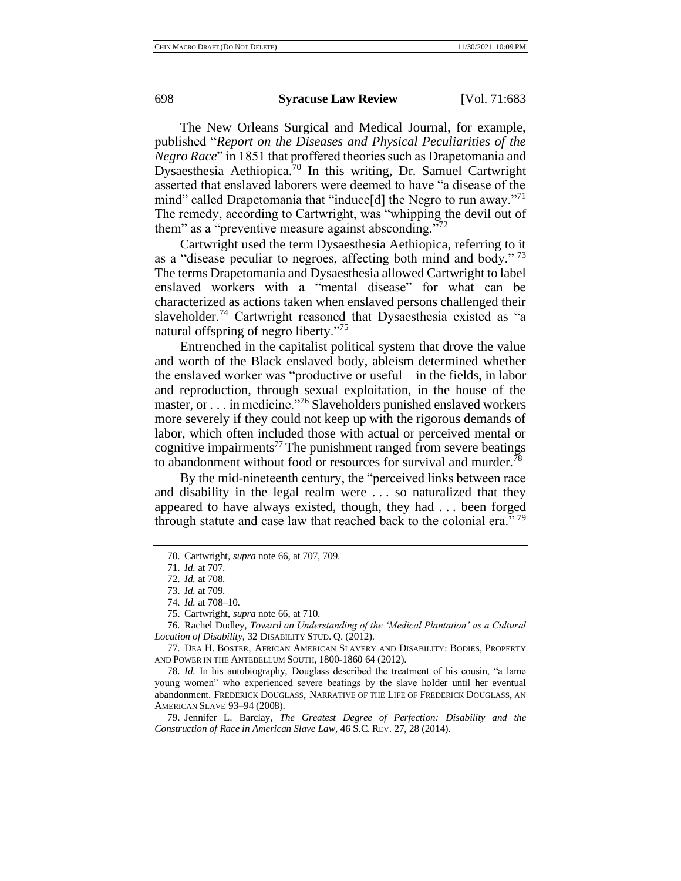The New Orleans Surgical and Medical Journal, for example, published "*Report on the Diseases and Physical Peculiarities of the Negro Race*" in 1851 that proffered theories such as Drapetomania and Dysaesthesia Aethiopica.[70] In this writing, Dr. Samuel Cartwright asserted that enslaved laborers were deemed to have "a disease of the mind" called Drapetomania that "induce[d] the Negro to run away."[71] The remedy, according to Cartwright, was "whipping the devil out of them" as a "preventive measure against absconding."[72]

Cartwright used the term Dysaesthesia Aethiopica, referring to it as a "disease peculiar to negroes, affecting both mind and body." [73] The terms Drapetomania and Dysaesthesia allowed Cartwright to label enslaved workers with a "mental disease" for what can be characterized as actions taken when enslaved persons challenged their slaveholder.[74] Cartwright reasoned that Dysaesthesia existed as "a natural offspring of negro liberty."[75]

Entrenched in the capitalist political system that drove the value and worth of the Black enslaved body, ableism determined whether the enslaved worker was "productive or useful—in the fields, in labor and reproduction, through sexual exploitation, in the house of the master, or . . . in medicine."[76] Slaveholders punished enslaved workers more severely if they could not keep up with the rigorous demands of labor, which often included those with actual or perceived mental or cognitive impairments[77] The punishment ranged from severe beatings to abandonment without food or resources for survival and murder.[78]

By the mid-nineteenth century, the "perceived links between race and disability in the legal realm were . . . so naturalized that they appeared to have always existed, though, they had . . . been forged through statute and case law that reached back to the colonial era." [79]

---

70. Cartwright, *supra* note 66, at 707, 709.

71. *Id.* at 707.

72. *Id.* at 708.

73. *Id.* at 709.

74. *Id.* at 708–10.

75. Cartwright, *supra* note 66, at 710.

76. Rachel Dudley, *Toward an Understanding of the 'Medical Plantation' as a Cultural Location of Disability*, 32 DISABILITY STUD. Q. (2012).

77. DEA H. BOSTER, AFRICAN AMERICAN SLAVERY AND DISABILITY: BODIES, PROPERTY AND POWER IN THE ANTEBELLUM SOUTH, 1800-1860 64 (2012).

78. *Id.* In his autobiography, Douglass described the treatment of his cousin, "a lame young women" who experienced severe beatings by the slave holder until her eventual abandonment. FREDERICK DOUGLASS, NARRATIVE OF THE LIFE OF FREDERICK DOUGLASS, AN AMERICAN SLAVE 93–94 (2008).

79. Jennifer L. Barclay, *The Greatest Degree of Perfection: Disability and the Construction of Race in American Slave Law*, 46 S.C. REV. 27, 28 (2014).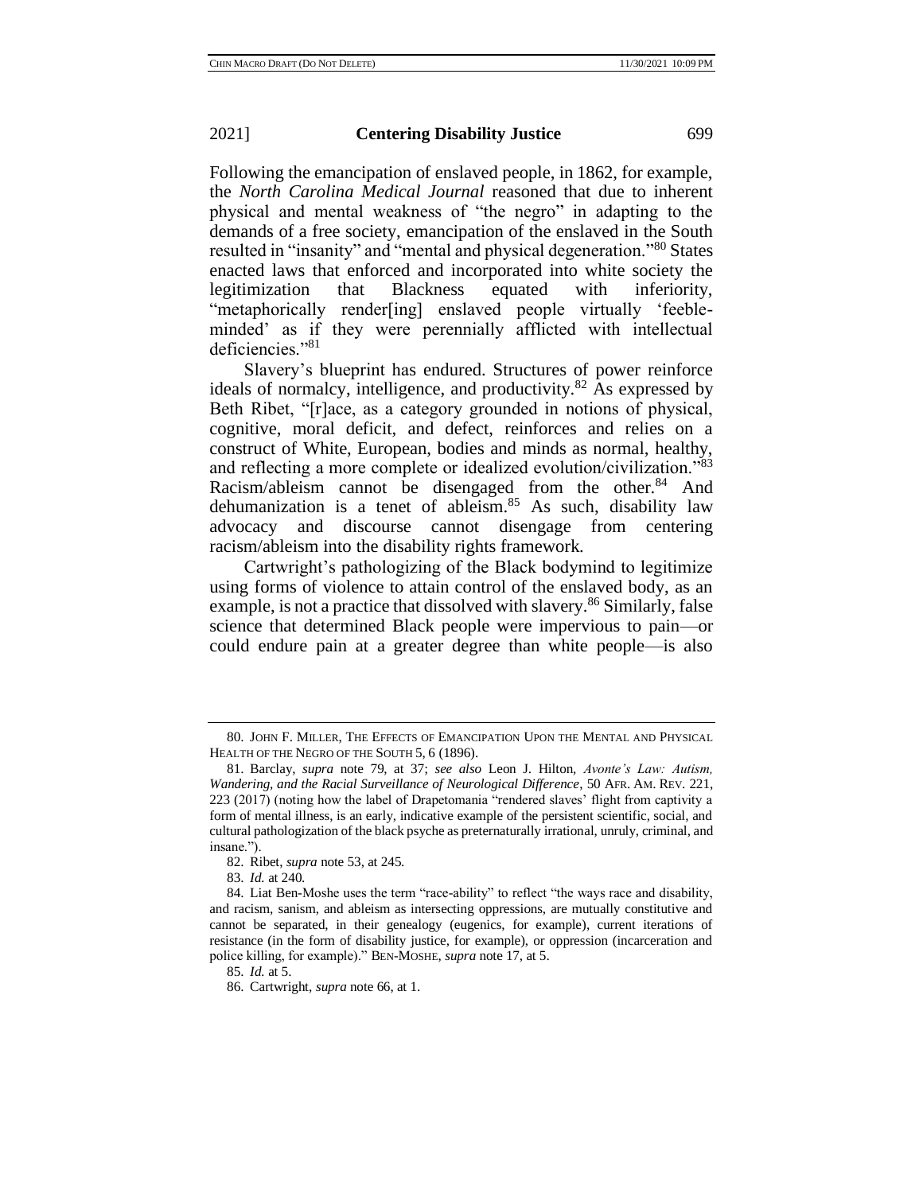Following the emancipation of enslaved people, in 1862, for example, the *North Carolina Medical Journal* reasoned that due to inherent physical and mental weakness of "the negro" in adapting to the demands of a free society, emancipation of the enslaved in the South resulted in "insanity" and "mental and physical degeneration."[80] States enacted laws that enforced and incorporated into white society the legitimization that Blackness equated with inferiority, "metaphorically render[ing] enslaved people virtually 'feeble-minded' as if they were perennially afflicted with intellectual deficiencies."[81]

Slavery's blueprint has endured. Structures of power reinforce ideals of normalcy, intelligence, and productivity.[82] As expressed by Beth Ribet, "[r]ace, as a category grounded in notions of physical, cognitive, moral deficit, and defect, reinforces and relies on a construct of White, European, bodies and minds as normal, healthy, and reflecting a more complete or idealized evolution/civilization."[83] Racism/ableism cannot be disengaged from the other.[84] And dehumanization is a tenet of ableism.[85] As such, disability law advocacy and discourse cannot disengage from centering racism/ableism into the disability rights framework.

Cartwright's pathologizing of the Black bodymind to legitimize using forms of violence to attain control of the enslaved body, as an example, is not a practice that dissolved with slavery.[86] Similarly, false science that determined Black people were impervious to pain—or could endure pain at a greater degree than white people—is also

---

80. JOHN F. MILLER, THE EFFECTS OF EMANCIPATION UPON THE MENTAL AND PHYSICAL HEALTH OF THE NEGRO OF THE SOUTH 5, 6 (1896).

81. Barclay, *supra* note 79, at 37; *see also* Leon J. Hilton, *Avonte's Law: Autism, Wandering, and the Racial Surveillance of Neurological Difference*, 50 AFR. AM. REV. 221, 223 (2017) (noting how the label of Drapetomania "rendered slaves' flight from captivity a form of mental illness, is an early, indicative example of the persistent scientific, social, and cultural pathologization of the black psyche as preternaturally irrational, unruly, criminal, and insane.").

82. Ribet, *supra* note 53, at 245.

83. *Id.* at 240.

84. Liat Ben-Moshe uses the term "race-ability" to reflect "the ways race and disability, and racism, sanism, and ableism as intersecting oppressions, are mutually constitutive and cannot be separated, in their genealogy (eugenics, for example), current iterations of resistance (in the form of disability justice, for example), or oppression (incarceration and police killing, for example)." BEN-MOSHE, *supra* note 17, at 5.

85. *Id.* at 5.

86. Cartwright, *supra* note 66, at 1.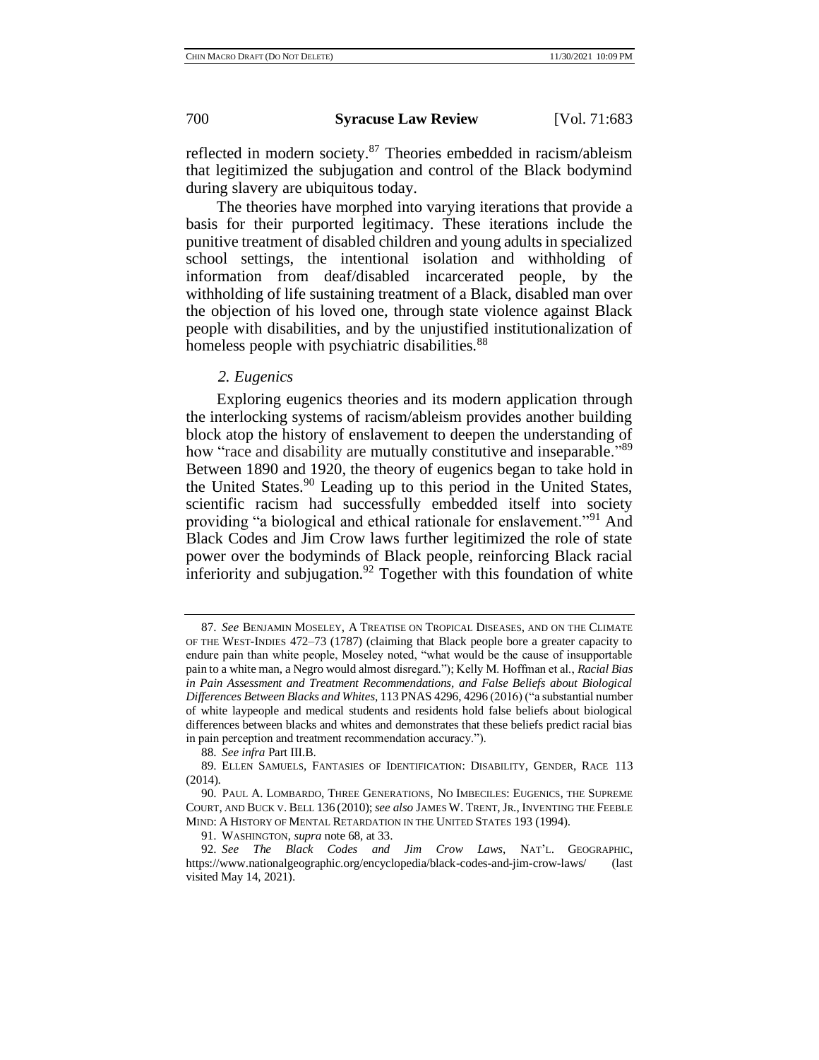reflected in modern society.[87] Theories embedded in racism/ableism that legitimized the subjugation and control of the Black bodymind during slavery are ubiquitous today.

The theories have morphed into varying iterations that provide a basis for their purported legitimacy. These iterations include the punitive treatment of disabled children and young adults in specialized school settings, the intentional isolation and withholding of information from deaf/disabled incarcerated people, by the withholding of life sustaining treatment of a Black, disabled man over the objection of his loved one, through state violence against Black people with disabilities, and by the unjustified institutionalization of homeless people with psychiatric disabilities.[88]

### *2. Eugenics*

Exploring eugenics theories and its modern application through the interlocking systems of racism/ableism provides another building block atop the history of enslavement to deepen the understanding of how "race and disability are mutually constitutive and inseparable."[89] Between 1890 and 1920, the theory of eugenics began to take hold in the United States.[90] Leading up to this period in the United States, scientific racism had successfully embedded itself into society providing "a biological and ethical rationale for enslavement."[91] And Black Codes and Jim Crow laws further legitimized the role of state power over the bodyminds of Black people, reinforcing Black racial inferiority and subjugation.[92] Together with this foundation of white

---

87. *See* BENJAMIN MOSELEY, A TREATISE ON TROPICAL DISEASES, AND ON THE CLIMATE OF THE WEST-INDIES 472–73 (1787) (claiming that Black people bore a greater capacity to endure pain than white people, Moseley noted, "what would be the cause of insupportable pain to a white man, a Negro would almost disregard."); Kelly M. Hoffman et al., *Racial Bias in Pain Assessment and Treatment Recommendations, and False Beliefs about Biological Differences Between Blacks and Whites*, 113 PNAS 4296, 4296 (2016) ("a substantial number of white laypeople and medical students and residents hold false beliefs about biological differences between blacks and whites and demonstrates that these beliefs predict racial bias in pain perception and treatment recommendation accuracy.").

88. *See infra* Part III.B.

89. ELLEN SAMUELS, FANTASIES OF IDENTIFICATION: DISABILITY, GENDER, RACE 113 (2014).

90. PAUL A. LOMBARDO, THREE GENERATIONS, NO IMBECILES: EUGENICS, THE SUPREME COURT, AND BUCK V. BELL 136 (2010); *see also* JAMES W. TRENT, JR., INVENTING THE FEEBLE MIND: A HISTORY OF MENTAL RETARDATION IN THE UNITED STATES 193 (1994).

91. WASHINGTON, *supra* note 68, at 33.

92. *See The Black Codes and Jim Crow Laws*, NAT'L. GEOGRAPHIC, https://www.nationalgeographic.org/encyclopedia/black-codes-and-jim-crow-laws/ (last visited May 14, 2021).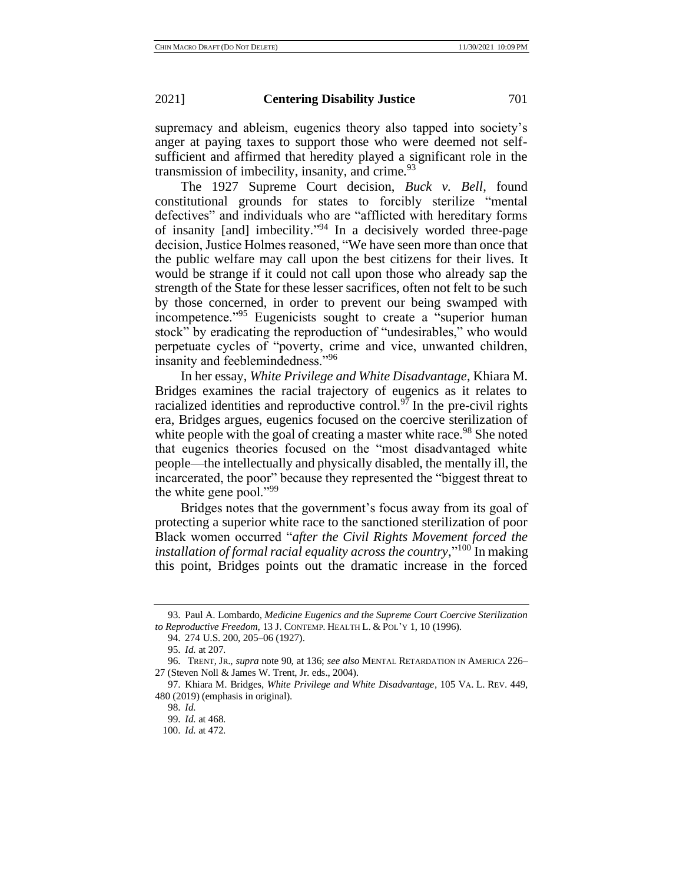supremacy and ableism, eugenics theory also tapped into society's anger at paying taxes to support those who were deemed not self-sufficient and affirmed that heredity played a significant role in the transmission of imbecility, insanity, and crime.[93]

The 1927 Supreme Court decision, *Buck v. Bell*, found constitutional grounds for states to forcibly sterilize "mental defectives" and individuals who are "afflicted with hereditary forms of insanity [and] imbecility."[94] In a decisively worded three-page decision, Justice Holmes reasoned, "We have seen more than once that the public welfare may call upon the best citizens for their lives. It would be strange if it could not call upon those who already sap the strength of the State for these lesser sacrifices, often not felt to be such by those concerned, in order to prevent our being swamped with incompetence."[95] Eugenicists sought to create a "superior human stock" by eradicating the reproduction of "undesirables," who would perpetuate cycles of "poverty, crime and vice, unwanted children, insanity and feeblemindedness."[96]

In her essay, *White Privilege and White Disadvantage*, Khiara M. Bridges examines the racial trajectory of eugenics as it relates to racialized identities and reproductive control.[97] In the pre-civil rights era, Bridges argues, eugenics focused on the coercive sterilization of white people with the goal of creating a master white race.[98] She noted that eugenics theories focused on the "most disadvantaged white people—the intellectually and physically disabled, the mentally ill, the incarcerated, the poor" because they represented the "biggest threat to the white gene pool."[99]

Bridges notes that the government's focus away from its goal of protecting a superior white race to the sanctioned sterilization of poor Black women occurred "*after the Civil Rights Movement forced the installation of formal racial equality across the country*,"[100] In making this point, Bridges points out the dramatic increase in the forced

---

93. Paul A. Lombardo, *Medicine Eugenics and the Supreme Court Coercive Sterilization to Reproductive Freedom,* 13 J. CONTEMP. HEALTH L. & POL'Y 1, 10 (1996).

94. 274 U.S. 200, 205–06 (1927).

95. *Id.* at 207.

96. TRENT, JR., *supra* note 90, at 136; *see also* MENTAL RETARDATION IN AMERICA 226–27 (Steven Noll & James W. Trent, Jr. eds., 2004).

97. Khiara M. Bridges, *White Privilege and White Disadvantage*, 105 VA. L. REV. 449, 480 (2019) (emphasis in original).

98. *Id.*

99. *Id.* at 468.

100. *Id.* at 472.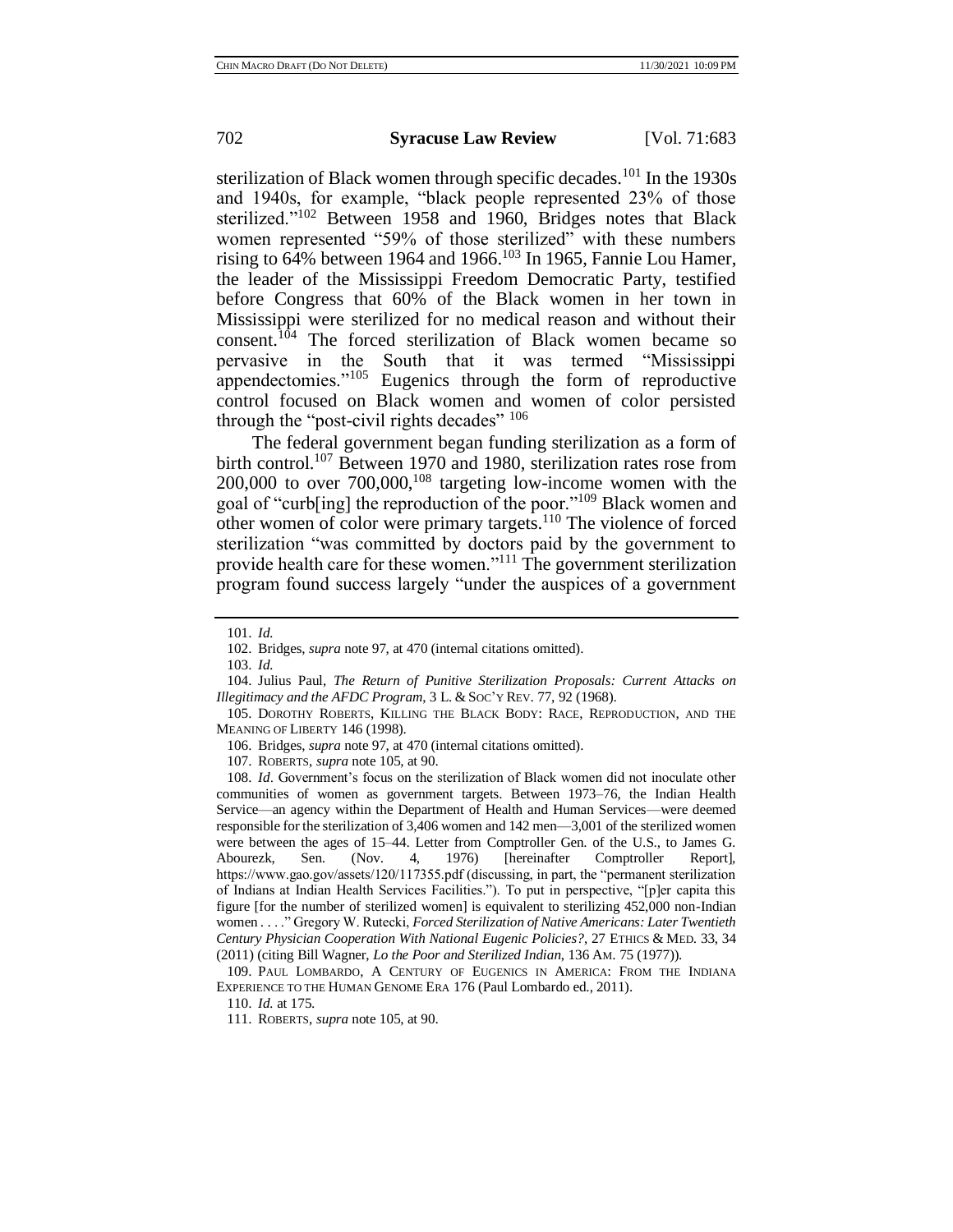sterilization of Black women through specific decades.[101] In the 1930s and 1940s, for example, "black people represented 23% of those sterilized."[102] Between 1958 and 1960, Bridges notes that Black women represented "59% of those sterilized" with these numbers rising to 64% between 1964 and 1966.[103] In 1965, Fannie Lou Hamer, the leader of the Mississippi Freedom Democratic Party, testified before Congress that 60% of the Black women in her town in Mississippi were sterilized for no medical reason and without their consent.[104] The forced sterilization of Black women became so pervasive in the South that it was termed "Mississippi appendectomies."[105] Eugenics through the form of reproductive control focused on Black women and women of color persisted through the "post-civil rights decades" [106]

The federal government began funding sterilization as a form of birth control.[107] Between 1970 and 1980, sterilization rates rose from 200,000 to over 700,000,[108] targeting low-income women with the goal of "curb[ing] the reproduction of the poor."[109] Black women and other women of color were primary targets.[110] The violence of forced sterilization "was committed by doctors paid by the government to provide health care for these women."[111] The government sterilization program found success largely "under the auspices of a government

---

101. *Id.*

102. Bridges, *supra* note 97, at 470 (internal citations omitted).

103. *Id.*

104. Julius Paul, *The Return of Punitive Sterilization Proposals: Current Attacks on Illegitimacy and the AFDC Program*, 3 L. & SOC'Y REV. 77, 92 (1968).

105. DOROTHY ROBERTS, KILLING THE BLACK BODY: RACE, REPRODUCTION, AND THE MEANING OF LIBERTY 146 (1998).

106. Bridges, *supra* note 97, at 470 (internal citations omitted).

107. ROBERTS, *supra* note 105, at 90.

108. *Id*. Government's focus on the sterilization of Black women did not inoculate other communities of women as government targets. Between 1973–76, the Indian Health Service—an agency within the Department of Health and Human Services—were deemed responsible for the sterilization of 3,406 women and 142 men—3,001 of the sterilized women were between the ages of 15–44. Letter from Comptroller Gen. of the U.S., to James G. Abourezk, Sen. (Nov. 4, 1976) [hereinafter Comptroller Report], https://www.gao.gov/assets/120/117355.pdf (discussing, in part, the "permanent sterilization of Indians at Indian Health Services Facilities."). To put in perspective, "[p]er capita this figure [for the number of sterilized women] is equivalent to sterilizing 452,000 non-Indian women . . . ." Gregory W. Rutecki, *Forced Sterilization of Native Americans: Later Twentieth Century Physician Cooperation With National Eugenic Policies?*, 27 ETHICS & MED. 33, 34 (2011) (citing Bill Wagner, *Lo the Poor and Sterilized Indian*, 136 AM. 75 (1977)).

109. PAUL LOMBARDO, A CENTURY OF EUGENICS IN AMERICA: FROM THE INDIANA EXPERIENCE TO THE HUMAN GENOME ERA 176 (Paul Lombardo ed., 2011).

110. *Id.* at 175.

111. ROBERTS, *supra* note 105, at 90.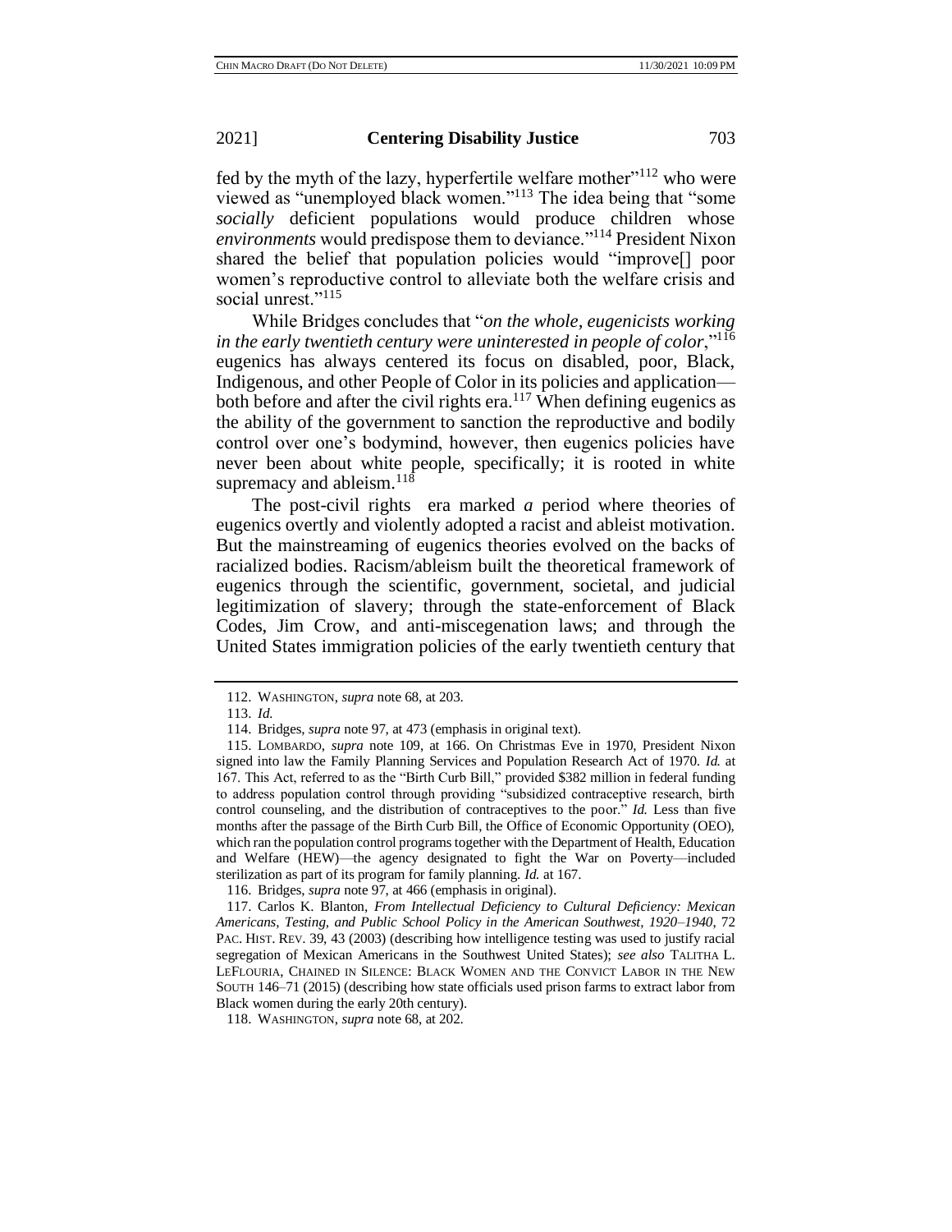fed by the myth of the lazy, hyperfertile welfare mother"[112] who were viewed as "unemployed black women."[113] The idea being that "some *socially* deficient populations would produce children whose *environments* would predispose them to deviance."[114] President Nixon shared the belief that population policies would "improve[] poor women's reproductive control to alleviate both the welfare crisis and social unrest."[115]

While Bridges concludes that "*on the whole, eugenicists working in the early twentieth century were uninterested in people of color*,"[116] eugenics has always centered its focus on disabled, poor, Black, Indigenous, and other People of Color in its policies and application—both before and after the civil rights era.[117] When defining eugenics as the ability of the government to sanction the reproductive and bodily control over one's bodymind, however, then eugenics policies have never been about white people, specifically; it is rooted in white supremacy and ableism.[118]

The post-civil rights era marked *a* period where theories of eugenics overtly and violently adopted a racist and ableist motivation. But the mainstreaming of eugenics theories evolved on the backs of racialized bodies. Racism/ableism built the theoretical framework of eugenics through the scientific, government, societal, and judicial legitimization of slavery; through the state-enforcement of Black Codes, Jim Crow, and anti-miscegenation laws; and through the United States immigration policies of the early twentieth century that

---

112. WASHINGTON, *supra* note 68, at 203.

113. *Id.*

114. Bridges, *supra* note 97, at 473 (emphasis in original text).

115. LOMBARDO, *supra* note 109, at 166. On Christmas Eve in 1970, President Nixon signed into law the Family Planning Services and Population Research Act of 1970. *Id.* at 167. This Act, referred to as the "Birth Curb Bill," provided $382 million in federal funding to address population control through providing "subsidized contraceptive research, birth control counseling, and the distribution of contraceptives to the poor." *Id.* Less than five months after the passage of the Birth Curb Bill, the Office of Economic Opportunity (OEO), which ran the population control programs together with the Department of Health, Education and Welfare (HEW)—the agency designated to fight the War on Poverty—included sterilization as part of its program for family planning. *Id.* at 167.

116. Bridges, *supra* note 97, at 466 (emphasis in original).

117. Carlos K. Blanton, *From Intellectual Deficiency to Cultural Deficiency: Mexican Americans, Testing, and Public School Policy in the American Southwest, 1920–1940*, 72 PAC. HIST. REV. 39, 43 (2003) (describing how intelligence testing was used to justify racial segregation of Mexican Americans in the Southwest United States); *see also* TALITHA L. LEFLOURIA, CHAINED IN SILENCE: BLACK WOMEN AND THE CONVICT LABOR IN THE NEW SOUTH 146–71 (2015) (describing how state officials used prison farms to extract labor from Black women during the early 20th century).

118. WASHINGTON, *supra* note 68, at 202.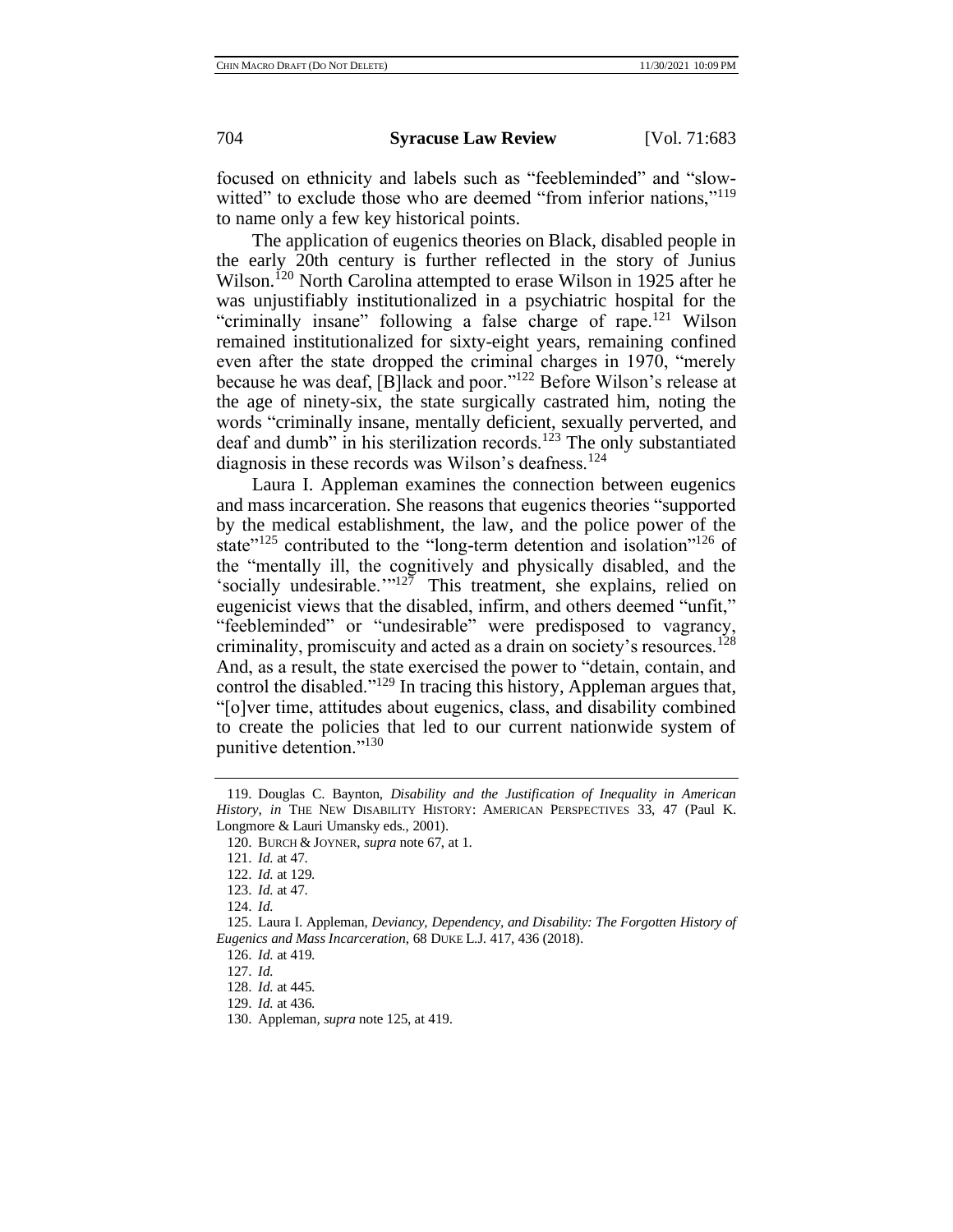focused on ethnicity and labels such as "feebleminded" and "slow-witted" to exclude those who are deemed "from inferior nations,"[119] to name only a few key historical points.

The application of eugenics theories on Black, disabled people in the early 20th century is further reflected in the story of Junius Wilson.[120] North Carolina attempted to erase Wilson in 1925 after he was unjustifiably institutionalized in a psychiatric hospital for the "criminally insane" following a false charge of rape.[121] Wilson remained institutionalized for sixty-eight years, remaining confined even after the state dropped the criminal charges in 1970, "merely because he was deaf, [B]lack and poor."[122] Before Wilson's release at the age of ninety-six, the state surgically castrated him, noting the words "criminally insane, mentally deficient, sexually perverted, and deaf and dumb" in his sterilization records.[123] The only substantiated diagnosis in these records was Wilson's deafness.[124]

Laura I. Appleman examines the connection between eugenics and mass incarceration. She reasons that eugenics theories "supported by the medical establishment, the law, and the police power of the state"[125] contributed to the "long-term detention and isolation"[126] of the "mentally ill, the cognitively and physically disabled, and the 'socially undesirable.'"[127] This treatment, she explains, relied on eugenicist views that the disabled, infirm, and others deemed "unfit," "feebleminded" or "undesirable" were predisposed to vagrancy, criminality, promiscuity and acted as a drain on society's resources.[128] And, as a result, the state exercised the power to "detain, contain, and control the disabled."[129] In tracing this history, Appleman argues that, "[o]ver time, attitudes about eugenics, class, and disability combined to create the policies that led to our current nationwide system of punitive detention."[130]

---

119. Douglas C. Baynton, *Disability and the Justification of Inequality in American History*, *in* THE NEW DISABILITY HISTORY: AMERICAN PERSPECTIVES 33, 47 (Paul K. Longmore & Lauri Umansky eds., 2001).

120. BURCH & JOYNER, *supra* note 67, at 1.

121. *Id.* at 47.

122. *Id.* at 129.

123. *Id.* at 47.

124. *Id.*

125. Laura I. Appleman, *Deviancy, Dependency, and Disability: The Forgotten History of Eugenics and Mass Incarceration*, 68 DUKE L.J. 417, 436 (2018).

126. *Id.* at 419.

127. *Id.*

128. *Id.* at 445.

129. *Id.* at 436.

130. Appleman, *supra* note 125, at 419.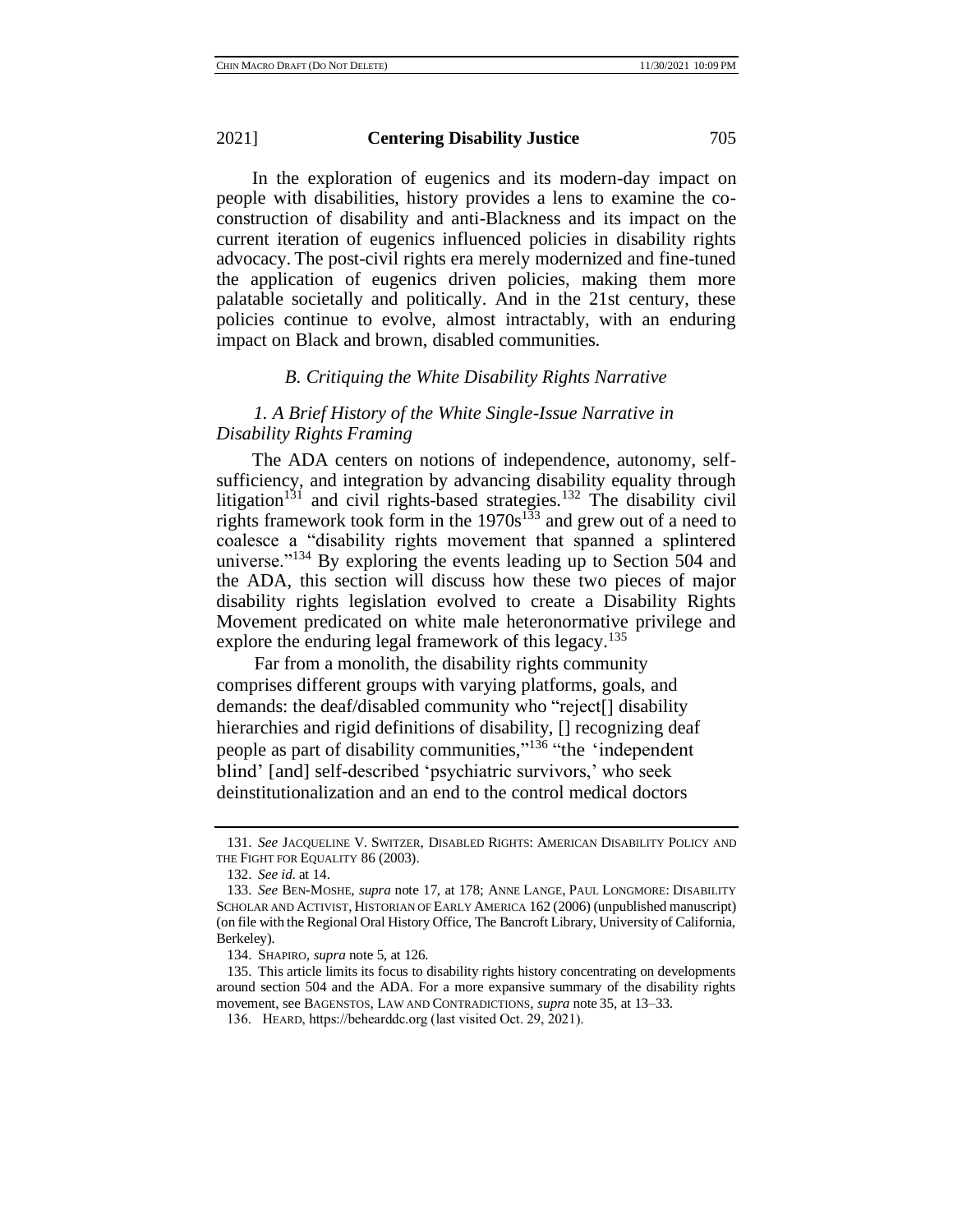In the exploration of eugenics and its modern-day impact on people with disabilities, history provides a lens to examine the co-construction of disability and anti-Blackness and its impact on the current iteration of eugenics influenced policies in disability rights advocacy. The post-civil rights era merely modernized and fine-tuned the application of eugenics driven policies, making them more palatable societally and politically. And in the 21st century, these policies continue to evolve, almost intractably, with an enduring impact on Black and brown, disabled communities.

### *B. Critiquing the White Disability Rights Narrative*

#### *1. A Brief History of the White Single-Issue Narrative in Disability Rights Framing*

The ADA centers on notions of independence, autonomy, self-sufficiency, and integration by advancing disability equality through litigation[131] and civil rights-based strategies.[132] The disability civil rights framework took form in the 1970s[133] and grew out of a need to coalesce a "disability rights movement that spanned a splintered universe."[134] By exploring the events leading up to Section 504 and the ADA, this section will discuss how these two pieces of major disability rights legislation evolved to create a Disability Rights Movement predicated on white male heteronormative privilege and explore the enduring legal framework of this legacy.[135]

Far from a monolith, the disability rights community comprises different groups with varying platforms, goals, and demands: the deaf/disabled community who "reject[] disability hierarchies and rigid definitions of disability, [] recognizing deaf people as part of disability communities,"[136] "the 'independent blind' [and] self-described 'psychiatric survivors,' who seek deinstitutionalization and an end to the control medical doctors

---

131. *See* JACQUELINE V. SWITZER, DISABLED RIGHTS: AMERICAN DISABILITY POLICY AND THE FIGHT FOR EQUALITY 86 (2003).

132. *See id.* at 14.

133. *See* BEN-MOSHE, *supra* note 17, at 178; ANNE LANGE, PAUL LONGMORE: DISABILITY SCHOLAR AND ACTIVIST, HISTORIAN OF EARLY AMERICA 162 (2006) (unpublished manuscript) (on file with the Regional Oral History Office, The Bancroft Library, University of California, Berkeley).

134. SHAPIRO, *supra* note 5, at 126.

135. This article limits its focus to disability rights history concentrating on developments around section 504 and the ADA. For a more expansive summary of the disability rights movement, see BAGENSTOS, LAW AND CONTRADICTIONS, *supra* note 35, at 13–33.

136. HEARD, https://behearddc.org (last visited Oct. 29, 2021).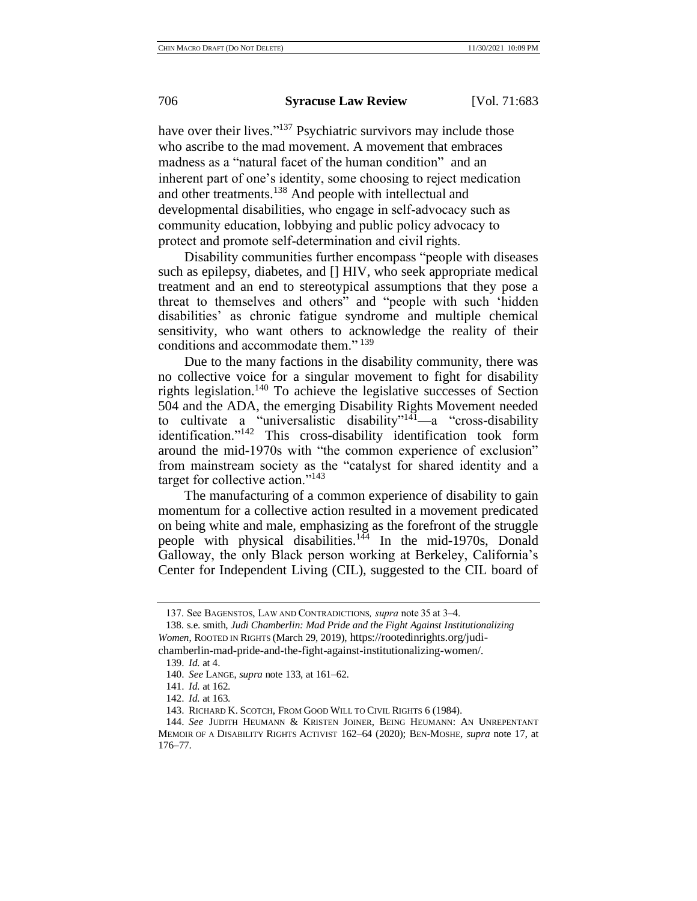have over their lives."[137] Psychiatric survivors may include those who ascribe to the mad movement. A movement that embraces madness as a "natural facet of the human condition" and an inherent part of one's identity, some choosing to reject medication and other treatments.[138] And people with intellectual and developmental disabilities, who engage in self-advocacy such as community education, lobbying and public policy advocacy to protect and promote self-determination and civil rights.

Disability communities further encompass "people with diseases such as epilepsy, diabetes, and [] HIV, who seek appropriate medical treatment and an end to stereotypical assumptions that they pose a threat to themselves and others" and "people with such 'hidden disabilities' as chronic fatigue syndrome and multiple chemical sensitivity, who want others to acknowledge the reality of their conditions and accommodate them."[139]

Due to the many factions in the disability community, there was no collective voice for a singular movement to fight for disability rights legislation.[140] To achieve the legislative successes of Section 504 and the ADA, the emerging Disability Rights Movement needed to cultivate a "universalistic disability"[141]—a "cross-disability identification."[142] This cross-disability identification took form around the mid-1970s with "the common experience of exclusion" from mainstream society as the "catalyst for shared identity and a target for collective action."[143]

The manufacturing of a common experience of disability to gain momentum for a collective action resulted in a movement predicated on being white and male, emphasizing as the forefront of the struggle people with physical disabilities.[144] In the mid-1970s, Donald Galloway, the only Black person working at Berkeley, California's Center for Independent Living (CIL), suggested to the CIL board of

---

137. See BAGENSTOS, LAW AND CONTRADICTIONS, *supra* note 35 at 3–4.

138. s.e. smith, *Judi Chamberlin: Mad Pride and the Fight Against Institutionalizing Women*, ROOTED IN RIGHTS (March 29, 2019), https://rootedinrights.org/judi-chamberlin-mad-pride-and-the-fight-against-institutionalizing-women/.

139. *Id.* at 4.

140. *See* LANGE, *supra* note 133, at 161–62.

141. *Id.* at 162.

142. *Id.* at 163.

143. RICHARD K. SCOTCH, FROM GOOD WILL TO CIVIL RIGHTS 6 (1984).

144. *See* JUDITH HEUMANN & KRISTEN JOINER, BEING HEUMANN: AN UNREPENTANT MEMOIR OF A DISABILITY RIGHTS ACTIVIST 162–64 (2020); BEN-MOSHE, *supra* note 17, at 176–77.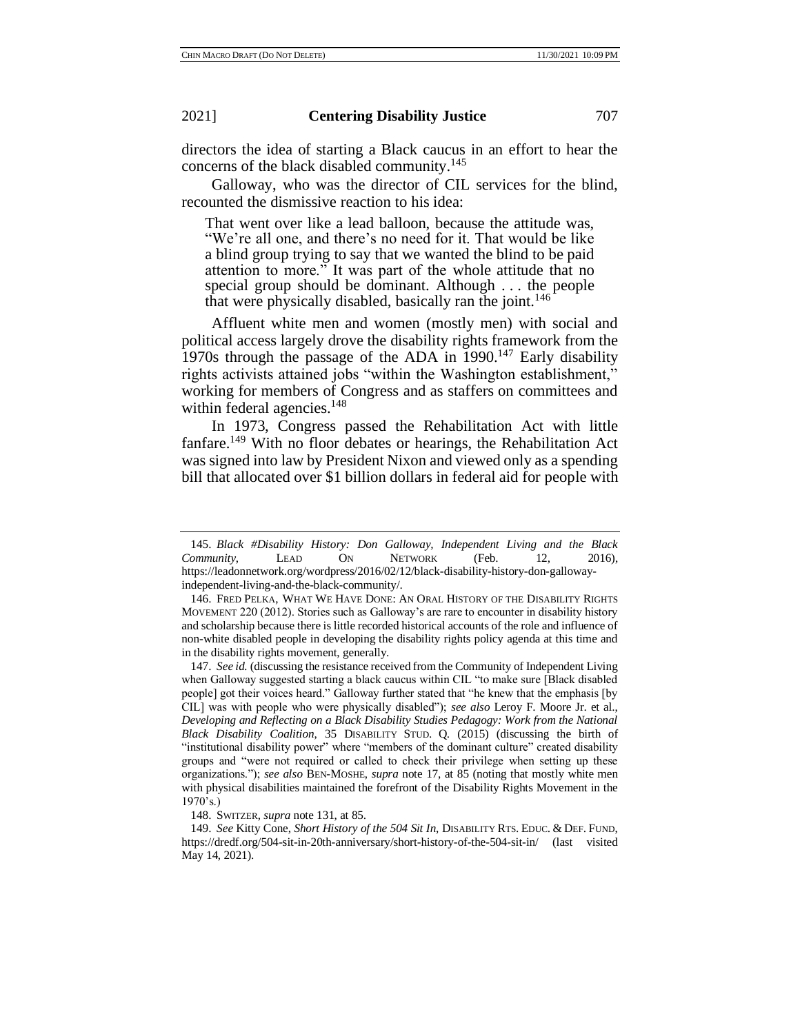directors the idea of starting a Black caucus in an effort to hear the concerns of the black disabled community.[145]

Galloway, who was the director of CIL services for the blind, recounted the dismissive reaction to his idea:

> That went over like a lead balloon, because the attitude was, "We're all one, and there's no need for it. That would be like a blind group trying to say that we wanted the blind to be paid attention to more." It was part of the whole attitude that no special group should be dominant. Although . . . the people that were physically disabled, basically ran the joint.[146]

Affluent white men and women (mostly men) with social and political access largely drove the disability rights framework from the 1970s through the passage of the ADA in 1990.[147] Early disability rights activists attained jobs "within the Washington establishment," working for members of Congress and as staffers on committees and within federal agencies.[148]

In 1973, Congress passed the Rehabilitation Act with little fanfare.[149] With no floor debates or hearings, the Rehabilitation Act was signed into law by President Nixon and viewed only as a spending bill that allocated over $1 billion dollars in federal aid for people with

---

145. *Black #Disability History: Don Galloway, Independent Living and the Black Community*, LEAD ON NETWORK (Feb. 12, 2016), https://leadonnetwork.org/wordpress/2016/02/12/black-disability-history-don-galloway-independent-living-and-the-black-community/.

146. FRED PELKA, WHAT WE HAVE DONE: AN ORAL HISTORY OF THE DISABILITY RIGHTS MOVEMENT 220 (2012). Stories such as Galloway's are rare to encounter in disability history and scholarship because there is little recorded historical accounts of the role and influence of non-white disabled people in developing the disability rights policy agenda at this time and in the disability rights movement, generally.

147. *See id.* (discussing the resistance received from the Community of Independent Living when Galloway suggested starting a black caucus within CIL "to make sure [Black disabled people] got their voices heard." Galloway further stated that "he knew that the emphasis [by CIL] was with people who were physically disabled"); *see also* Leroy F. Moore Jr. et al., *Developing and Reflecting on a Black Disability Studies Pedagogy: Work from the National Black Disability Coalition*, 35 DISABILITY STUD. Q. (2015) (discussing the birth of "institutional disability power" where "members of the dominant culture" created disability groups and "were not required or called to check their privilege when setting up these organizations."); *see also* BEN-MOSHE, *supra* note 17, at 85 (noting that mostly white men with physical disabilities maintained the forefront of the Disability Rights Movement in the 1970's.)

148. SWITZER, *supra* note 131, at 85.

149. *See* Kitty Cone, *Short History of the 504 Sit In*, DISABILITY RTS. EDUC. & DEF. FUND, https://dredf.org/504-sit-in-20th-anniversary/short-history-of-the-504-sit-in/ (last visited May 14, 2021).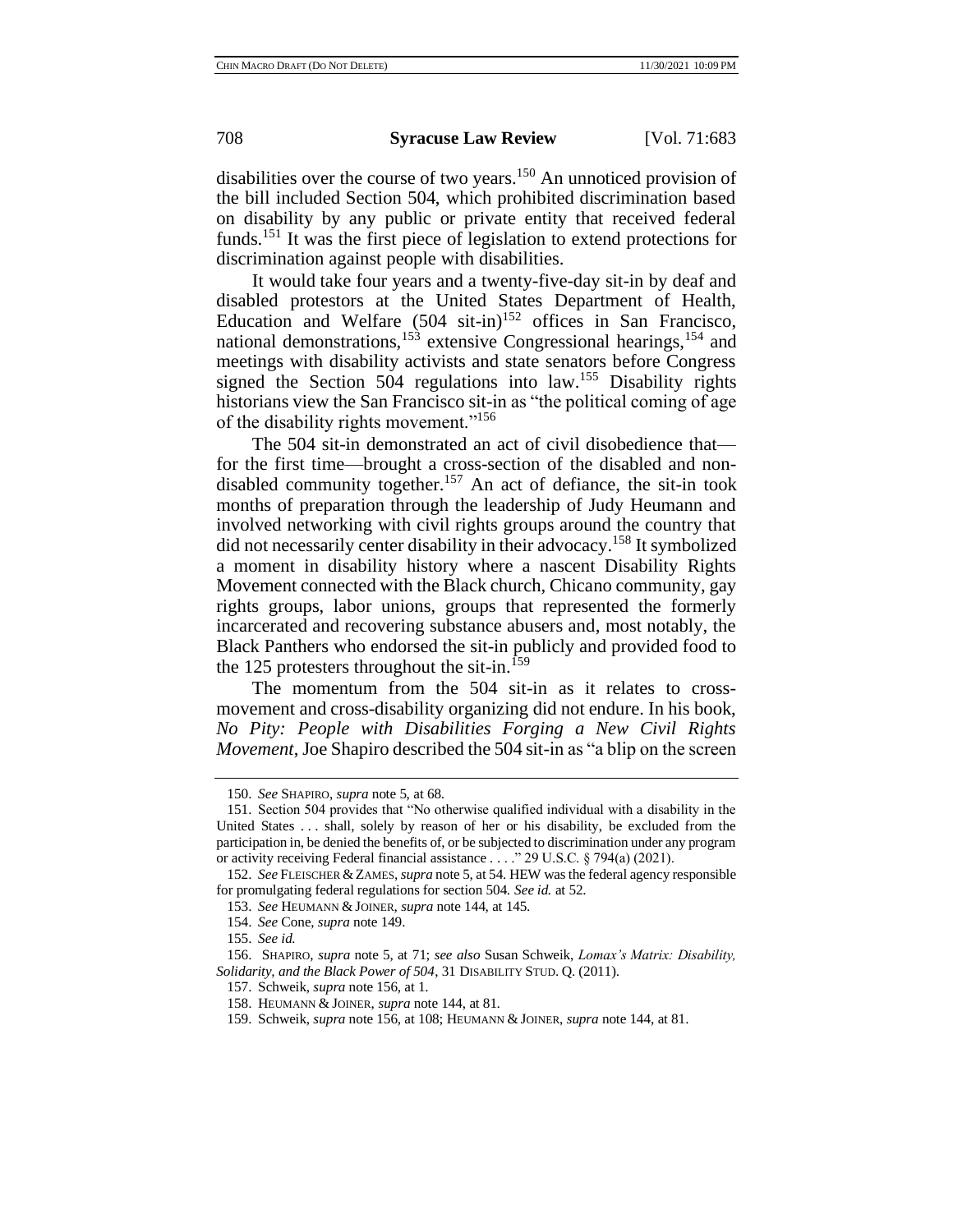disabilities over the course of two years.[150] An unnoticed provision of the bill included Section 504, which prohibited discrimination based on disability by any public or private entity that received federal funds.[151] It was the first piece of legislation to extend protections for discrimination against people with disabilities.

It would take four years and a twenty-five-day sit-in by deaf and disabled protestors at the United States Department of Health, Education and Welfare (504 sit-in)[152] offices in San Francisco, national demonstrations,[153] extensive Congressional hearings,[154] and meetings with disability activists and state senators before Congress signed the Section 504 regulations into law.[155] Disability rights historians view the San Francisco sit-in as "the political coming of age of the disability rights movement."[156]

The 504 sit-in demonstrated an act of civil disobedience that—for the first time—brought a cross-section of the disabled and non-disabled community together.[157] An act of defiance, the sit-in took months of preparation through the leadership of Judy Heumann and involved networking with civil rights groups around the country that did not necessarily center disability in their advocacy.[158] It symbolized a moment in disability history where a nascent Disability Rights Movement connected with the Black church, Chicano community, gay rights groups, labor unions, groups that represented the formerly incarcerated and recovering substance abusers and, most notably, the Black Panthers who endorsed the sit-in publicly and provided food to the 125 protesters throughout the sit-in.[159]

The momentum from the 504 sit-in as it relates to cross-movement and cross-disability organizing did not endure. In his book, *No Pity: People with Disabilities Forging a New Civil Rights Movement*, Joe Shapiro described the 504 sit-in as "a blip on the screen

---

150. *See* SHAPIRO, *supra* note 5, at 68.

151. Section 504 provides that "No otherwise qualified individual with a disability in the United States . . . shall, solely by reason of her or his disability, be excluded from the participation in, be denied the benefits of, or be subjected to discrimination under any program or activity receiving Federal financial assistance . . . ." 29 U.S.C. § 794(a) (2021).

152. *See* FLEISCHER & ZAMES, *supra* note 5, at 54. HEW was the federal agency responsible for promulgating federal regulations for section 504. *See id.* at 52.

153. *See* HEUMANN & JOINER, *supra* note 144, at 145.

154. *See* Cone, *supra* note 149.

155. *See id.*

156. SHAPIRO, *supra* note 5, at 71; *see also* Susan Schweik, *Lomax's Matrix: Disability, Solidarity, and the Black Power of 504*, 31 DISABILITY STUD. Q. (2011).

157. Schweik, *supra* note 156, at 1.

158. HEUMANN & JOINER, *supra* note 144, at 81.

159. Schweik, *supra* note 156, at 108; HEUMANN & JOINER, *supra* note 144, at 81.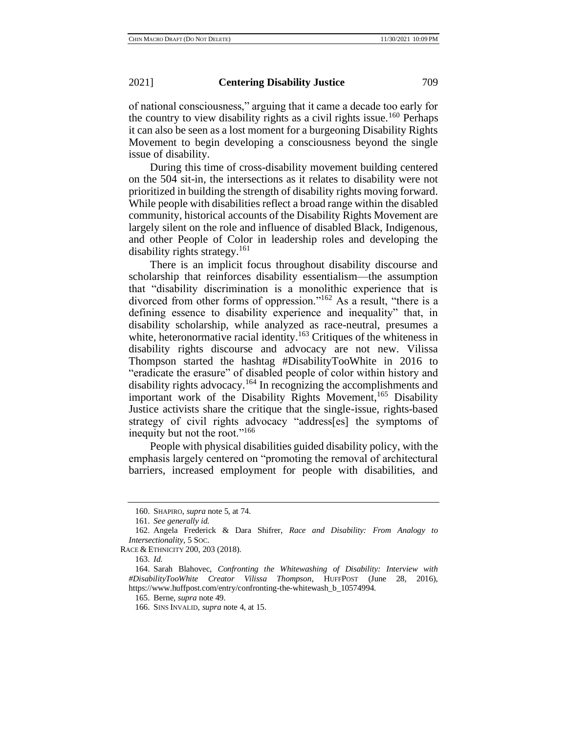of national consciousness," arguing that it came a decade too early for the country to view disability rights as a civil rights issue.[160] Perhaps it can also be seen as a lost moment for a burgeoning Disability Rights Movement to begin developing a consciousness beyond the single issue of disability.

During this time of cross-disability movement building centered on the 504 sit-in, the intersections as it relates to disability were not prioritized in building the strength of disability rights moving forward. While people with disabilities reflect a broad range within the disabled community, historical accounts of the Disability Rights Movement are largely silent on the role and influence of disabled Black, Indigenous, and other People of Color in leadership roles and developing the disability rights strategy.[161]

There is an implicit focus throughout disability discourse and scholarship that reinforces disability essentialism—the assumption that "disability discrimination is a monolithic experience that is divorced from other forms of oppression."[162] As a result, "there is a defining essence to disability experience and inequality" that, in disability scholarship, while analyzed as race-neutral, presumes a white, heteronormative racial identity.[163] Critiques of the whiteness in disability rights discourse and advocacy are not new. Vilissa Thompson started the hashtag #DisabilityTooWhite in 2016 to "eradicate the erasure" of disabled people of color within history and disability rights advocacy.[164] In recognizing the accomplishments and important work of the Disability Rights Movement,[165] Disability Justice activists share the critique that the single-issue, rights-based strategy of civil rights advocacy "address[es] the symptoms of inequity but not the root."[166]

People with physical disabilities guided disability policy, with the emphasis largely centered on "promoting the removal of architectural barriers, increased employment for people with disabilities, and

---

160. SHAPIRO, *supra* note 5, at 74.

161. *See generally id.*

162. Angela Frederick & Dara Shifrer, *Race and Disability: From Analogy to Intersectionality*, 5 SOC. RACE & ETHNICITY 200, 203 (2018).

163. *Id.*

164. Sarah Blahovec, *Confronting the Whitewashing of Disability: Interview with #DisabilityTooWhite Creator Vilissa Thompson*, HUFFPOST (June 28, 2016), https://www.huffpost.com/entry/confronting-the-whitewash_b_10574994.

165. Berne, *supra* note 49.

166. SINS INVALID, *supra* note 4, at 15.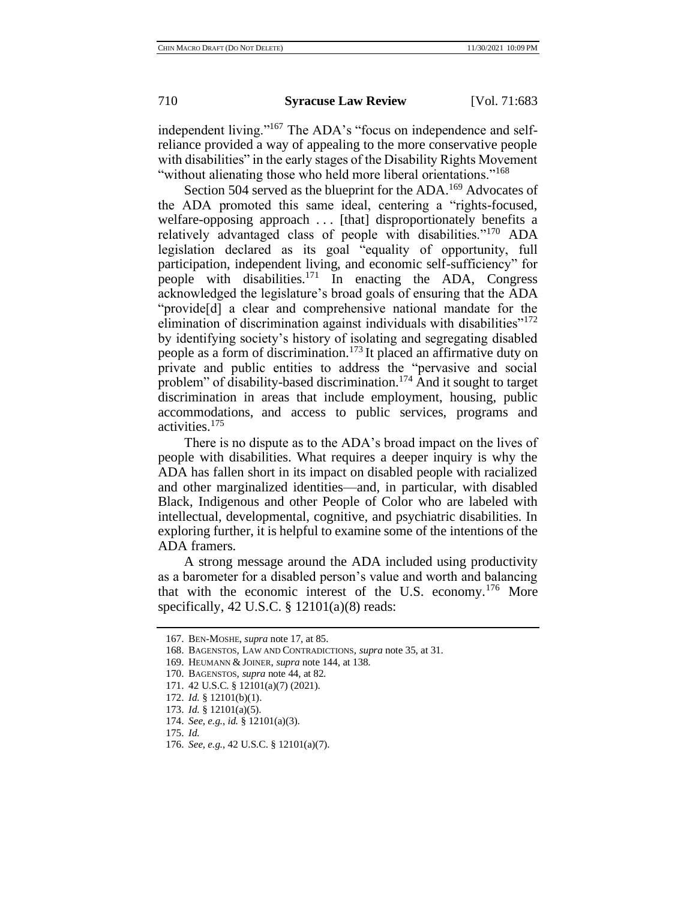independent living."[167] The ADA's "focus on independence and self-reliance provided a way of appealing to the more conservative people with disabilities" in the early stages of the Disability Rights Movement "without alienating those who held more liberal orientations."[168]

Section 504 served as the blueprint for the ADA.[169] Advocates of the ADA promoted this same ideal, centering a "rights-focused, welfare-opposing approach . . . [that] disproportionately benefits a relatively advantaged class of people with disabilities."[170] ADA legislation declared as its goal "equality of opportunity, full participation, independent living, and economic self-sufficiency" for people with disabilities.[171] In enacting the ADA, Congress acknowledged the legislature's broad goals of ensuring that the ADA "provide[d] a clear and comprehensive national mandate for the elimination of discrimination against individuals with disabilities"[172] by identifying society's history of isolating and segregating disabled people as a form of discrimination.[173] It placed an affirmative duty on private and public entities to address the "pervasive and social problem" of disability-based discrimination.[174] And it sought to target discrimination in areas that include employment, housing, public accommodations, and access to public services, programs and activities.[175]

There is no dispute as to the ADA's broad impact on the lives of people with disabilities. What requires a deeper inquiry is why the ADA has fallen short in its impact on disabled people with racialized and other marginalized identities—and, in particular, with disabled Black, Indigenous and other People of Color who are labeled with intellectual, developmental, cognitive, and psychiatric disabilities. In exploring further, it is helpful to examine some of the intentions of the ADA framers.

A strong message around the ADA included using productivity as a barometer for a disabled person's value and worth and balancing that with the economic interest of the U.S. economy.[176] More specifically, 42 U.S.C. § 12101(a)(8) reads:

---

167. BEN-MOSHE, *supra* note 17, at 85.

168. BAGENSTOS, LAW AND CONTRADICTIONS, *supra* note 35, at 31.

169. HEUMANN & JOINER, *supra* note 144, at 138.

170. BAGENSTOS, *supra* note 44, at 82.

171. 42 U.S.C. § 12101(a)(7) (2021).

172. *Id.* § 12101(b)(1).

173. *Id.* § 12101(a)(5).

174. *See, e.g.*, *id.* § 12101(a)(3).

175. *Id.*

176. *See, e.g.*, 42 U.S.C. § 12101(a)(7).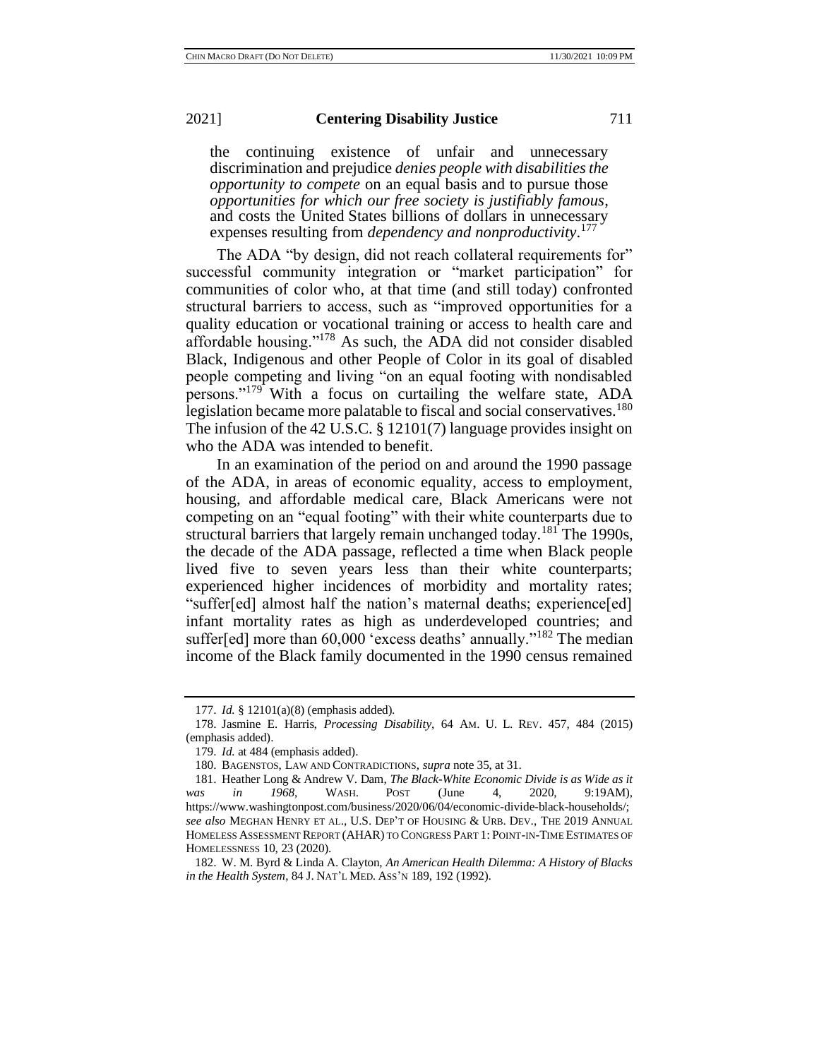the continuing existence of unfair and unnecessary discrimination and prejudice *denies people with disabilities the opportunity to compete* on an equal basis and to pursue those *opportunities for which our free society is justifiably famous*, and costs the United States billions of dollars in unnecessary expenses resulting from *dependency and nonproductivity*.[177]

The ADA "by design, did not reach collateral requirements for" successful community integration or "market participation" for communities of color who, at that time (and still today) confronted structural barriers to access, such as "improved opportunities for a quality education or vocational training or access to health care and affordable housing."[178] As such, the ADA did not consider disabled Black, Indigenous and other People of Color in its goal of disabled people competing and living "on an equal footing with nondisabled persons."[179] With a focus on curtailing the welfare state, ADA legislation became more palatable to fiscal and social conservatives.[180] The infusion of the 42 U.S.C. § 12101(7) language provides insight on who the ADA was intended to benefit.

In an examination of the period on and around the 1990 passage of the ADA, in areas of economic equality, access to employment, housing, and affordable medical care, Black Americans were not competing on an "equal footing" with their white counterparts due to structural barriers that largely remain unchanged today.[181] The 1990s, the decade of the ADA passage, reflected a time when Black people lived five to seven years less than their white counterparts; experienced higher incidences of morbidity and mortality rates; "suffer[ed] almost half the nation's maternal deaths; experience[ed] infant mortality rates as high as underdeveloped countries; and suffer[ed] more than 60,000 'excess deaths' annually."[182] The median income of the Black family documented in the 1990 census remained

---

177. *Id.* § 12101(a)(8) (emphasis added).

178. Jasmine E. Harris, *Processing Disability*, 64 AM. U. L. REV. 457, 484 (2015) (emphasis added).

179. *Id.* at 484 (emphasis added).

180. BAGENSTOS, LAW AND CONTRADICTIONS, *supra* note 35, at 31.

181. Heather Long & Andrew V. Dam, *The Black-White Economic Divide is as Wide as it was in 1968*, WASH. POST (June 4, 2020, 9:19AM), https://www.washingtonpost.com/business/2020/06/04/economic-divide-black-households/; *see also* MEGHAN HENRY ET AL., U.S. DEP'T OF HOUSING & URB. DEV., THE 2019 ANNUAL HOMELESS ASSESSMENT REPORT (AHAR) TO CONGRESS PART 1: POINT-IN-TIME ESTIMATES OF HOMELESSNESS 10, 23 (2020).

182. W. M. Byrd & Linda A. Clayton, *An American Health Dilemma: A History of Blacks in the Health System*, 84 J. NAT'L MED. ASS'N 189, 192 (1992).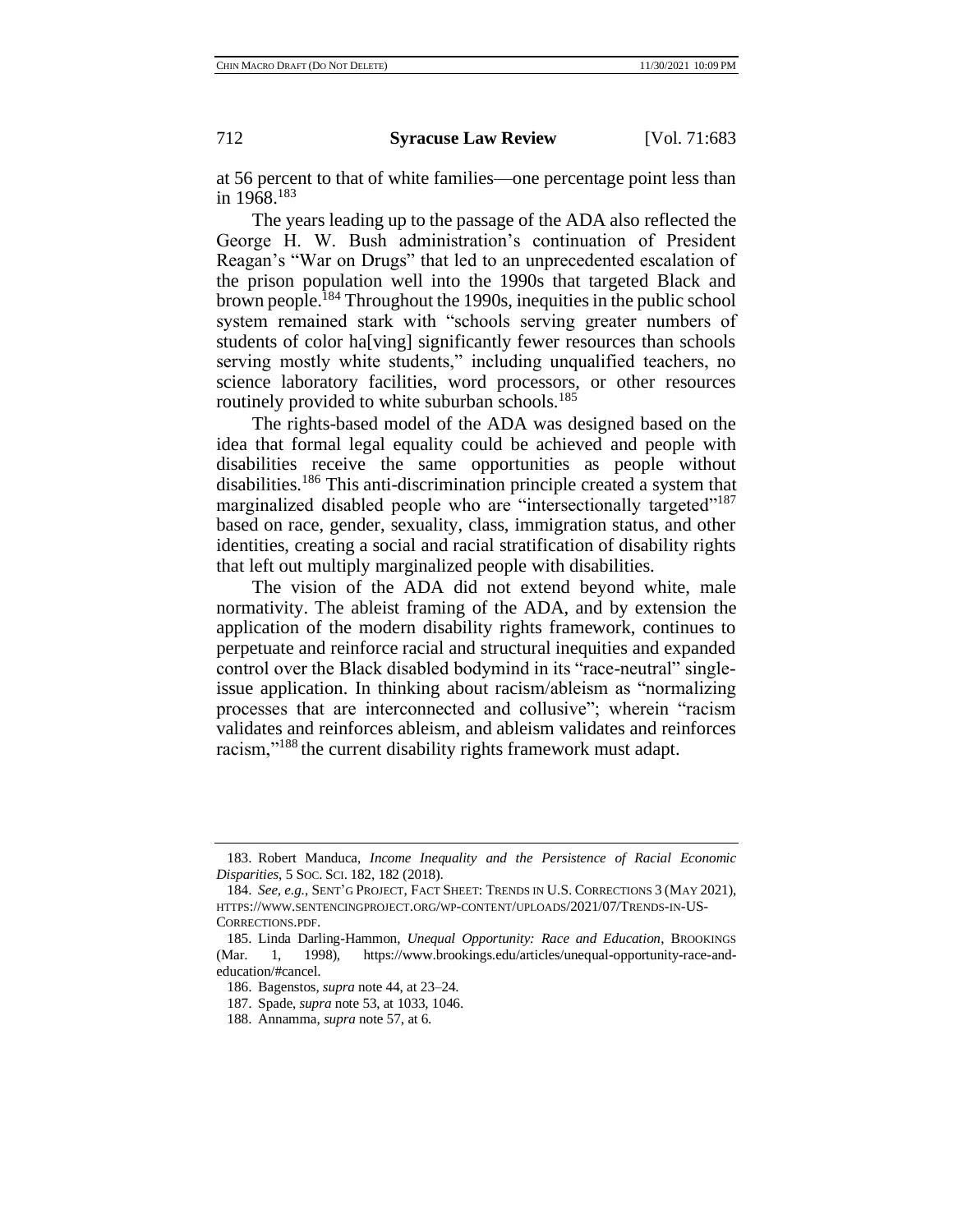at 56 percent to that of white families—one percentage point less than in 1968.[183]

The years leading up to the passage of the ADA also reflected the George H. W. Bush administration's continuation of President Reagan's "War on Drugs" that led to an unprecedented escalation of the prison population well into the 1990s that targeted Black and brown people.[184] Throughout the 1990s, inequities in the public school system remained stark with "schools serving greater numbers of students of color ha[ving] significantly fewer resources than schools serving mostly white students," including unqualified teachers, no science laboratory facilities, word processors, or other resources routinely provided to white suburban schools.[185]

The rights-based model of the ADA was designed based on the idea that formal legal equality could be achieved and people with disabilities receive the same opportunities as people without disabilities.[186] This anti-discrimination principle created a system that marginalized disabled people who are "intersectionally targeted"[187] based on race, gender, sexuality, class, immigration status, and other identities, creating a social and racial stratification of disability rights that left out multiply marginalized people with disabilities.

The vision of the ADA did not extend beyond white, male normativity. The ableist framing of the ADA, and by extension the application of the modern disability rights framework, continues to perpetuate and reinforce racial and structural inequities and expanded control over the Black disabled bodymind in its "race-neutral" single-issue application. In thinking about racism/ableism as "normalizing processes that are interconnected and collusive"; wherein "racism validates and reinforces ableism, and ableism validates and reinforces racism,"[188] the current disability rights framework must adapt.

---

183. Robert Manduca, *Income Inequality and the Persistence of Racial Economic Disparities*, 5 SOC. SCI. 182, 182 (2018).

184. *See, e.g.*, SENT'G PROJECT, FACT SHEET: TRENDS IN U.S. CORRECTIONS 3 (MAY 2021), HTTPS://WWW.SENTENCINGPROJECT.ORG/WP-CONTENT/UPLOADS/2021/07/TRENDS-IN-US-CORRECTIONS.PDF.

185. Linda Darling-Hammon, *Unequal Opportunity: Race and Education*, BROOKINGS (Mar. 1, 1998), https://www.brookings.edu/articles/unequal-opportunity-race-and-education/#cancel.

186. Bagenstos, *supra* note 44, at 23–24.

187. Spade, *supra* note 53, at 1033, 1046.

188. Annamma, *supra* note 57, at 6.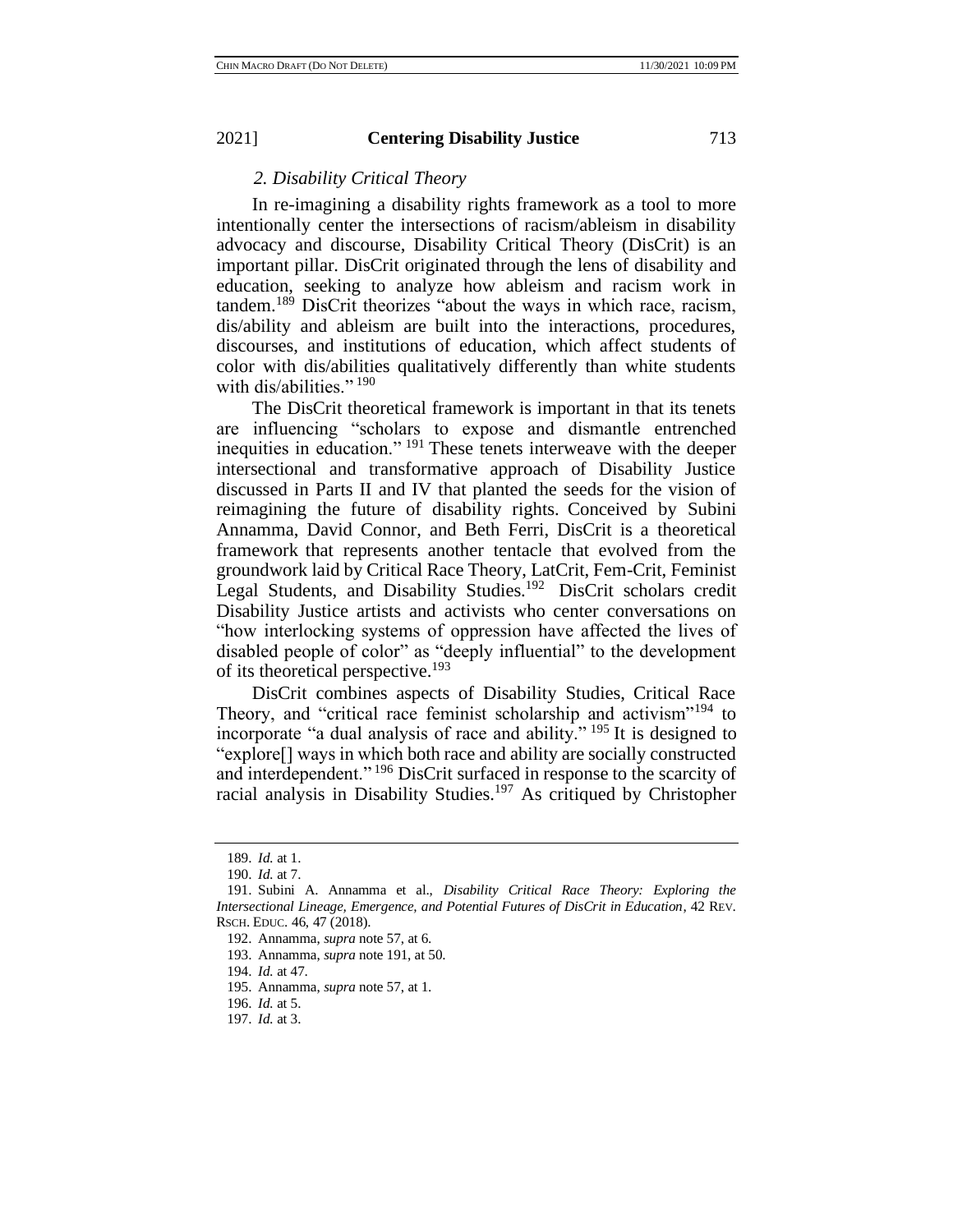### *2. Disability Critical Theory*

In re-imagining a disability rights framework as a tool to more intentionally center the intersections of racism/ableism in disability advocacy and discourse, Disability Critical Theory (DisCrit) is an important pillar. DisCrit originated through the lens of disability and education, seeking to analyze how ableism and racism work in tandem.[189] DisCrit theorizes "about the ways in which race, racism, dis/ability and ableism are built into the interactions, procedures, discourses, and institutions of education, which affect students of color with dis/abilities qualitatively differently than white students with dis/abilities."[190]

The DisCrit theoretical framework is important in that its tenets are influencing "scholars to expose and dismantle entrenched inequities in education."[191] These tenets interweave with the deeper intersectional and transformative approach of Disability Justice discussed in Parts II and IV that planted the seeds for the vision of reimagining the future of disability rights. Conceived by Subini Annamma, David Connor, and Beth Ferri, DisCrit is a theoretical framework that represents another tentacle that evolved from the groundwork laid by Critical Race Theory, LatCrit, Fem-Crit, Feminist Legal Students, and Disability Studies.[192] DisCrit scholars credit Disability Justice artists and activists who center conversations on "how interlocking systems of oppression have affected the lives of disabled people of color" as "deeply influential" to the development of its theoretical perspective.[193]

DisCrit combines aspects of Disability Studies, Critical Race Theory, and "critical race feminist scholarship and activism"[194] to incorporate "a dual analysis of race and ability."[195] It is designed to "explore[] ways in which both race and ability are socially constructed and interdependent."[196] DisCrit surfaced in response to the scarcity of racial analysis in Disability Studies.[197] As critiqued by Christopher

---

189. *Id.* at 1.

190. *Id.* at 7.

191. Subini A. Annamma et al., *Disability Critical Race Theory: Exploring the Intersectional Lineage, Emergence, and Potential Futures of DisCrit in Education*, 42 REV. RSCH. EDUC. 46, 47 (2018).

192. Annamma, *supra* note 57, at 6.

193. Annamma, *supra* note 191, at 50.

194. *Id.* at 47.

195. Annamma, *supra* note 57, at 1.

196. *Id.* at 5.

197. *Id.* at 3.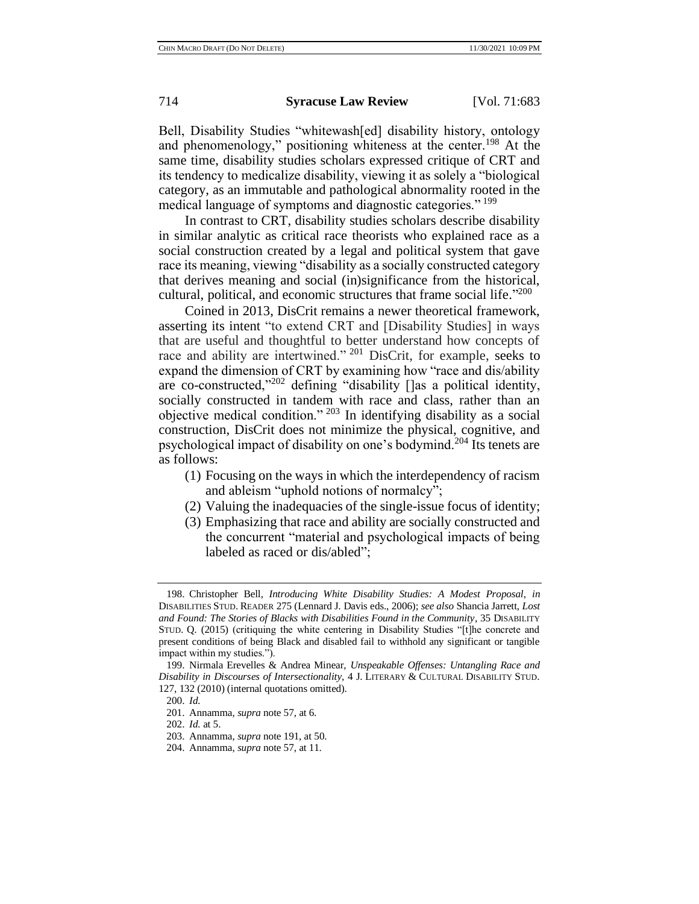Bell, Disability Studies "whitewash[ed] disability history, ontology and phenomenology," positioning whiteness at the center.[198] At the same time, disability studies scholars expressed critique of CRT and its tendency to medicalize disability, viewing it as solely a "biological category, as an immutable and pathological abnormality rooted in the medical language of symptoms and diagnostic categories."[199]

In contrast to CRT, disability studies scholars describe disability in similar analytic as critical race theorists who explained race as a social construction created by a legal and political system that gave race its meaning, viewing "disability as a socially constructed category that derives meaning and social (in)significance from the historical, cultural, political, and economic structures that frame social life."[200]

Coined in 2013, DisCrit remains a newer theoretical framework, asserting its intent "to extend CRT and [Disability Studies] in ways that are useful and thoughtful to better understand how concepts of race and ability are intertwined."[201] DisCrit, for example, seeks to expand the dimension of CRT by examining how "race and dis/ability are co-constructed,"[202] defining "disability []as a political identity, socially constructed in tandem with race and class, rather than an objective medical condition."[203] In identifying disability as a social construction, DisCrit does not minimize the physical, cognitive, and psychological impact of disability on one's bodymind.[204] Its tenets are as follows:

(1) Focusing on the ways in which the interdependency of racism and ableism "uphold notions of normalcy";
(2) Valuing the inadequacies of the single-issue focus of identity;
(3) Emphasizing that race and ability are socially constructed and the concurrent "material and psychological impacts of being labeled as raced or dis/abled";

---

198. Christopher Bell, *Introducing White Disability Studies: A Modest Proposal*, *in* DISABILITIES STUD. READER 275 (Lennard J. Davis eds., 2006); *see also* Shancia Jarrett, *Lost and Found: The Stories of Blacks with Disabilities Found in the Community*, 35 DISABILITY STUD. Q. (2015) (critiquing the white centering in Disability Studies "[t]he concrete and present conditions of being Black and disabled fail to withhold any significant or tangible impact within my studies.").

199. Nirmala Erevelles & Andrea Minear, *Unspeakable Offenses: Untangling Race and Disability in Discourses of Intersectionality*, 4 J. LITERARY & CULTURAL DISABILITY STUD. 127, 132 (2010) (internal quotations omitted).

200. *Id.*

201. Annamma, *supra* note 57, at 6.

202. *Id.* at 5.

203. Annamma, *supra* note 191, at 50.

204. Annamma, *supra* note 57, at 11.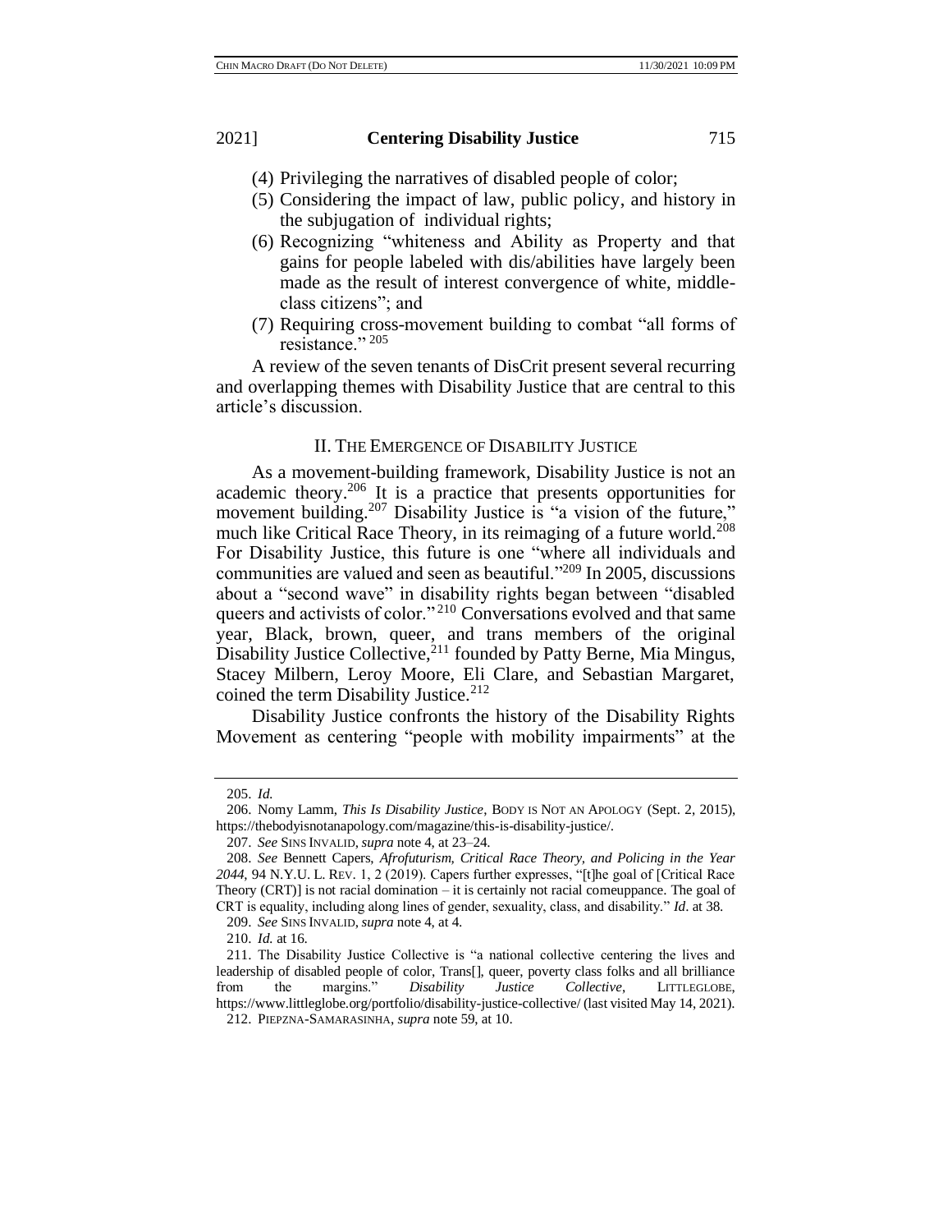(4) Privileging the narratives of disabled people of color;

(5) Considering the impact of law, public policy, and history in the subjugation of individual rights;

(6) Recognizing "whiteness and Ability as Property and that gains for people labeled with dis/abilities have largely been made as the result of interest convergence of white, middle-class citizens"; and

(7) Requiring cross-movement building to combat "all forms of resistance."[205]

A review of the seven tenants of DisCrit present several recurring and overlapping themes with Disability Justice that are central to this article's discussion.

## II. THE EMERGENCE OF DISABILITY JUSTICE

As a movement-building framework, Disability Justice is not an academic theory.[206] It is a practice that presents opportunities for movement building.[207] Disability Justice is "a vision of the future," much like Critical Race Theory, in its reimaging of a future world.[208] For Disability Justice, this future is one "where all individuals and communities are valued and seen as beautiful."[209] In 2005, discussions about a "second wave" in disability rights began between "disabled queers and activists of color."[210] Conversations evolved and that same year, Black, brown, queer, and trans members of the original Disability Justice Collective,[211] founded by Patty Berne, Mia Mingus, Stacey Milbern, Leroy Moore, Eli Clare, and Sebastian Margaret, coined the term Disability Justice.[212]

Disability Justice confronts the history of the Disability Rights Movement as centering "people with mobility impairments" at the

---

205. *Id.*

206. Nomy Lamm, *This Is Disability Justice*, BODY IS NOT AN APOLOGY (Sept. 2, 2015), https://thebodyisnotanapology.com/magazine/this-is-disability-justice/.

207. *See* SINS INVALID, *supra* note 4, at 23–24.

208. *See* Bennett Capers, *Afrofuturism, Critical Race Theory, and Policing in the Year 2044*, 94 N.Y.U. L. REV. 1, 2 (2019). Capers further expresses, "[t]he goal of [Critical Race Theory (CRT)] is not racial domination – it is certainly not racial comeuppance. The goal of CRT is equality, including along lines of gender, sexuality, class, and disability." *Id*. at 38.

209. *See* SINS INVALID, *supra* note 4, at 4.

210. *Id.* at 16.

211. The Disability Justice Collective is "a national collective centering the lives and leadership of disabled people of color, Trans[], queer, poverty class folks and all brilliance from the margins." *Disability Justice Collective*, LITTLEGLOBE, https://www.littleglobe.org/portfolio/disability-justice-collective/ (last visited May 14, 2021).

212. PIEPZNA-SAMARASINHA, *supra* note 59, at 10.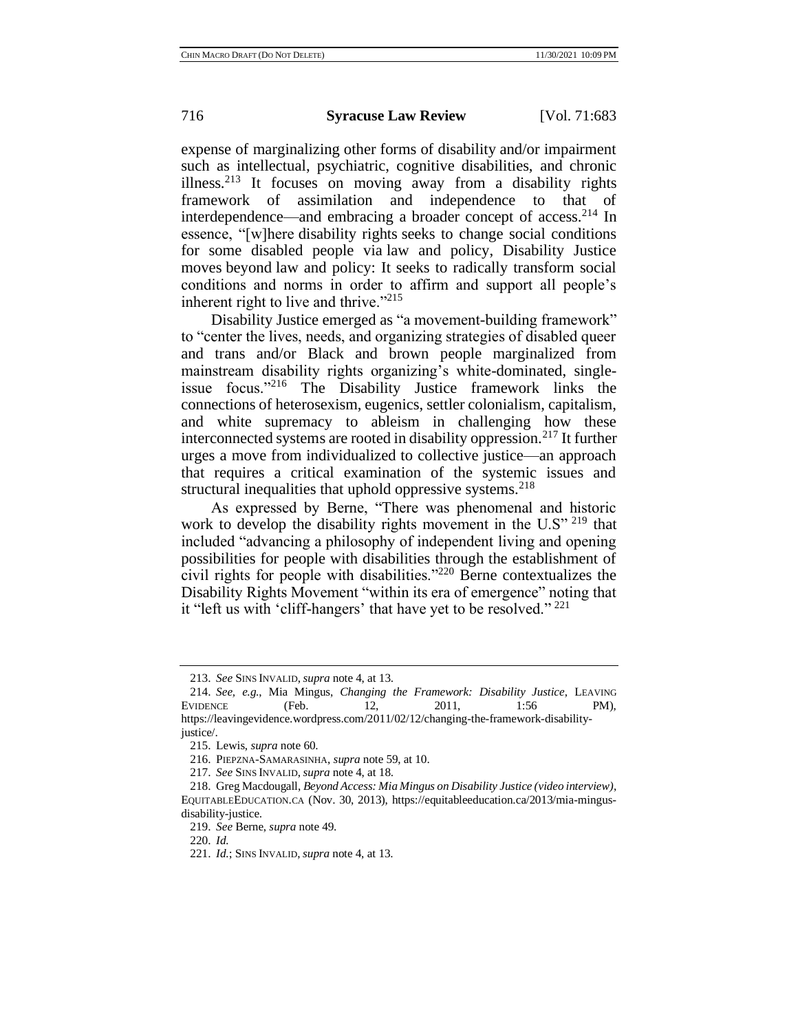expense of marginalizing other forms of disability and/or impairment such as intellectual, psychiatric, cognitive disabilities, and chronic illness.[213] It focuses on moving away from a disability rights framework of assimilation and independence to that of interdependence—and embracing a broader concept of access.[214] In essence, "[w]here disability rights seeks to change social conditions for some disabled people via law and policy, Disability Justice moves beyond law and policy: It seeks to radically transform social conditions and norms in order to affirm and support all people's inherent right to live and thrive."[215]

Disability Justice emerged as "a movement-building framework" to "center the lives, needs, and organizing strategies of disabled queer and trans and/or Black and brown people marginalized from mainstream disability rights organizing's white-dominated, single-issue focus."[216] The Disability Justice framework links the connections of heterosexism, eugenics, settler colonialism, capitalism, and white supremacy to ableism in challenging how these interconnected systems are rooted in disability oppression.[217] It further urges a move from individualized to collective justice—an approach that requires a critical examination of the systemic issues and structural inequalities that uphold oppressive systems.[218]

As expressed by Berne, "There was phenomenal and historic work to develop the disability rights movement in the U.S"[219] that included "advancing a philosophy of independent living and opening possibilities for people with disabilities through the establishment of civil rights for people with disabilities."[220] Berne contextualizes the Disability Rights Movement "within its era of emergence" noting that it "left us with 'cliff-hangers' that have yet to be resolved."[221]

---

213. *See* SINS INVALID, *supra* note 4, at 13.

214. *See, e.g.*, Mia Mingus, *Changing the Framework: Disability Justice*, LEAVING EVIDENCE (Feb. 12, 2011, 1:56 PM), https://leavingevidence.wordpress.com/2011/02/12/changing-the-framework-disability-justice/.

215. Lewis, *supra* note 60.

216. PIEPZNA-SAMARASINHA, *supra* note 59, at 10.

217. *See* SINS INVALID, *supra* note 4, at 18.

218. Greg Macdougall, *Beyond Access: Mia Mingus on Disability Justice (video interview)*, EQUITABLEEDUCATION.CA (Nov. 30, 2013), https://equitableeducation.ca/2013/mia-mingus-disability-justice.

219. *See* Berne, *supra* note 49.

220. *Id.*

221. *Id.*; SINS INVALID, *supra* note 4, at 13.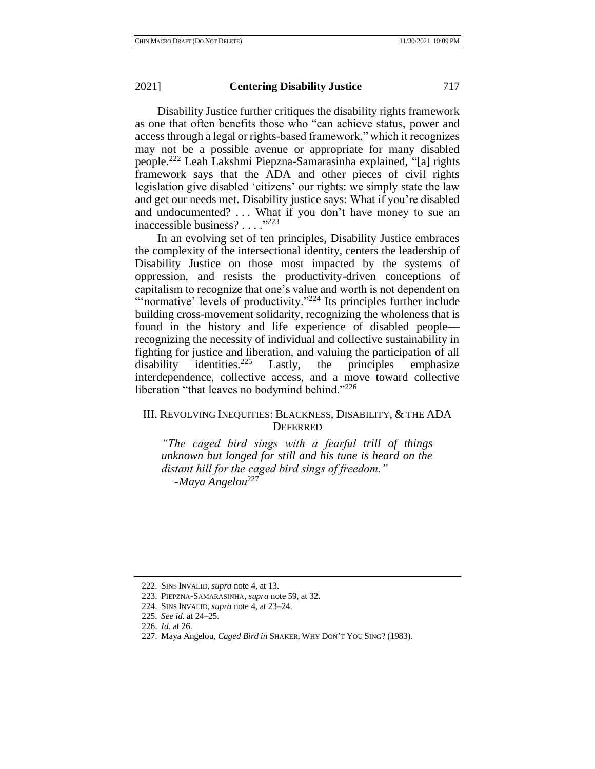Disability Justice further critiques the disability rights framework as one that often benefits those who "can achieve status, power and access through a legal or rights-based framework," which it recognizes may not be a possible avenue or appropriate for many disabled people.[222] Leah Lakshmi Piepzna-Samarasinha explained, "[a] rights framework says that the ADA and other pieces of civil rights legislation give disabled 'citizens' our rights: we simply state the law and get our needs met. Disability justice says: What if you're disabled and undocumented? . . . What if you don't have money to sue an inaccessible business? . . . ."[223]

In an evolving set of ten principles, Disability Justice embraces the complexity of the intersectional identity, centers the leadership of Disability Justice on those most impacted by the systems of oppression, and resists the productivity-driven conceptions of capitalism to recognize that one's value and worth is not dependent on "'normative' levels of productivity."[224] Its principles further include building cross-movement solidarity, recognizing the wholeness that is found in the history and life experience of disabled people—recognizing the necessity of individual and collective sustainability in fighting for justice and liberation, and valuing the participation of all disability identities.[225] Lastly, the principles emphasize interdependence, collective access, and a move toward collective liberation "that leaves no bodymind behind."[226]

## III. Revolving Inequities: Blackness, Disability, & the ADA Deferred

> *"The caged bird sings with a fearful trill of things unknown but longed for still and his tune is heard on the distant hill for the caged bird sings of freedom."*
> -*Maya Angelou*[227]

---

222. Sins Invalid, *supra* note 4, at 13.

223. Piepzna-Samarasinha, *supra* note 59, at 32.

224. Sins Invalid, *supra* note 4, at 23–24.

225. *See id.* at 24–25.

226. *Id.* at 26.

227. Maya Angelou, *Caged Bird in* Shaker, Why Don't You Sing? (1983).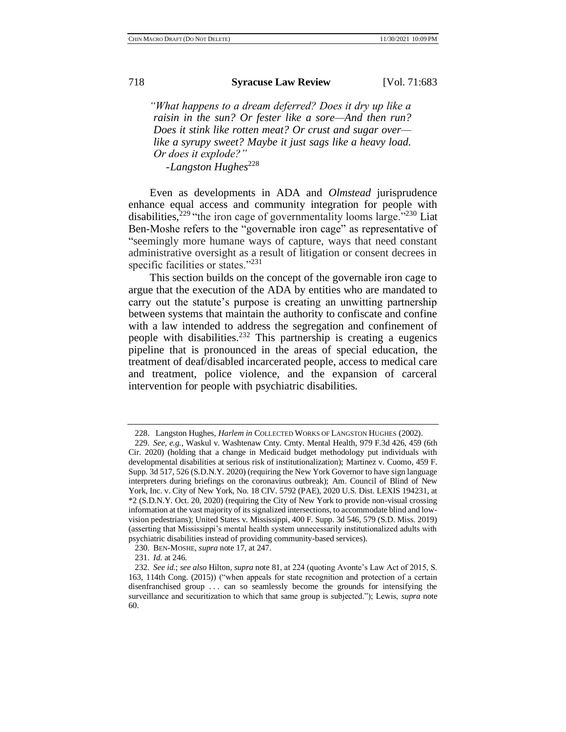*"What happens to a dream deferred? Does it dry up like a raisin in the sun? Or fester like a sore—And then run? Does it stink like rotten meat? Or crust and sugar over—like a syrupy sweet? Maybe it just sags like a heavy load. Or does it explode?"*

*-Langston Hughes*[228]

Even as developments in ADA and *Olmstead* jurisprudence enhance equal access and community integration for people with disabilities,[229] "the iron cage of governmentality looms large."[230] Liat Ben-Moshe refers to the "governable iron cage" as representative of "seemingly more humane ways of capture, ways that need constant administrative oversight as a result of litigation or consent decrees in specific facilities or states."[231]

This section builds on the concept of the governable iron cage to argue that the execution of the ADA by entities who are mandated to carry out the statute's purpose is creating an unwitting partnership between systems that maintain the authority to confiscate and confine with a law intended to address the segregation and confinement of people with disabilities.[232] This partnership is creating a eugenics pipeline that is pronounced in the areas of special education, the treatment of deaf/disabled incarcerated people, access to medical care and treatment, police violence, and the expansion of carceral intervention for people with psychiatric disabilities.

---

228. Langston Hughes, *Harlem in* COLLECTED WORKS OF LANGSTON HUGHES (2002).

229. *See, e.g.*, Waskul v. Washtenaw Cnty. Cmty. Mental Health, 979 F.3d 426, 459 (6th Cir. 2020) (holding that a change in Medicaid budget methodology put individuals with developmental disabilities at serious risk of institutionalization); Martinez v. Cuomo, 459 F. Supp. 3d 517, 526 (S.D.N.Y. 2020) (requiring the New York Governor to have sign language interpreters during briefings on the coronavirus outbreak); Am. Council of Blind of New York, Inc. v. City of New York, No. 18 CIV. 5792 (PAE), 2020 U.S. Dist. LEXIS 194231, at *2 (S.D.N.Y. Oct. 20, 2020) (requiring the City of New York to provide non-visual crossing information at the vast majority of its signalized intersections, to accommodate blind and low-vision pedestrians); United States v. Mississippi, 400 F. Supp. 3d 546, 579 (S.D. Miss. 2019) (asserting that Mississippi's mental health system unnecessarily institutionalized adults with psychiatric disabilities instead of providing community-based services).

230. BEN-MOSHE, *supra* note 17, at 247.

231. *Id.* at 246.

232. *See id.*; *see also* Hilton, *supra* note 81, at 224 (quoting Avonte's Law Act of 2015, S. 163, 114th Cong. (2015)) ("when appeals for state recognition and protection of a certain disenfranchised group . . . can so seamlessly become the grounds for intensifying the surveillance and securitization to which that same group is subjected."); Lewis, *supra* note 60.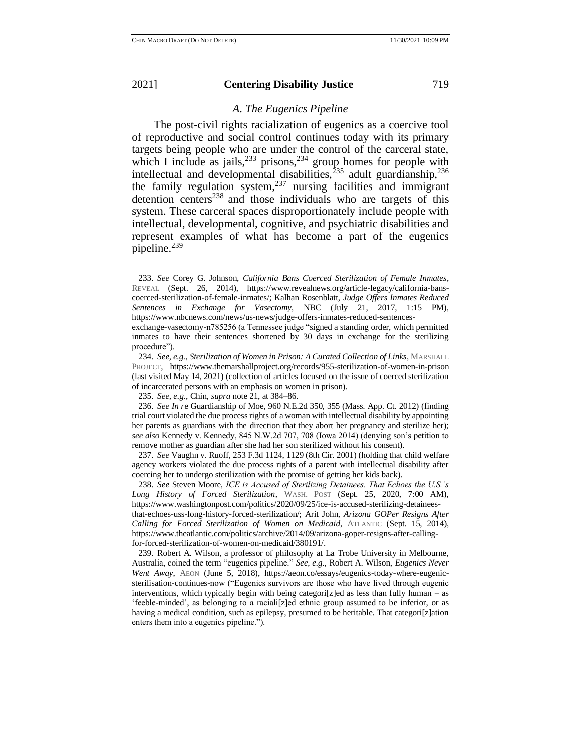### *A. The Eugenics Pipeline*

The post-civil rights racialization of eugenics as a coercive tool of reproductive and social control continues today with its primary targets being people who are under the control of the carceral state, which I include as jails,[233] prisons,[234] group homes for people with intellectual and developmental disabilities,[235] adult guardianship,[236] the family regulation system,[237] nursing facilities and immigrant detention centers[238] and those individuals who are targets of this system. These carceral spaces disproportionately include people with intellectual, developmental, cognitive, and psychiatric disabilities and represent examples of what has become a part of the eugenics pipeline.[239]

---

233. *See* Corey G. Johnson, *California Bans Coerced Sterilization of Female Inmates*, REVEAL (Sept. 26, 2014), https://www.revealnews.org/article-legacy/california-bans-coerced-sterilization-of-female-inmates/; Kalhan Rosenblatt, *Judge Offers Inmates Reduced Sentences in Exchange for Vasectomy*, NBC (July 21, 2017, 1:15 PM), https://www.nbcnews.com/news/us-news/judge-offers-inmates-reduced-sentences-exchange-vasectomy-n785256 (a Tennessee judge "signed a standing order, which permitted inmates to have their sentences shortened by 30 days in exchange for the sterilizing procedure").

234. *See, e.g.*, *Sterilization of Women in Prison: A Curated Collection of Links*, MARSHALL PROJECT, https://www.themarshallproject.org/records/955-sterilization-of-women-in-prison (last visited May 14, 2021) (collection of articles focused on the issue of coerced sterilization of incarcerated persons with an emphasis on women in prison).

235. *See, e.g.*, Chin, *supra* note 21, at 384–86.

236. *See In r*e Guardianship of Moe, 960 N.E.2d 350, 355 (Mass. App. Ct. 2012) (finding trial court violated the due process rights of a woman with intellectual disability by appointing her parents as guardians with the direction that they abort her pregnancy and sterilize her); *see also* Kennedy v. Kennedy, 845 N.W.2d 707, 708 (Iowa 2014) (denying son's petition to remove mother as guardian after she had her son sterilized without his consent).

237. *See* Vaughn v. Ruoff, 253 F.3d 1124, 1129 (8th Cir. 2001) (holding that child welfare agency workers violated the due process rights of a parent with intellectual disability after coercing her to undergo sterilization with the promise of getting her kids back).

238. *See* Steven Moore, *ICE is Accused of Sterilizing Detainees. That Echoes the U.S.'s Long History of Forced Sterilization*, WASH. POST (Sept. 25, 2020, 7:00 AM), https://www.washingtonpost.com/politics/2020/09/25/ice-is-accused-sterilizing-detainees-that-echoes-uss-long-history-forced-sterilization/; Arit John, *Arizona GOPer Resigns After Calling for Forced Sterilization of Women on Medicaid*, ATLANTIC (Sept. 15, 2014), https://www.theatlantic.com/politics/archive/2014/09/arizona-goper-resigns-after-calling-for-forced-sterilization-of-women-on-medicaid/380191/.

239. Robert A. Wilson, a professor of philosophy at La Trobe University in Melbourne, Australia, coined the term "eugenics pipeline." *See, e.g.*, Robert A. Wilson, *Eugenics Never Went Away*, AEON (June 5, 2018), https://aeon.co/essays/eugenics-today-where-eugenic-sterilisation-continues-now ("Eugenics survivors are those who have lived through eugenic interventions, which typically begin with being categori[z]ed as less than fully human – as 'feeble-minded', as belonging to a raciali[z]ed ethnic group assumed to be inferior, or as having a medical condition, such as epilepsy, presumed to be heritable. That categori[z]ation enters them into a eugenics pipeline.").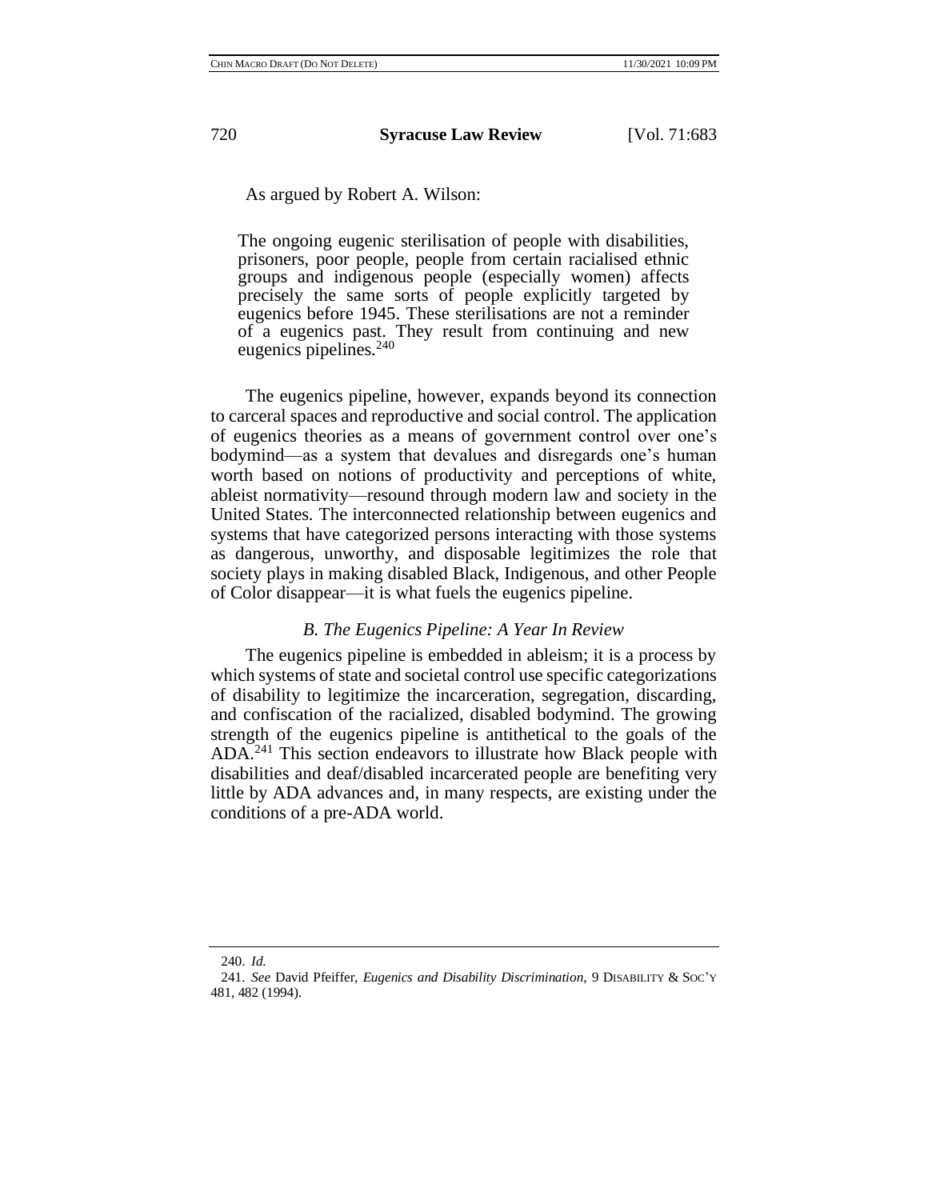As argued by Robert A. Wilson:

> The ongoing eugenic sterilisation of people with disabilities, prisoners, poor people, people from certain racialised ethnic groups and indigenous people (especially women) affects precisely the same sorts of people explicitly targeted by eugenics before 1945. These sterilisations are not a reminder of a eugenics past. They result from continuing and new eugenics pipelines.[240]

The eugenics pipeline, however, expands beyond its connection to carceral spaces and reproductive and social control. The application of eugenics theories as a means of government control over one's bodymind—as a system that devalues and disregards one's human worth based on notions of productivity and perceptions of white, ableist normativity—resound through modern law and society in the United States. The interconnected relationship between eugenics and systems that have categorized persons interacting with those systems as dangerous, unworthy, and disposable legitimizes the role that society plays in making disabled Black, Indigenous, and other People of Color disappear—it is what fuels the eugenics pipeline.

### *B. The Eugenics Pipeline: A Year In Review*

The eugenics pipeline is embedded in ableism; it is a process by which systems of state and societal control use specific categorizations of disability to legitimize the incarceration, segregation, discarding, and confiscation of the racialized, disabled bodymind. The growing strength of the eugenics pipeline is antithetical to the goals of the ADA.[241] This section endeavors to illustrate how Black people with disabilities and deaf/disabled incarcerated people are benefiting very little by ADA advances and, in many respects, are existing under the conditions of a pre-ADA world.

---

240. *Id.*

241. *See* David Pfeiffer, *Eugenics and Disability Discrimination*, 9 DISABILITY & SOC'Y 481, 482 (1994).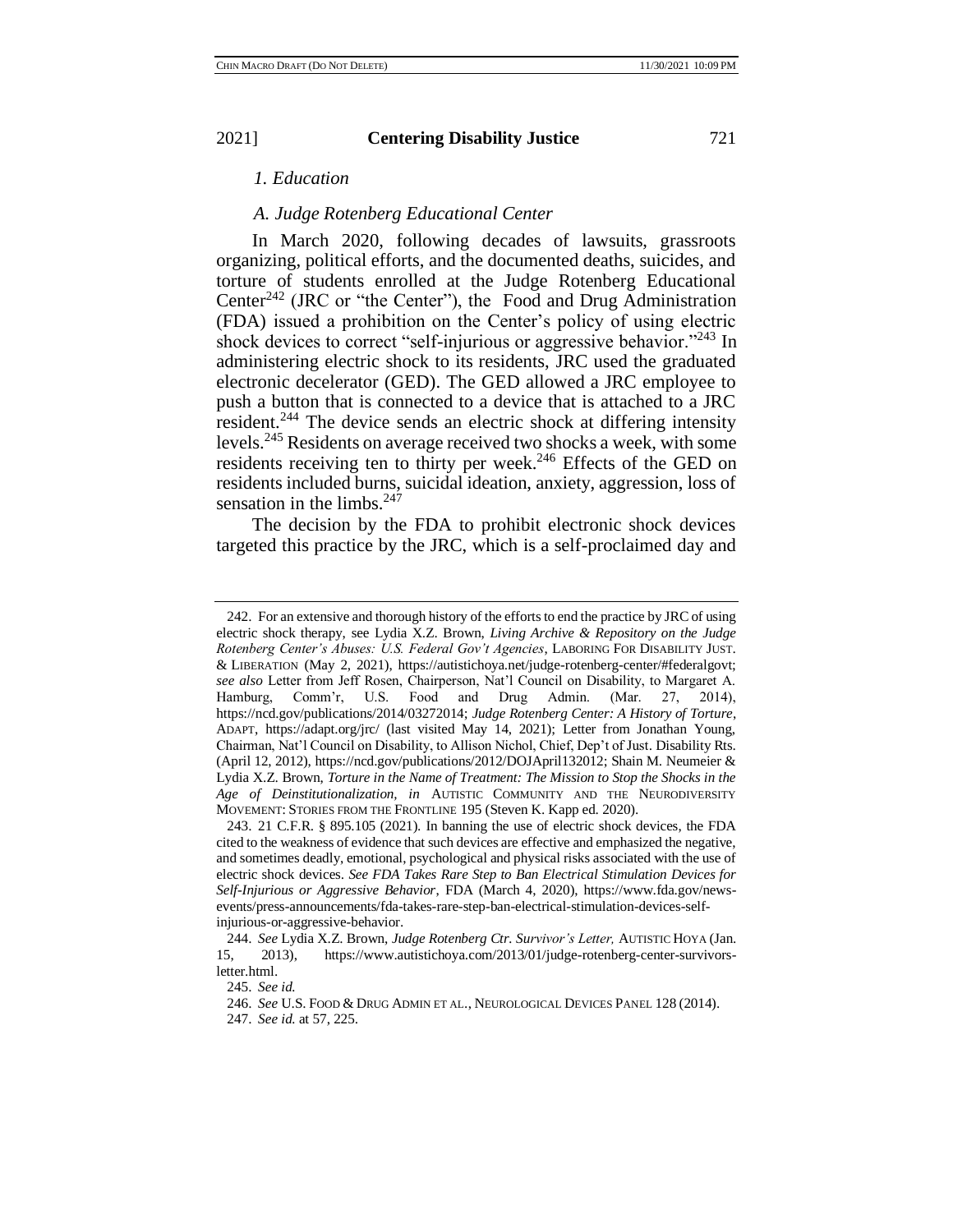### *1. Education*

#### *A. Judge Rotenberg Educational Center*

In March 2020, following decades of lawsuits, grassroots organizing, political efforts, and the documented deaths, suicides, and torture of students enrolled at the Judge Rotenberg Educational Center[242] (JRC or "the Center"), the Food and Drug Administration (FDA) issued a prohibition on the Center's policy of using electric shock devices to correct "self-injurious or aggressive behavior."[243] In administering electric shock to its residents, JRC used the graduated electronic decelerator (GED). The GED allowed a JRC employee to push a button that is connected to a device that is attached to a JRC resident.[244] The device sends an electric shock at differing intensity levels.[245] Residents on average received two shocks a week, with some residents receiving ten to thirty per week.[246] Effects of the GED on residents included burns, suicidal ideation, anxiety, aggression, loss of sensation in the limbs.[247]

The decision by the FDA to prohibit electronic shock devices targeted this practice by the JRC, which is a self-proclaimed day and

---

242. For an extensive and thorough history of the efforts to end the practice by JRC of using electric shock therapy, see Lydia X.Z. Brown, *Living Archive & Repository on the Judge Rotenberg Center's Abuses: U.S. Federal Gov't Agencies*, LABORING FOR DISABILITY JUST. & LIBERATION (May 2, 2021), https://autistichoya.net/judge-rotenberg-center/#federalgovt; *see also* Letter from Jeff Rosen, Chairperson, Nat'l Council on Disability, to Margaret A. Hamburg, Comm'r, U.S. Food and Drug Admin. (Mar. 27, 2014), https://ncd.gov/publications/2014/03272014; *Judge Rotenberg Center: A History of Torture*, ADAPT, https://adapt.org/jrc/ (last visited May 14, 2021); Letter from Jonathan Young, Chairman, Nat'l Council on Disability, to Allison Nichol, Chief, Dep't of Just. Disability Rts. (April 12, 2012), https://ncd.gov/publications/2012/DOJApril132012; Shain M. Neumeier & Lydia X.Z. Brown, *Torture in the Name of Treatment: The Mission to Stop the Shocks in the Age of Deinstitutionalization*, *in* AUTISTIC COMMUNITY AND THE NEURODIVERSITY MOVEMENT: STORIES FROM THE FRONTLINE 195 (Steven K. Kapp ed. 2020).

243. 21 C.F.R. § 895.105 (2021). In banning the use of electric shock devices, the FDA cited to the weakness of evidence that such devices are effective and emphasized the negative, and sometimes deadly, emotional, psychological and physical risks associated with the use of electric shock devices. *See FDA Takes Rare Step to Ban Electrical Stimulation Devices for Self-Injurious or Aggressive Behavior*, FDA (March 4, 2020), https://www.fda.gov/news-events/press-announcements/fda-takes-rare-step-ban-electrical-stimulation-devices-self-injurious-or-aggressive-behavior.

244. *See* Lydia X.Z. Brown, *Judge Rotenberg Ctr. Survivor's Letter,* AUTISTIC HOYA (Jan. 15, 2013), https://www.autistichoya.com/2013/01/judge-rotenberg-center-survivors-letter.html.

245. *See id.*

246. *See* U.S. FOOD & DRUG ADMIN ET AL., NEUROLOGICAL DEVICES PANEL 128 (2014).

247. *See id.* at 57, 225.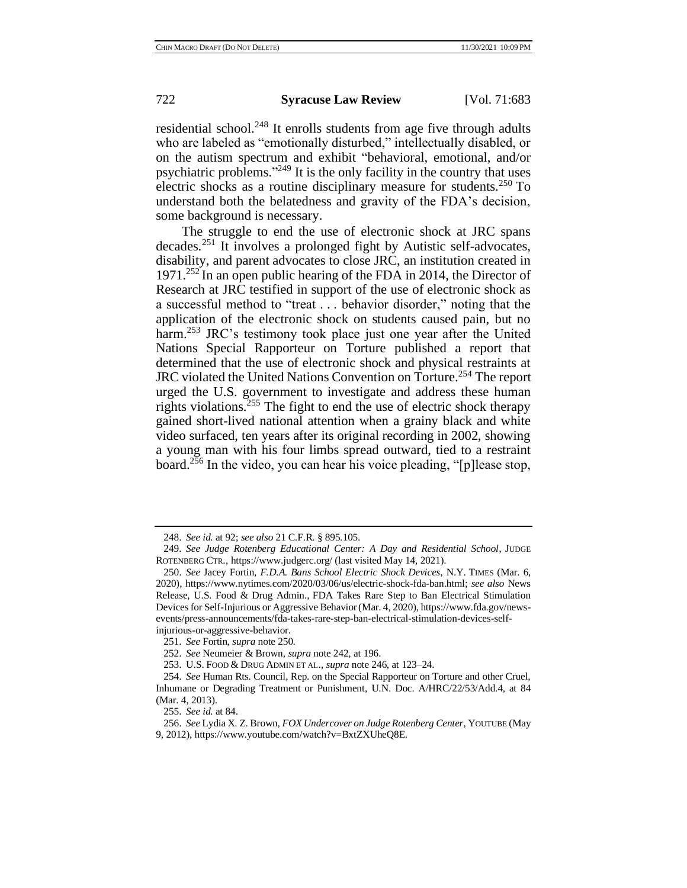residential school.[248] It enrolls students from age five through adults who are labeled as "emotionally disturbed," intellectually disabled, or on the autism spectrum and exhibit "behavioral, emotional, and/or psychiatric problems."[249] It is the only facility in the country that uses electric shocks as a routine disciplinary measure for students.[250] To understand both the belatedness and gravity of the FDA's decision, some background is necessary.

The struggle to end the use of electronic shock at JRC spans decades.[251] It involves a prolonged fight by Autistic self-advocates, disability, and parent advocates to close JRC, an institution created in 1971.[252] In an open public hearing of the FDA in 2014, the Director of Research at JRC testified in support of the use of electronic shock as a successful method to "treat . . . behavior disorder," noting that the application of the electronic shock on students caused pain, but no harm.[253] JRC's testimony took place just one year after the United Nations Special Rapporteur on Torture published a report that determined that the use of electronic shock and physical restraints at JRC violated the United Nations Convention on Torture.[254] The report urged the U.S. government to investigate and address these human rights violations.[255] The fight to end the use of electric shock therapy gained short-lived national attention when a grainy black and white video surfaced, ten years after its original recording in 2002, showing a young man with his four limbs spread outward, tied to a restraint board.[256] In the video, you can hear his voice pleading, "[p]lease stop,

---

248. *See id.* at 92; *see also* 21 C.F.R. § 895.105.

249. *See Judge Rotenberg Educational Center: A Day and Residential School*, JUDGE ROTENBERG CTR., https://www.judgerc.org/ (last visited May 14, 2021).

250. *See* Jacey Fortin, *F.D.A. Bans School Electric Shock Devices*, N.Y. TIMES (Mar. 6, 2020), https://www.nytimes.com/2020/03/06/us/electric-shock-fda-ban.html; *see also* News Release, U.S. Food & Drug Admin., FDA Takes Rare Step to Ban Electrical Stimulation Devices for Self-Injurious or Aggressive Behavior (Mar. 4, 2020), https://www.fda.gov/news-events/press-announcements/fda-takes-rare-step-ban-electrical-stimulation-devices-self-injurious-or-aggressive-behavior.

251. *See* Fortin, *supra* note 250.

252. *See* Neumeier & Brown, *supra* note 242, at 196.

253. U.S. FOOD & DRUG ADMIN ET AL., *supra* note 246, at 123–24.

254. *See* Human Rts. Council, Rep. on the Special Rapporteur on Torture and other Cruel, Inhumane or Degrading Treatment or Punishment, U.N. Doc. A/HRC/22/53/Add.4, at 84 (Mar. 4, 2013).

255. *See id.* at 84.

256. *See* Lydia X. Z. Brown, *FOX Undercover on Judge Rotenberg Center*, YOUTUBE (May 9, 2012), https://www.youtube.com/watch?v=BxtZXUheQ8E.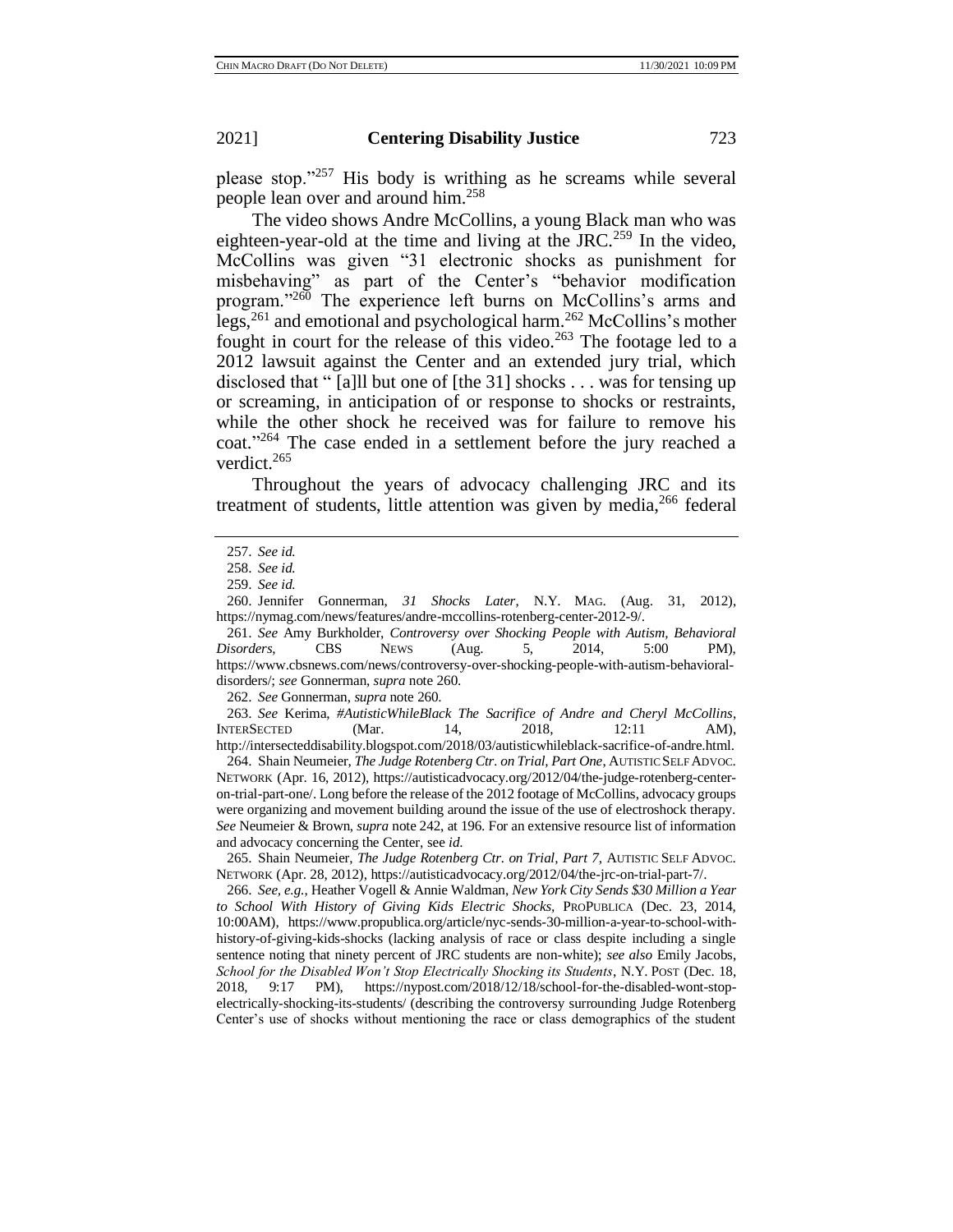please stop."[257] His body is writhing as he screams while several people lean over and around him.[258]

The video shows Andre McCollins, a young Black man who was eighteen-year-old at the time and living at the JRC.[259] In the video, McCollins was given "31 electronic shocks as punishment for misbehaving" as part of the Center's "behavior modification program."[260] The experience left burns on McCollins's arms and legs,[261] and emotional and psychological harm.[262] McCollins's mother fought in court for the release of this video.[263] The footage led to a 2012 lawsuit against the Center and an extended jury trial, which disclosed that " [a]ll but one of [the 31] shocks . . . was for tensing up or screaming, in anticipation of or response to shocks or restraints, while the other shock he received was for failure to remove his coat."[264] The case ended in a settlement before the jury reached a verdict.[265]

Throughout the years of advocacy challenging JRC and its treatment of students, little attention was given by media,[266] federal

---

257. *See id.*

258. *See id.*

259. *See id.*

260. Jennifer Gonnerman, *31 Shocks Later*, N.Y. MAG. (Aug. 31, 2012), https://nymag.com/news/features/andre-mccollins-rotenberg-center-2012-9/.

261. *See* Amy Burkholder, *Controversy over Shocking People with Autism, Behavioral Disorders*, CBS NEWS (Aug. 5, 2014, 5:00 PM), https://www.cbsnews.com/news/controversy-over-shocking-people-with-autism-behavioral-disorders/; *see* Gonnerman, *supra* note 260.

262. *See* Gonnerman, *supra* note 260.

263. *See* Kerima, *#AutisticWhileBlack The Sacrifice of Andre and Cheryl McCollins*, INTERSECTED (Mar. 14, 2018, 12:11 AM), http://intersecteddisability.blogspot.com/2018/03/autisticwhileblack-sacrifice-of-andre.html.

264. Shain Neumeier, *The Judge Rotenberg Ctr. on Trial, Part One*, AUTISTIC SELF ADVOC. NETWORK (Apr. 16, 2012), https://autisticadvocacy.org/2012/04/the-judge-rotenberg-center-on-trial-part-one/. Long before the release of the 2012 footage of McCollins, advocacy groups were organizing and movement building around the issue of the use of electroshock therapy. *See* Neumeier & Brown, *supra* note 242, at 196. For an extensive resource list of information and advocacy concerning the Center, see *id.*

265. Shain Neumeier, *The Judge Rotenberg Ctr. on Trial, Part 7*, AUTISTIC SELF ADVOC. NETWORK (Apr. 28, 2012), https://autisticadvocacy.org/2012/04/the-jrc-on-trial-part-7/.

266. *See, e.g.*, Heather Vogell & Annie Waldman, *New York City Sends $30 Million a Year to School With History of Giving Kids Electric Shocks*, PROPUBLICA (Dec. 23, 2014, 10:00AM), https://www.propublica.org/article/nyc-sends-30-million-a-year-to-school-with-history-of-giving-kids-shocks (lacking analysis of race or class despite including a single sentence noting that ninety percent of JRC students are non-white); *see also* Emily Jacobs, *School for the Disabled Won't Stop Electrically Shocking its Students*, N.Y. POST (Dec. 18, 2018, 9:17 PM), https://nypost.com/2018/12/18/school-for-the-disabled-wont-stop-electrically-shocking-its-students/ (describing the controversy surrounding Judge Rotenberg Center's use of shocks without mentioning the race or class demographics of the student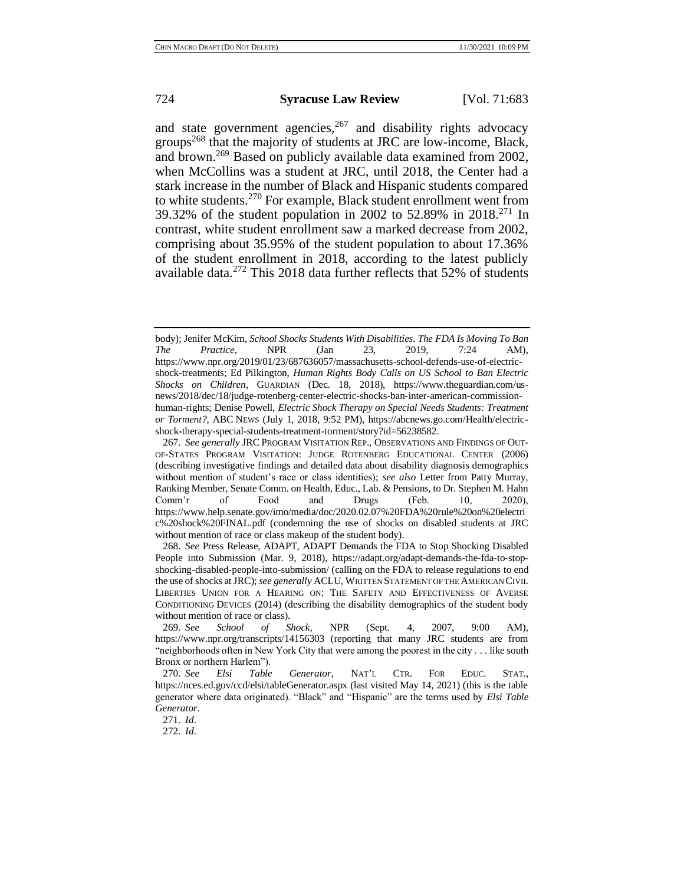and state government agencies,[267] and disability rights advocacy groups[268] that the majority of students at JRC are low-income, Black, and brown.[269] Based on publicly available data examined from 2002, when McCollins was a student at JRC, until 2018, the Center had a stark increase in the number of Black and Hispanic students compared to white students.[270] For example, Black student enrollment went from 39.32% of the student population in 2002 to 52.89% in 2018.[271] In contrast, white student enrollment saw a marked decrease from 2002, comprising about 35.95% of the student population to about 17.36% of the student enrollment in 2018, according to the latest publicly available data.[272] This 2018 data further reflects that 52% of students

---

body); Jenifer McKim, *School Shocks Students With Disabilities. The FDA Is Moving To Ban The Practice*, NPR (Jan 23, 2019, 7:24 AM), https://www.npr.org/2019/01/23/687636057/massachusetts-school-defends-use-of-electric-shock-treatments; Ed Pilkington, *Human Rights Body Calls on US School to Ban Electric Shocks on Children*, GUARDIAN (Dec. 18, 2018), https://www.theguardian.com/us-news/2018/dec/18/judge-rotenberg-center-electric-shocks-ban-inter-american-commission-human-rights; Denise Powell, *Electric Shock Therapy on Special Needs Students: Treatment or Torment?*, ABC NEWS (July 1, 2018, 9:52 PM), https://abcnews.go.com/Health/electric-shock-therapy-special-students-treatment-torment/story?id=56238582.

267. *See generally* JRC PROGRAM VISITATION REP., OBSERVATIONS AND FINDINGS OF OUT-OF-STATES PROGRAM VISITATION: JUDGE ROTENBERG EDUCATIONAL CENTER (2006) (describing investigative findings and detailed data about disability diagnosis demographics without mention of student's race or class identities); *see also* Letter from Patty Murray, Ranking Member, Senate Comm. on Health, Educ., Lab. & Pensions, to Dr. Stephen M. Hahn Comm'r of Food and Drugs (Feb. 10, 2020), https://www.help.senate.gov/imo/media/doc/2020.02.07%20FDA%20rule%20on%20electric%20shock%20FINAL.pdf (condemning the use of shocks on disabled students at JRC without mention of race or class makeup of the student body).

268. *See* Press Release, ADAPT, ADAPT Demands the FDA to Stop Shocking Disabled People into Submission (Mar. 9, 2018), https://adapt.org/adapt-demands-the-fda-to-stop-shocking-disabled-people-into-submission/ (calling on the FDA to release regulations to end the use of shocks at JRC); *see generally* ACLU, WRITTEN STATEMENT OF THE AMERICAN CIVIL LIBERTIES UNION FOR A HEARING ON: THE SAFETY AND EFFECTIVENESS OF AVERSE CONDITIONING DEVICES (2014) (describing the disability demographics of the student body without mention of race or class).

269. *See School of Shock*, NPR (Sept. 4, 2007, 9:00 AM), https://www.npr.org/transcripts/14156303 (reporting that many JRC students are from "neighborhoods often in New York City that were among the poorest in the city . . . like south Bronx or northern Harlem").

270. *See Elsi Table Generator*, NAT'L CTR. FOR EDUC. STAT., https://nces.ed.gov/ccd/elsi/tableGenerator.aspx (last visited May 14, 2021) (this is the table generator where data originated). "Black" and "Hispanic" are the terms used by *Elsi Table Generator*.

271. *Id*.

272. *Id*.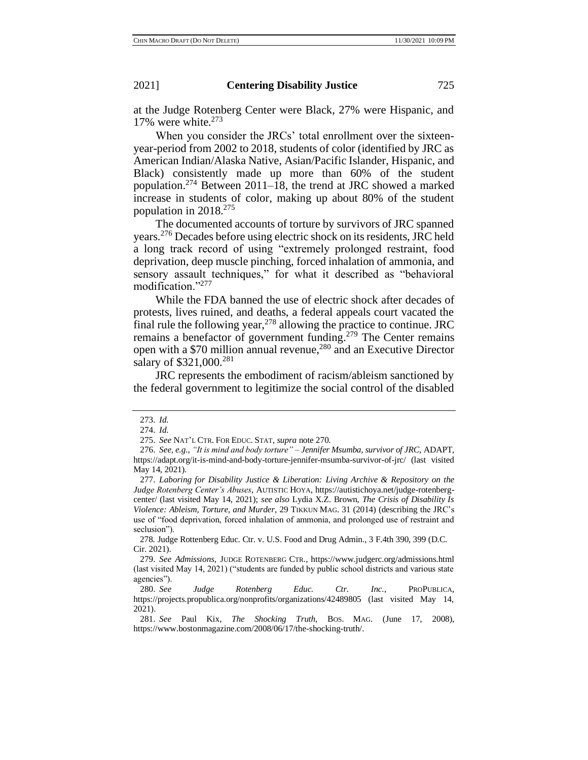at the Judge Rotenberg Center were Black, 27% were Hispanic, and 17% were white.[273]

When you consider the JRCs' total enrollment over the sixteen-year-period from 2002 to 2018, students of color (identified by JRC as American Indian/Alaska Native, Asian/Pacific Islander, Hispanic, and Black) consistently made up more than 60% of the student population.[274] Between 2011–18, the trend at JRC showed a marked increase in students of color, making up about 80% of the student population in 2018.[275]

The documented accounts of torture by survivors of JRC spanned years.[276] Decades before using electric shock on its residents, JRC held a long track record of using "extremely prolonged restraint, food deprivation, deep muscle pinching, forced inhalation of ammonia, and sensory assault techniques," for what it described as "behavioral modification."[277]

While the FDA banned the use of electric shock after decades of protests, lives ruined, and deaths, a federal appeals court vacated the final rule the following year,[278] allowing the practice to continue. JRC remains a benefactor of government funding.[279] The Center remains open with a $70 million annual revenue,[280] and an Executive Director salary of $321,000.[281]

JRC represents the embodiment of racism/ableism sanctioned by the federal government to legitimize the social control of the disabled

---

273. *Id.*

274. *Id.*

275. *See* NAT'L CTR. FOR EDUC. STAT, *supra* note 270.

276. *See, e.g.*, *"It is mind and body torture" – Jennifer Msumba, survivor of JRC*, ADAPT, https://adapt.org/it-is-mind-and-body-torture-jennifer-msumba-survivor-of-jrc/ (last visited May 14, 2021).

277. *Laboring for Disability Justice & Liberation: Living Archive & Repository on the Judge Rotenberg Center's Abuses*, AUTISTIC HOYA, https://autistichoya.net/judge-rotenberg-center/ (last visited May 14, 2021); *see also* Lydia X.Z. Brown, *The Crisis of Disability Is Violence: Ableism, Torture, and Murder*, 29 TIKKUN MAG. 31 (2014) (describing the JRC's use of "food deprivation, forced inhalation of ammonia, and prolonged use of restraint and seclusion").

278. Judge Rottenberg Educ. Ctr. v. U.S. Food and Drug Admin., 3 F.4th 390, 399 (D.C. Cir. 2021).

279. *See Admissions*, JUDGE ROTENBERG CTR., https://www.judgerc.org/admissions.html (last visited May 14, 2021) ("students are funded by public school districts and various state agencies").

280. *See Judge Rotenberg Educ. Ctr. Inc.*, PROPUBLICA, https://projects.propublica.org/nonprofits/organizations/42489805 (last visited May 14, 2021).

281. *See* Paul Kix, *The Shocking Truth*, BOS. MAG. (June 17, 2008), https://www.bostonmagazine.com/2008/06/17/the-shocking-truth/.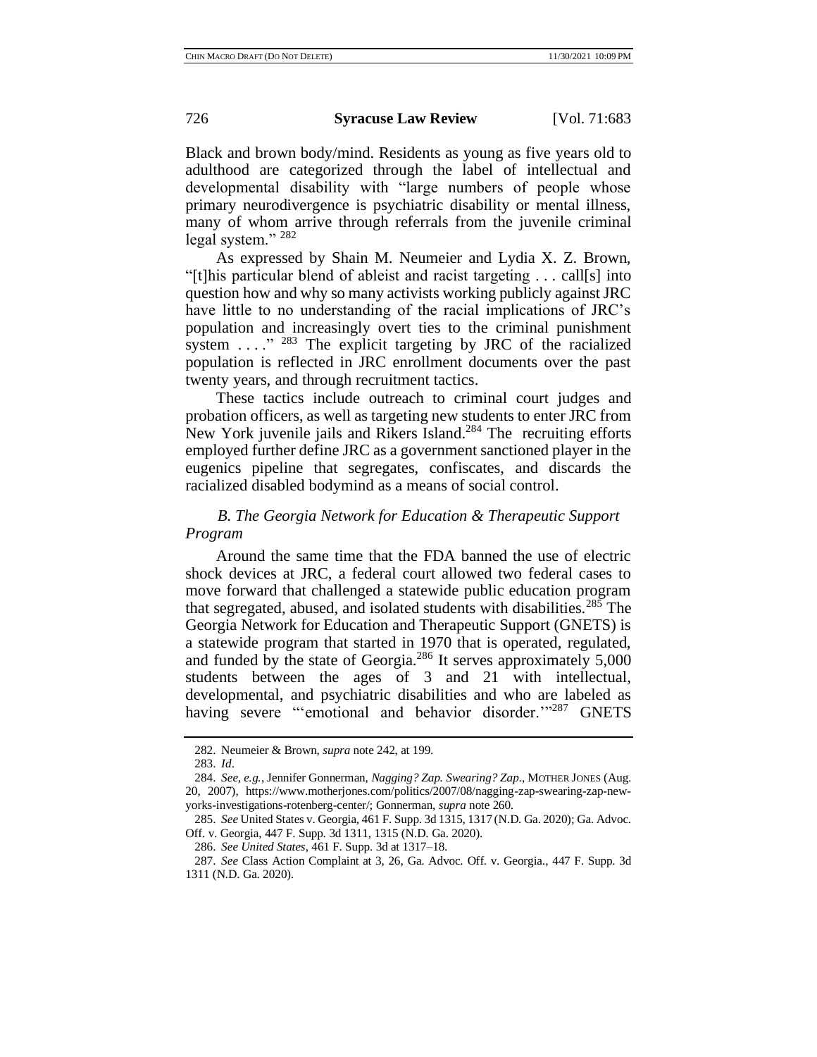Black and brown body/mind. Residents as young as five years old to adulthood are categorized through the label of intellectual and developmental disability with "large numbers of people whose primary neurodivergence is psychiatric disability or mental illness, many of whom arrive through referrals from the juvenile criminal legal system." [282]

As expressed by Shain M. Neumeier and Lydia X. Z. Brown, "[t]his particular blend of ableist and racist targeting . . . call[s] into question how and why so many activists working publicly against JRC have little to no understanding of the racial implications of JRC's population and increasingly overt ties to the criminal punishment system . . . ." [283] The explicit targeting by JRC of the racialized population is reflected in JRC enrollment documents over the past twenty years, and through recruitment tactics.

These tactics include outreach to criminal court judges and probation officers, as well as targeting new students to enter JRC from New York juvenile jails and Rikers Island.[284] The recruiting efforts employed further define JRC as a government sanctioned player in the eugenics pipeline that segregates, confiscates, and discards the racialized disabled bodymind as a means of social control.

### *B. The Georgia Network for Education & Therapeutic Support Program*

Around the same time that the FDA banned the use of electric shock devices at JRC, a federal court allowed two federal cases to move forward that challenged a statewide public education program that segregated, abused, and isolated students with disabilities.[285] The Georgia Network for Education and Therapeutic Support (GNETS) is a statewide program that started in 1970 that is operated, regulated, and funded by the state of Georgia.[286] It serves approximately 5,000 students between the ages of 3 and 21 with intellectual, developmental, and psychiatric disabilities and who are labeled as having severe "'emotional and behavior disorder.'"[287] GNETS

---

282. Neumeier & Brown, *supra* note 242, at 199.

283. *Id*.

284. *See, e.g.*, Jennifer Gonnerman, *Nagging? Zap. Swearing? Zap.*, MOTHER JONES (Aug. 20, 2007), https://www.motherjones.com/politics/2007/08/nagging-zap-swearing-zap-new-yorks-investigations-rotenberg-center/; Gonnerman, *supra* note 260.

285. *See* United States v. Georgia, 461 F. Supp. 3d 1315, 1317 (N.D. Ga. 2020); Ga. Advoc. Off. v. Georgia, 447 F. Supp. 3d 1311, 1315 (N.D. Ga. 2020).

286. *See United States*, 461 F. Supp. 3d at 1317–18.

287. *See* Class Action Complaint at 3, 26, Ga. Advoc. Off. v. Georgia., 447 F. Supp. 3d 1311 (N.D. Ga. 2020).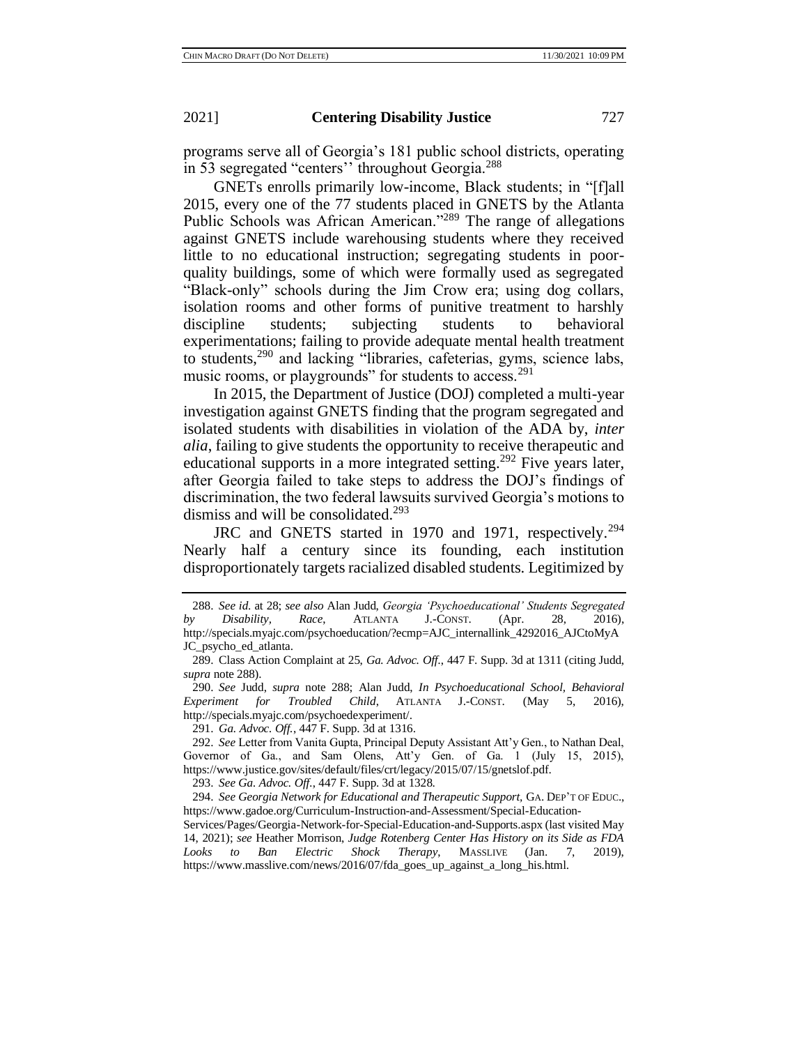programs serve all of Georgia's 181 public school districts, operating in 53 segregated "centers'' throughout Georgia.[288]

GNETs enrolls primarily low-income, Black students; in "[f]all 2015, every one of the 77 students placed in GNETS by the Atlanta Public Schools was African American."[289] The range of allegations against GNETS include warehousing students where they received little to no educational instruction; segregating students in poor-quality buildings, some of which were formally used as segregated "Black-only" schools during the Jim Crow era; using dog collars, isolation rooms and other forms of punitive treatment to harshly discipline students; subjecting students to behavioral experimentations; failing to provide adequate mental health treatment to students,[290] and lacking "libraries, cafeterias, gyms, science labs, music rooms, or playgrounds" for students to access.[291]

In 2015, the Department of Justice (DOJ) completed a multi-year investigation against GNETS finding that the program segregated and isolated students with disabilities in violation of the ADA by, *inter alia*, failing to give students the opportunity to receive therapeutic and educational supports in a more integrated setting.[292] Five years later, after Georgia failed to take steps to address the DOJ's findings of discrimination, the two federal lawsuits survived Georgia's motions to dismiss and will be consolidated.[293]

JRC and GNETS started in 1970 and 1971, respectively.[294] Nearly half a century since its founding, each institution disproportionately targets racialized disabled students. Legitimized by

---

288. *See id.* at 28; *see also* Alan Judd, *Georgia 'Psychoeducational' Students Segregated by Disability, Race*, ATLANTA J.-CONST. (Apr. 28, 2016), http://specials.myajc.com/psychoeducation/?ecmp=AJC_internallink_4292016_AJCtoMyAJC_psycho_ed_atlanta.

289. Class Action Complaint at 25, *Ga. Advoc. Off.*, 447 F. Supp. 3d at 1311 (citing Judd, *supra* note 288).

290. *See* Judd, *supra* note 288; Alan Judd, *In Psychoeducational School, Behavioral Experiment for Troubled Child*, ATLANTA J.-CONST. (May 5, 2016), http://specials.myajc.com/psychoedexperiment/.

291. *Ga. Advoc. Off.*, 447 F. Supp. 3d at 1316.

292. *See* Letter from Vanita Gupta, Principal Deputy Assistant Att'y Gen., to Nathan Deal, Governor of Ga., and Sam Olens, Att'y Gen. of Ga. 1 (July 15, 2015), https://www.justice.gov/sites/default/files/crt/legacy/2015/07/15/gnetslof.pdf.

293. *See Ga. Advoc. Off.*, 447 F. Supp. 3d at 1328.

294. *See Georgia Network for Educational and Therapeutic Support*, GA. DEP'T OF EDUC., https://www.gadoe.org/Curriculum-Instruction-and-Assessment/Special-Education-Services/Pages/Georgia-Network-for-Special-Education-and-Supports.aspx (last visited May 14, 2021); *see* Heather Morrison, *Judge Rotenberg Center Has History on its Side as FDA Looks to Ban Electric Shock Therapy*, MASSLIVE (Jan. 7, 2019), https://www.masslive.com/news/2016/07/fda_goes_up_against_a_long_his.html.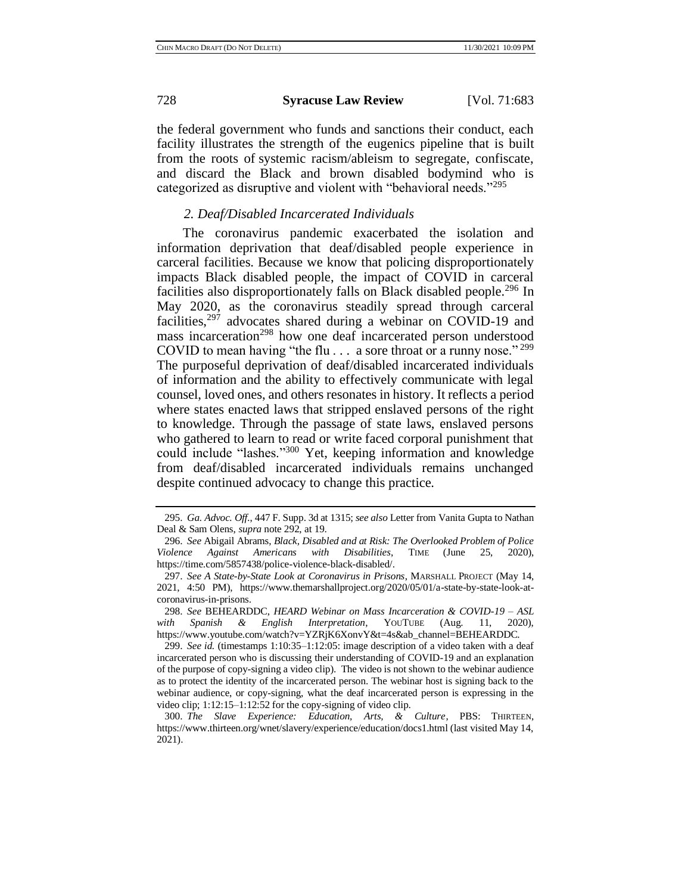the federal government who funds and sanctions their conduct, each facility illustrates the strength of the eugenics pipeline that is built from the roots of systemic racism/ableism to segregate, confiscate, and discard the Black and brown disabled bodymind who is categorized as disruptive and violent with "behavioral needs."[295]

### *2. Deaf/Disabled Incarcerated Individuals*

The coronavirus pandemic exacerbated the isolation and information deprivation that deaf/disabled people experience in carceral facilities. Because we know that policing disproportionately impacts Black disabled people, the impact of COVID in carceral facilities also disproportionately falls on Black disabled people.[296] In May 2020, as the coronavirus steadily spread through carceral facilities,[297] advocates shared during a webinar on COVID-19 and mass incarceration[298] how one deaf incarcerated person understood COVID to mean having "the flu . . . a sore throat or a runny nose."[299] The purposeful deprivation of deaf/disabled incarcerated individuals of information and the ability to effectively communicate with legal counsel, loved ones, and others resonates in history. It reflects a period where states enacted laws that stripped enslaved persons of the right to knowledge. Through the passage of state laws, enslaved persons who gathered to learn to read or write faced corporal punishment that could include "lashes."[300] Yet, keeping information and knowledge from deaf/disabled incarcerated individuals remains unchanged despite continued advocacy to change this practice.

---

295. *Ga. Advoc. Off.*, 447 F. Supp. 3d at 1315; *see also* Letter from Vanita Gupta to Nathan Deal & Sam Olens, *supra* note 292, at 19.

296. *See* Abigail Abrams, *Black, Disabled and at Risk: The Overlooked Problem of Police Violence Against Americans with Disabilities*, TIME (June 25, 2020), https://time.com/5857438/police-violence-black-disabled/.

297. *See A State-by-State Look at Coronavirus in Prisons*, MARSHALL PROJECT (May 14, 2021, 4:50 PM), https://www.themarshallproject.org/2020/05/01/a-state-by-state-look-at-coronavirus-in-prisons.

298. *See* BEHEARDDC, *HEARD Webinar on Mass Incarceration & COVID-19 – ASL with Spanish & English Interpretation*, YOUTUBE (Aug. 11, 2020), https://www.youtube.com/watch?v=YZRjK6XonvY&t=4s&ab_channel=BEHEARDDC.

299. *See id.* (timestamps 1:10:35–1:12:05: image description of a video taken with a deaf incarcerated person who is discussing their understanding of COVID-19 and an explanation of the purpose of copy-signing a video clip). The video is not shown to the webinar audience as to protect the identity of the incarcerated person. The webinar host is signing back to the webinar audience, or copy-signing, what the deaf incarcerated person is expressing in the video clip; 1:12:15–1:12:52 for the copy-signing of video clip.

300. *The Slave Experience: Education, Arts, & Culture*, PBS: THIRTEEN, https://www.thirteen.org/wnet/slavery/experience/education/docs1.html (last visited May 14, 2021).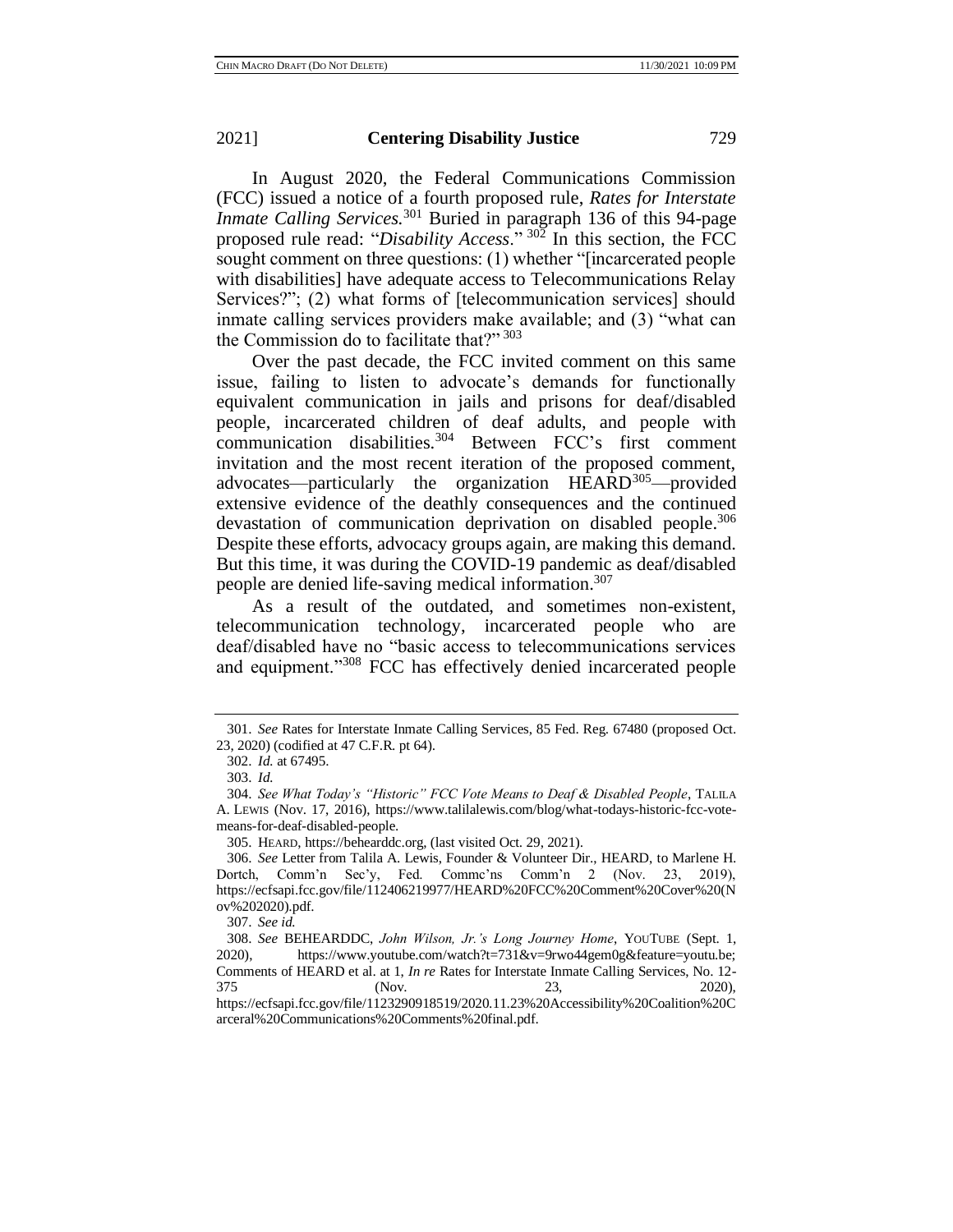In August 2020, the Federal Communications Commission (FCC) issued a notice of a fourth proposed rule, *Rates for Interstate Inmate Calling Services.*[301] Buried in paragraph 136 of this 94-page proposed rule read: "*Disability Access*."[302] In this section, the FCC sought comment on three questions: (1) whether "[incarcerated people with disabilities] have adequate access to Telecommunications Relay Services?"; (2) what forms of [telecommunication services] should inmate calling services providers make available; and (3) "what can the Commission do to facilitate that?"[303]

Over the past decade, the FCC invited comment on this same issue, failing to listen to advocate's demands for functionally equivalent communication in jails and prisons for deaf/disabled people, incarcerated children of deaf adults, and people with communication disabilities.[304] Between FCC's first comment invitation and the most recent iteration of the proposed comment, advocates—particularly the organization HEARD[305]—provided extensive evidence of the deathly consequences and the continued devastation of communication deprivation on disabled people.[306] Despite these efforts, advocacy groups again, are making this demand. But this time, it was during the COVID-19 pandemic as deaf/disabled people are denied life-saving medical information.[307]

As a result of the outdated, and sometimes non-existent, telecommunication technology, incarcerated people who are deaf/disabled have no "basic access to telecommunications services and equipment."[308] FCC has effectively denied incarcerated people

---

301. *See* Rates for Interstate Inmate Calling Services, 85 Fed. Reg. 67480 (proposed Oct. 23, 2020) (codified at 47 C.F.R. pt 64).

302. *Id.* at 67495.

303. *Id.*

304. *See What Today's "Historic" FCC Vote Means to Deaf & Disabled People*, TALILA A. LEWIS (Nov. 17, 2016), https://www.talilalewis.com/blog/what-todays-historic-fcc-vote-means-for-deaf-disabled-people.

305. HEARD, https://behearddc.org, (last visited Oct. 29, 2021).

306. *See* Letter from Talila A. Lewis, Founder & Volunteer Dir., HEARD, to Marlene H. Dortch, Comm'n Sec'y, Fed. Commc'ns Comm'n 2 (Nov. 23, 2019), https://ecfsapi.fcc.gov/file/112406219977/HEARD%20FCC%20Comment%20Cover%20(Nov%202020).pdf.

307. *See id.*

308. *See* BEHEARDDC, *John Wilson, Jr.'s Long Journey Home*, YOUTUBE (Sept. 1, 2020), https://www.youtube.com/watch?t=731&v=9rwo44gem0g&feature=youtu.be; Comments of HEARD et al. at 1, *In re* Rates for Interstate Inmate Calling Services, No. 12-375 (Nov. 23, 2020), https://ecfsapi.fcc.gov/file/1123290918519/2020.11.23%20Accessibility%20Coalition%20Carceral%20Communications%20Comments%20final.pdf.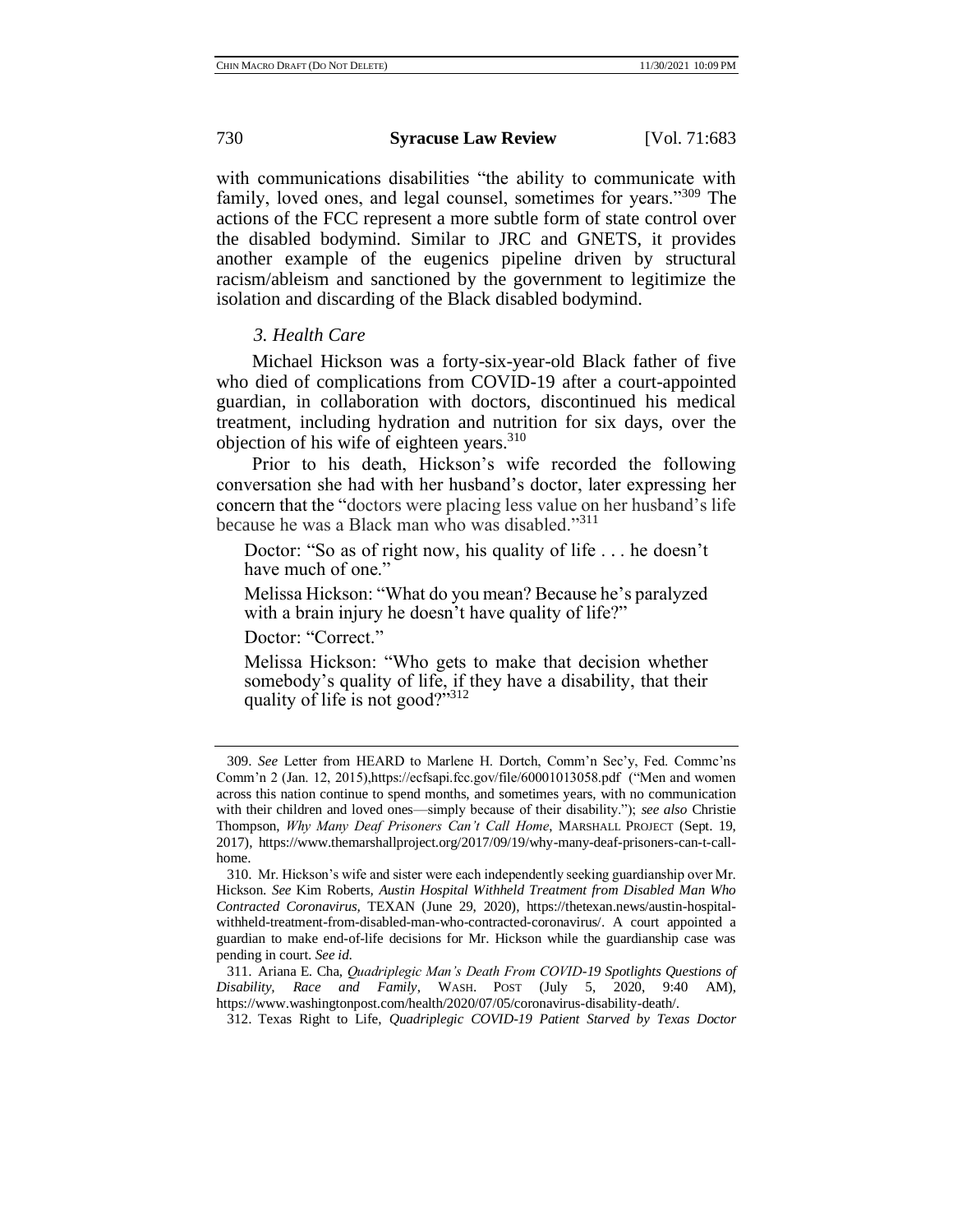with communications disabilities "the ability to communicate with family, loved ones, and legal counsel, sometimes for years."[309] The actions of the FCC represent a more subtle form of state control over the disabled bodymind. Similar to JRC and GNETS, it provides another example of the eugenics pipeline driven by structural racism/ableism and sanctioned by the government to legitimize the isolation and discarding of the Black disabled bodymind.

### *3. Health Care*

Michael Hickson was a forty-six-year-old Black father of five who died of complications from COVID-19 after a court-appointed guardian, in collaboration with doctors, discontinued his medical treatment, including hydration and nutrition for six days, over the objection of his wife of eighteen years.[310]

Prior to his death, Hickson's wife recorded the following conversation she had with her husband's doctor, later expressing her concern that the "doctors were placing less value on her husband's life because he was a Black man who was disabled."[311]

> Doctor: "So as of right now, his quality of life . . . he doesn't have much of one."
>
> Melissa Hickson: "What do you mean? Because he's paralyzed with a brain injury he doesn't have quality of life?"
>
> Doctor: "Correct."
>
> Melissa Hickson: "Who gets to make that decision whether somebody's quality of life, if they have a disability, that their quality of life is not good?"[312]

---

309. *See* Letter from HEARD to Marlene H. Dortch, Comm'n Sec'y, Fed. Commc'ns Comm'n 2 (Jan. 12, 2015),https://ecfsapi.fcc.gov/file/60001013058.pdf ("Men and women across this nation continue to spend months, and sometimes years, with no communication with their children and loved ones—simply because of their disability."); *see also* Christie Thompson, *Why Many Deaf Prisoners Can't Call Home*, MARSHALL PROJECT (Sept. 19, 2017), https://www.themarshallproject.org/2017/09/19/why-many-deaf-prisoners-can-t-call-home.

310. Mr. Hickson's wife and sister were each independently seeking guardianship over Mr. Hickson. *See* Kim Roberts, *Austin Hospital Withheld Treatment from Disabled Man Who Contracted Coronavirus*, TEXAN (June 29, 2020), https://thetexan.news/austin-hospital-withheld-treatment-from-disabled-man-who-contracted-coronavirus/. A court appointed a guardian to make end-of-life decisions for Mr. Hickson while the guardianship case was pending in court. *See id.*

311. Ariana E. Cha, *Quadriplegic Man's Death From COVID-19 Spotlights Questions of Disability, Race and Family*, WASH. POST (July 5, 2020, 9:40 AM), https://www.washingtonpost.com/health/2020/07/05/coronavirus-disability-death/.

312. Texas Right to Life, *Quadriplegic COVID-19 Patient Starved by Texas Doctor*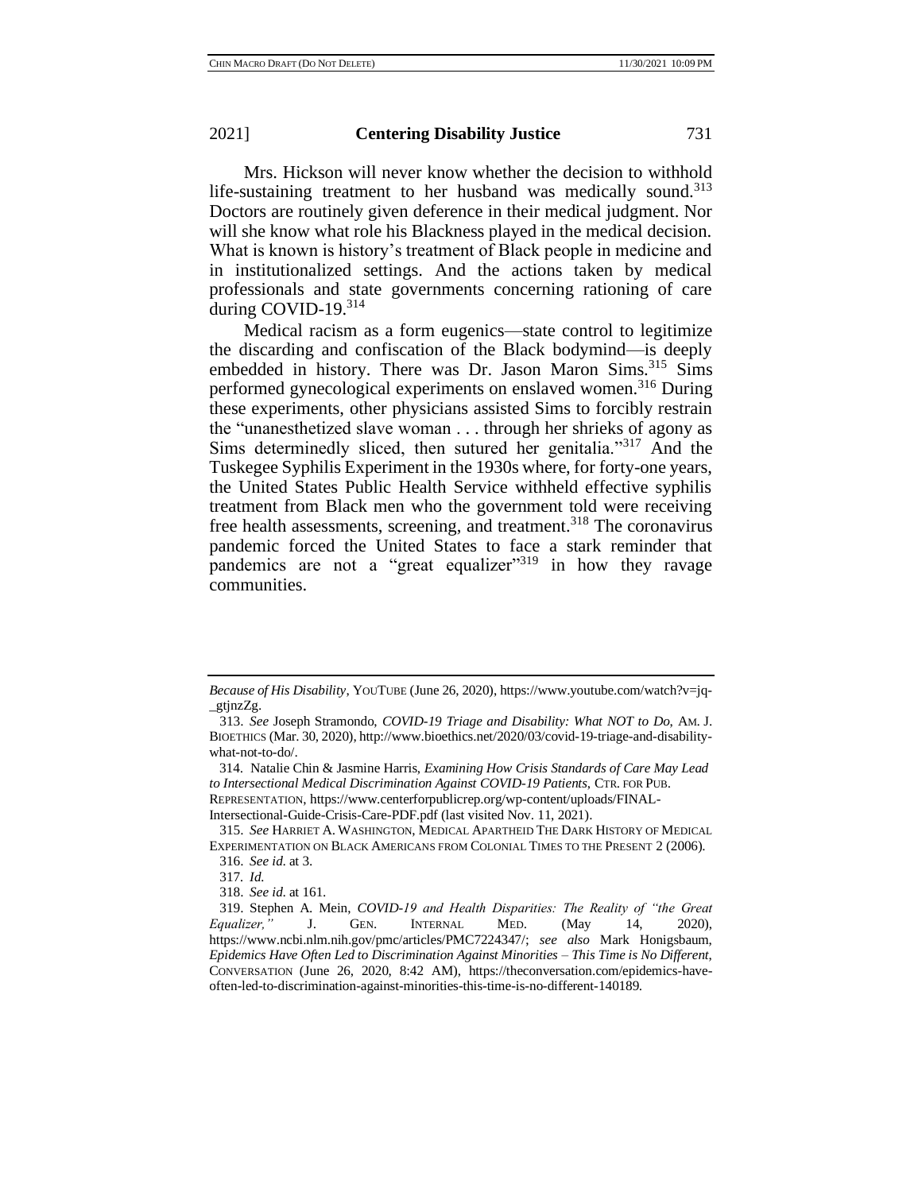Mrs. Hickson will never know whether the decision to withhold life-sustaining treatment to her husband was medically sound.[313] Doctors are routinely given deference in their medical judgment. Nor will she know what role his Blackness played in the medical decision. What is known is history's treatment of Black people in medicine and in institutionalized settings. And the actions taken by medical professionals and state governments concerning rationing of care during COVID-19.[314]

Medical racism as a form eugenics—state control to legitimize the discarding and confiscation of the Black bodymind—is deeply embedded in history. There was Dr. Jason Maron Sims.[315] Sims performed gynecological experiments on enslaved women.[316] During these experiments, other physicians assisted Sims to forcibly restrain the "unanesthetized slave woman . . . through her shrieks of agony as Sims determinedly sliced, then sutured her genitalia."[317] And the Tuskegee Syphilis Experiment in the 1930s where, for forty-one years, the United States Public Health Service withheld effective syphilis treatment from Black men who the government told were receiving free health assessments, screening, and treatment.[318] The coronavirus pandemic forced the United States to face a stark reminder that pandemics are not a "great equalizer"[319] in how they ravage communities.

---

*Because of His Disability*, YOUTUBE (June 26, 2020), https://www.youtube.com/watch?v=jq-_gtjnzZg.

313. *See* Joseph Stramondo, *COVID-19 Triage and Disability: What NOT to Do*, AM. J. BIOETHICS (Mar. 30, 2020), http://www.bioethics.net/2020/03/covid-19-triage-and-disability-what-not-to-do/.

314. Natalie Chin & Jasmine Harris, *Examining How Crisis Standards of Care May Lead to Intersectional Medical Discrimination Against COVID-19 Patients*, CTR. FOR PUB. REPRESENTATION, https://www.centerforpublicrep.org/wp-content/uploads/FINAL-Intersectional-Guide-Crisis-Care-PDF.pdf (last visited Nov. 11, 2021).

315. *See* HARRIET A. WASHINGTON, MEDICAL APARTHEID THE DARK HISTORY OF MEDICAL EXPERIMENTATION ON BLACK AMERICANS FROM COLONIAL TIMES TO THE PRESENT 2 (2006).

316. *See id.* at 3.

317. *Id.*

318. *See id.* at 161.

319. Stephen A. Mein, *COVID-19 and Health Disparities: The Reality of "the Great Equalizer,"* J. GEN. INTERNAL MED. (May 14, 2020), https://www.ncbi.nlm.nih.gov/pmc/articles/PMC7224347/; *see also* Mark Honigsbaum, *Epidemics Have Often Led to Discrimination Against Minorities – This Time is No Different*, CONVERSATION (June 26, 2020, 8:42 AM), https://theconversation.com/epidemics-have-often-led-to-discrimination-against-minorities-this-time-is-no-different-140189.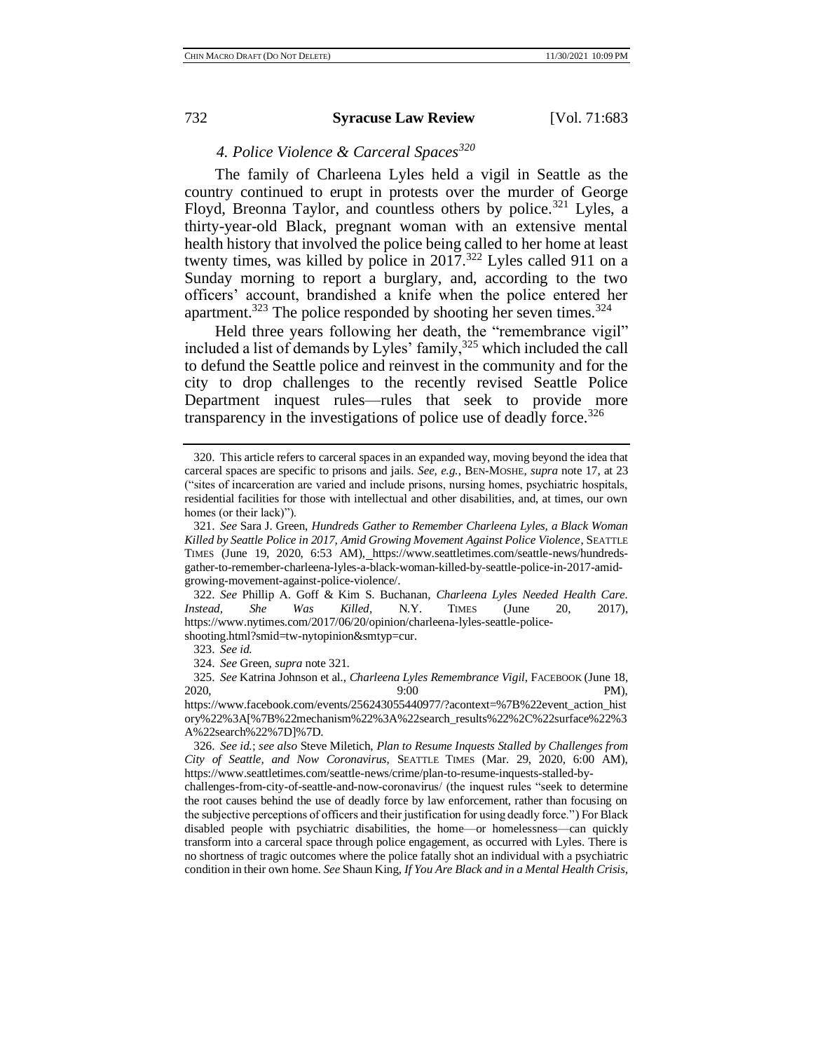### 4. Police Violence & Carceral Spaces[320]

The family of Charleena Lyles held a vigil in Seattle as the country continued to erupt in protests over the murder of George Floyd, Breonna Taylor, and countless others by police.[321] Lyles, a thirty-year-old Black, pregnant woman with an extensive mental health history that involved the police being called to her home at least twenty times, was killed by police in 2017.[322] Lyles called 911 on a Sunday morning to report a burglary, and, according to the two officers' account, brandished a knife when the police entered her apartment.[323] The police responded by shooting her seven times.[324]

Held three years following her death, the "remembrance vigil" included a list of demands by Lyles' family,[325] which included the call to defund the Seattle police and reinvest in the community and for the city to drop challenges to the recently revised Seattle Police Department inquest rules—rules that seek to provide more transparency in the investigations of police use of deadly force.[326]

---

320. This article refers to carceral spaces in an expanded way, moving beyond the idea that carceral spaces are specific to prisons and jails. *See, e.g.*, BEN-MOSHE, *supra* note 17, at 23 ("sites of incarceration are varied and include prisons, nursing homes, psychiatric hospitals, residential facilities for those with intellectual and other disabilities, and, at times, our own homes (or their lack)").

321. *See* Sara J. Green, *Hundreds Gather to Remember Charleena Lyles, a Black Woman Killed by Seattle Police in 2017, Amid Growing Movement Against Police Violence*, SEATTLE TIMES (June 19, 2020, 6:53 AM), https://www.seattletimes.com/seattle-news/hundreds-gather-to-remember-charleena-lyles-a-black-woman-killed-by-seattle-police-in-2017-amid-growing-movement-against-police-violence/.

322. *See* Phillip A. Goff & Kim S. Buchanan, *Charleena Lyles Needed Health Care. Instead, She Was Killed*, N.Y. TIMES (June 20, 2017), https://www.nytimes.com/2017/06/20/opinion/charleena-lyles-seattle-police-shooting.html?smid=tw-nytopinion&smtyp=cur.

323. *See id.*

324. *See* Green, *supra* note 321.

325. *See* Katrina Johnson et al., *Charleena Lyles Remembrance Vigil*, FACEBOOK (June 18, 2020, 9:00 PM), https://www.facebook.com/events/256243055440977/?acontext=%7B%22event_action_history%22%3A[%7B%22mechanism%22%3A%22search_results%22%2C%22surface%22%3A%22search%22%7D]%7D.

326. *See id.*; *see also* Steve Miletich, *Plan to Resume Inquests Stalled by Challenges from City of Seattle, and Now Coronavirus*, SEATTLE TIMES (Mar. 29, 2020, 6:00 AM), https://www.seattletimes.com/seattle-news/crime/plan-to-resume-inquests-stalled-by-challenges-from-city-of-seattle-and-now-coronavirus/ (the inquest rules "seek to determine the root causes behind the use of deadly force by law enforcement, rather than focusing on the subjective perceptions of officers and their justification for using deadly force.") For Black disabled people with psychiatric disabilities, the home—or homelessness—can quickly transform into a carceral space through police engagement, as occurred with Lyles. There is no shortness of tragic outcomes where the police fatally shot an individual with a psychiatric condition in their own home. *See* Shaun King, *If You Are Black and in a Mental Health Crisis,*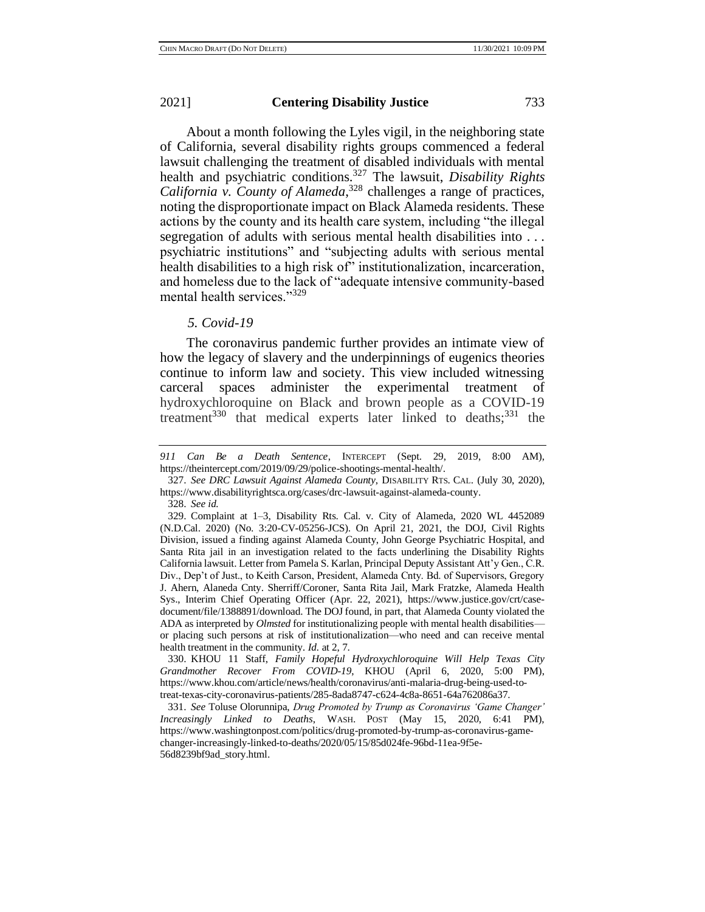About a month following the Lyles vigil, in the neighboring state of California, several disability rights groups commenced a federal lawsuit challenging the treatment of disabled individuals with mental health and psychiatric conditions.[327] The lawsuit, *Disability Rights California v. County of Alameda*,[328] challenges a range of practices, noting the disproportionate impact on Black Alameda residents. These actions by the county and its health care system, including "the illegal segregation of adults with serious mental health disabilities into . . . psychiatric institutions" and "subjecting adults with serious mental health disabilities to a high risk of" institutionalization, incarceration, and homeless due to the lack of "adequate intensive community-based mental health services."[329]

### *5. Covid-19*

The coronavirus pandemic further provides an intimate view of how the legacy of slavery and the underpinnings of eugenics theories continue to inform law and society. This view included witnessing carceral spaces administer the experimental treatment of hydroxychloroquine on Black and brown people as a COVID-19 treatment[330] that medical experts later linked to deaths;[331] the

---

*911 Can Be a Death Sentence*, INTERCEPT (Sept. 29, 2019, 8:00 AM), https://theintercept.com/2019/09/29/police-shootings-mental-health/.

327. *See DRC Lawsuit Against Alameda County*, DISABILITY RTS. CAL. (July 30, 2020), https://www.disabilityrightsca.org/cases/drc-lawsuit-against-alameda-county.

328. *See id.*

329. Complaint at 1–3, Disability Rts. Cal. v. City of Alameda, 2020 WL 4452089 (N.D.Cal. 2020) (No. 3:20-CV-05256-JCS). On April 21, 2021, the DOJ, Civil Rights Division, issued a finding against Alameda County, John George Psychiatric Hospital, and Santa Rita jail in an investigation related to the facts underlining the Disability Rights California lawsuit. Letter from Pamela S. Karlan, Principal Deputy Assistant Att'y Gen., C.R. Div., Dep't of Just., to Keith Carson, President, Alameda Cnty. Bd. of Supervisors, Gregory J. Ahern, Alaneda Cnty. Sherriff/Coroner, Santa Rita Jail, Mark Fratzke, Alameda Health Sys., Interim Chief Operating Officer (Apr. 22, 2021), https://www.justice.gov/crt/case-document/file/1388891/download. The DOJ found, in part, that Alameda County violated the ADA as interpreted by *Olmsted* for institutionalizing people with mental health disabilities—or placing such persons at risk of institutionalization—who need and can receive mental health treatment in the community. *Id.* at 2, 7.

330. KHOU 11 Staff, *Family Hopeful Hydroxychloroquine Will Help Texas City Grandmother Recover From COVID-19*, KHOU (April 6, 2020, 5:00 PM), https://www.khou.com/article/news/health/coronavirus/anti-malaria-drug-being-used-to-treat-texas-city-coronavirus-patients/285-8ada8747-c624-4c8a-8651-64a762086a37.

331. *See* Toluse Olorunnipa, *Drug Promoted by Trump as Coronavirus 'Game Changer' Increasingly Linked to Deaths*, WASH. POST (May 15, 2020, 6:41 PM), https://www.washingtonpost.com/politics/drug-promoted-by-trump-as-coronavirus-game-changer-increasingly-linked-to-deaths/2020/05/15/85d024fe-96bd-11ea-9f5e-56d8239bf9ad_story.html.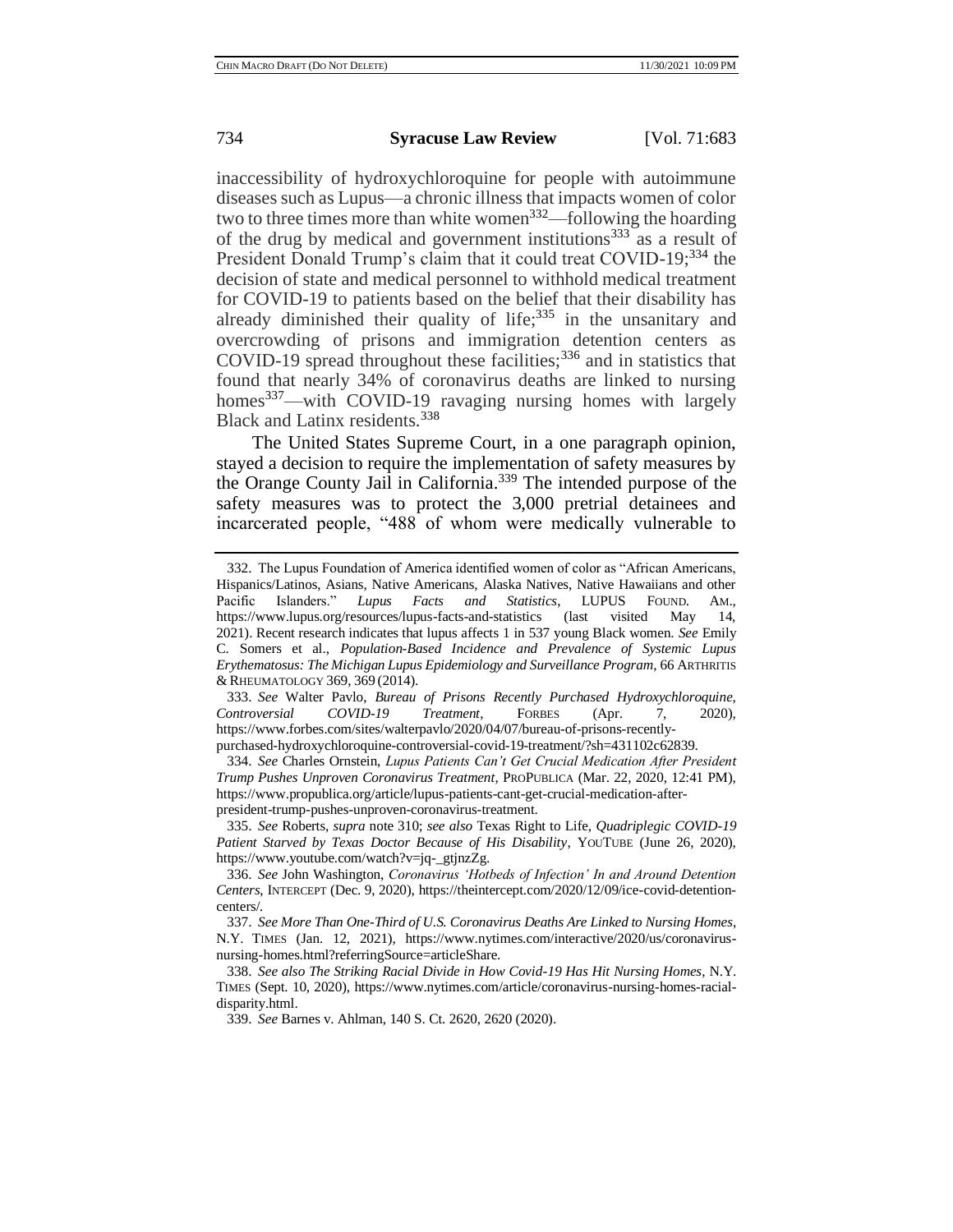inaccessibility of hydroxychloroquine for people with autoimmune diseases such as Lupus—a chronic illness that impacts women of color two to three times more than white women[332]—following the hoarding of the drug by medical and government institutions[333] as a result of President Donald Trump's claim that it could treat COVID-19;[334] the decision of state and medical personnel to withhold medical treatment for COVID-19 to patients based on the belief that their disability has already diminished their quality of life;[335] in the unsanitary and overcrowding of prisons and immigration detention centers as COVID-19 spread throughout these facilities;[336] and in statistics that found that nearly 34% of coronavirus deaths are linked to nursing homes[337]—with COVID-19 ravaging nursing homes with largely Black and Latinx residents.[338]

The United States Supreme Court, in a one paragraph opinion, stayed a decision to require the implementation of safety measures by the Orange County Jail in California.[339] The intended purpose of the safety measures was to protect the 3,000 pretrial detainees and incarcerated people, "488 of whom were medically vulnerable to

---

332. The Lupus Foundation of America identified women of color as "African Americans, Hispanics/Latinos, Asians, Native Americans, Alaska Natives, Native Hawaiians and other Pacific Islanders." *Lupus Facts and Statistics*, LUPUS FOUND. AM., https://www.lupus.org/resources/lupus-facts-and-statistics (last visited May 14, 2021). Recent research indicates that lupus affects 1 in 537 young Black women. *See* Emily C. Somers et al., *Population-Based Incidence and Prevalence of Systemic Lupus Erythematosus: The Michigan Lupus Epidemiology and Surveillance Program*, 66 ARTHRITIS & RHEUMATOLOGY 369, 369 (2014).

333. *See* Walter Pavlo, *Bureau of Prisons Recently Purchased Hydroxychloroquine, Controversial COVID-19 Treatment*, FORBES (Apr. 7, 2020), https://www.forbes.com/sites/walterpavlo/2020/04/07/bureau-of-prisons-recently-purchased-hydroxychloroquine-controversial-covid-19-treatment/?sh=431102c62839.

334. *See* Charles Ornstein, *Lupus Patients Can't Get Crucial Medication After President Trump Pushes Unproven Coronavirus Treatment*, PROPUBLICA (Mar. 22, 2020, 12:41 PM), https://www.propublica.org/article/lupus-patients-cant-get-crucial-medication-after-president-trump-pushes-unproven-coronavirus-treatment.

335. *See* Roberts, *supra* note 310; *see also* Texas Right to Life, *Quadriplegic COVID-19 Patient Starved by Texas Doctor Because of His Disability*, YOUTUBE (June 26, 2020), https://www.youtube.com/watch?v=jq-_gtjnzZg.

336. *See* John Washington, *Coronavirus 'Hotbeds of Infection' In and Around Detention Centers*, INTERCEPT (Dec. 9, 2020), https://theintercept.com/2020/12/09/ice-covid-detention-centers/.

337. *See More Than One-Third of U.S. Coronavirus Deaths Are Linked to Nursing Homes*, N.Y. TIMES (Jan. 12, 2021), https://www.nytimes.com/interactive/2020/us/coronavirus-nursing-homes.html?referringSource=articleShare.

338. *See also The Striking Racial Divide in How Covid-19 Has Hit Nursing Homes*, N.Y. TIMES (Sept. 10, 2020), https://www.nytimes.com/article/coronavirus-nursing-homes-racial-disparity.html.

339. *See* Barnes v. Ahlman, 140 S. Ct. 2620, 2620 (2020).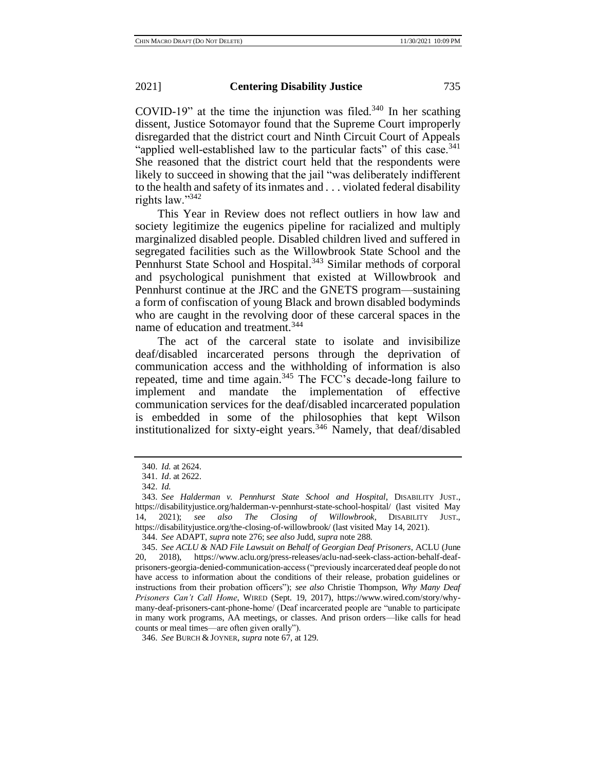COVID-19" at the time the injunction was filed.[340] In her scathing dissent, Justice Sotomayor found that the Supreme Court improperly disregarded that the district court and Ninth Circuit Court of Appeals "applied well-established law to the particular facts" of this case.[341] She reasoned that the district court held that the respondents were likely to succeed in showing that the jail "was deliberately indifferent to the health and safety of its inmates and . . . violated federal disability rights law."[342]

This Year in Review does not reflect outliers in how law and society legitimize the eugenics pipeline for racialized and multiply marginalized disabled people. Disabled children lived and suffered in segregated facilities such as the Willowbrook State School and the Pennhurst State School and Hospital.[343] Similar methods of corporal and psychological punishment that existed at Willowbrook and Pennhurst continue at the JRC and the GNETS program—sustaining a form of confiscation of young Black and brown disabled bodyminds who are caught in the revolving door of these carceral spaces in the name of education and treatment.[344]

The act of the carceral state to isolate and invisibilize deaf/disabled incarcerated persons through the deprivation of communication access and the withholding of information is also repeated, time and time again.[345] The FCC's decade-long failure to implement and mandate the implementation of effective communication services for the deaf/disabled incarcerated population is embedded in some of the philosophies that kept Wilson institutionalized for sixty-eight years.[346] Namely, that deaf/disabled

---

340. *Id.* at 2624.

341. *Id*. at 2622.

342. *Id.*

343. *See Halderman v. Pennhurst State School and Hospital*, DISABILITY JUST., https://disabilityjustice.org/halderman-v-pennhurst-state-school-hospital/ (last visited May 14, 2021); *see also The Closing of Willowbrook*, DISABILITY JUST., https://disabilityjustice.org/the-closing-of-willowbrook/ (last visited May 14, 2021).

344. *See* ADAPT, *supra* note 276; s*ee also* Judd, *supra* note 288.

345. *See ACLU & NAD File Lawsuit on Behalf of Georgian Deaf Prisoners*, ACLU (June 20, 2018), https://www.aclu.org/press-releases/aclu-nad-seek-class-action-behalf-deaf-prisoners-georgia-denied-communication-access ("previously incarcerated deaf people do not have access to information about the conditions of their release, probation guidelines or instructions from their probation officers"); *see also* Christie Thompson, *Why Many Deaf Prisoners Can't Call Home*, WIRED (Sept. 19, 2017), https://www.wired.com/story/why-many-deaf-prisoners-cant-phone-home/ (Deaf incarcerated people are "unable to participate in many work programs, AA meetings, or classes. And prison orders—like calls for head counts or meal times—are often given orally").

346. *See* BURCH & JOYNER, *supra* note 67, at 129.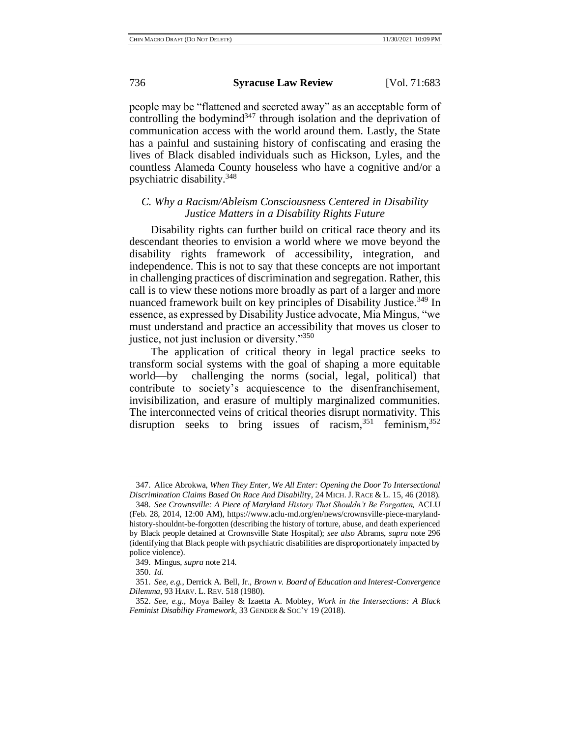people may be "flattened and secreted away" as an acceptable form of controlling the bodymind[347] through isolation and the deprivation of communication access with the world around them. Lastly, the State has a painful and sustaining history of confiscating and erasing the lives of Black disabled individuals such as Hickson, Lyles, and the countless Alameda County houseless who have a cognitive and/or a psychiatric disability.[348]

### *C. Why a Racism/Ableism Consciousness Centered in Disability Justice Matters in a Disability Rights Future*

Disability rights can further build on critical race theory and its descendant theories to envision a world where we move beyond the disability rights framework of accessibility, integration, and independence. This is not to say that these concepts are not important in challenging practices of discrimination and segregation. Rather, this call is to view these notions more broadly as part of a larger and more nuanced framework built on key principles of Disability Justice.[349] In essence, as expressed by Disability Justice advocate, Mia Mingus, "we must understand and practice an accessibility that moves us closer to justice, not just inclusion or diversity."[350]

The application of critical theory in legal practice seeks to transform social systems with the goal of shaping a more equitable world—by challenging the norms (social, legal, political) that contribute to society's acquiescence to the disenfranchisement, invisibilization, and erasure of multiply marginalized communities. The interconnected veins of critical theories disrupt normativity. This disruption seeks to bring issues of racism,[351] feminism,[352]

---

347. Alice Abrokwa, *When They Enter, We All Enter: Opening the Door To Intersectional Discrimination Claims Based On Race And Disability*, 24 MICH. J. RACE & L. 15, 46 (2018).

348. *See Crownsville: A Piece of Maryland History That Shouldn't Be Forgotten,* ACLU (Feb. 28, 2014, 12:00 AM), https://www.aclu-md.org/en/news/crownsville-piece-maryland-history-shouldnt-be-forgotten (describing the history of torture, abuse, and death experienced by Black people detained at Crownsville State Hospital); *see also* Abrams, *supra* note 296 (identifying that Black people with psychiatric disabilities are disproportionately impacted by police violence).

349. Mingus, *supra* note 214.

350. *Id.*

351. *See, e.g.*, Derrick A. Bell, Jr., *Brown v. Board of Education and Interest-Convergence Dilemma*, 93 HARV. L. REV. 518 (1980).

352. *See, e.g.*, Moya Bailey & Izaetta A. Mobley, *Work in the Intersections: A Black Feminist Disability Framework*, 33 GENDER & SOC'Y 19 (2018).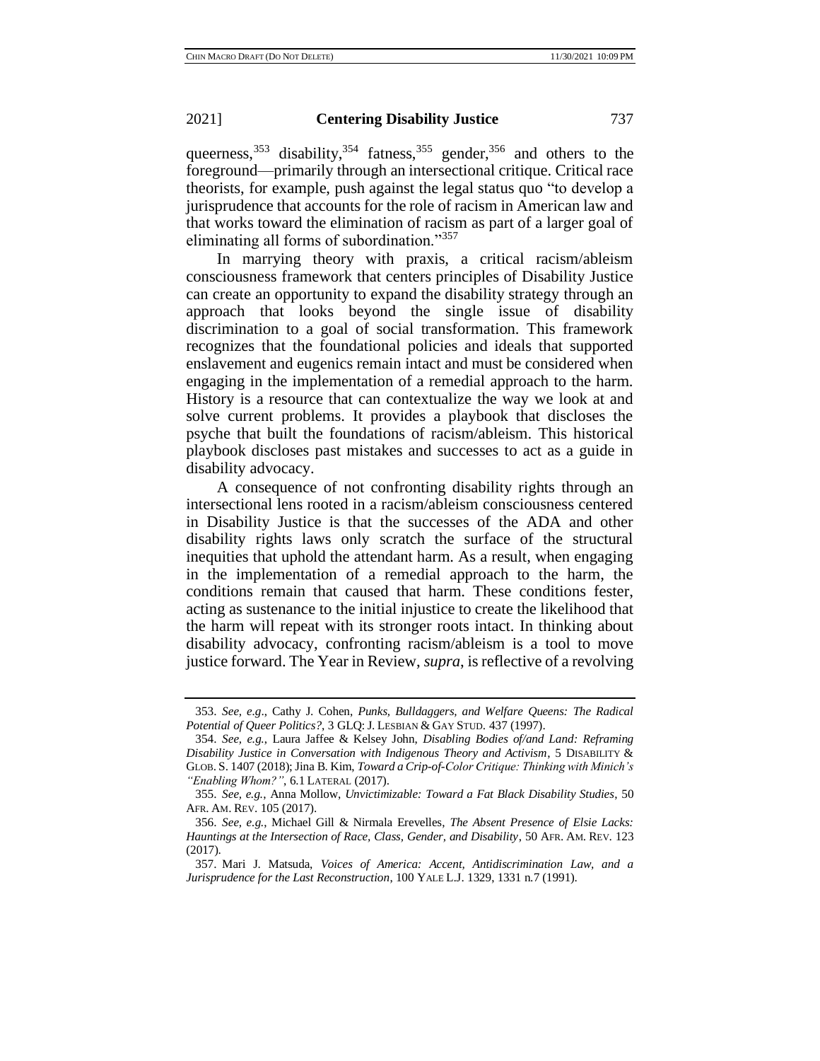queerness,[353] disability,[354] fatness,[355] gender,[356] and others to the foreground—primarily through an intersectional critique. Critical race theorists, for example, push against the legal status quo "to develop a jurisprudence that accounts for the role of racism in American law and that works toward the elimination of racism as part of a larger goal of eliminating all forms of subordination."[357]

In marrying theory with praxis, a critical racism/ableism consciousness framework that centers principles of Disability Justice can create an opportunity to expand the disability strategy through an approach that looks beyond the single issue of disability discrimination to a goal of social transformation. This framework recognizes that the foundational policies and ideals that supported enslavement and eugenics remain intact and must be considered when engaging in the implementation of a remedial approach to the harm. History is a resource that can contextualize the way we look at and solve current problems. It provides a playbook that discloses the psyche that built the foundations of racism/ableism. This historical playbook discloses past mistakes and successes to act as a guide in disability advocacy.

A consequence of not confronting disability rights through an intersectional lens rooted in a racism/ableism consciousness centered in Disability Justice is that the successes of the ADA and other disability rights laws only scratch the surface of the structural inequities that uphold the attendant harm. As a result, when engaging in the implementation of a remedial approach to the harm, the conditions remain that caused that harm. These conditions fester, acting as sustenance to the initial injustice to create the likelihood that the harm will repeat with its stronger roots intact. In thinking about disability advocacy, confronting racism/ableism is a tool to move justice forward. The Year in Review, *supra*, is reflective of a revolving

---

353. *See, e.g*., Cathy J. Cohen, *Punks, Bulldaggers, and Welfare Queens: The Radical Potential of Queer Politics?*, 3 GLQ: J. LESBIAN & GAY STUD. 437 (1997).

354. *See, e.g.*, Laura Jaffee & Kelsey John, *Disabling Bodies of/and Land: Reframing Disability Justice in Conversation with Indigenous Theory and Activism*, 5 DISABILITY & GLOB. S. 1407 (2018); Jina B. Kim, *Toward a Crip-of-Color Critique: Thinking with Minich's "Enabling Whom?"*, 6.1 LATERAL (2017).

355. *See, e.g.*, Anna Mollow, *Unvictimizable: Toward a Fat Black Disability Studies*, 50 AFR. AM. REV. 105 (2017).

356. *See, e.g.*, Michael Gill & Nirmala Erevelles, *The Absent Presence of Elsie Lacks: Hauntings at the Intersection of Race, Class, Gender, and Disability*, 50 AFR. AM. REV. 123 (2017).

357. Mari J. Matsuda, *Voices of America: Accent, Antidiscrimination Law, and a Jurisprudence for the Last Reconstruction*, 100 YALE L.J. 1329, 1331 n.7 (1991).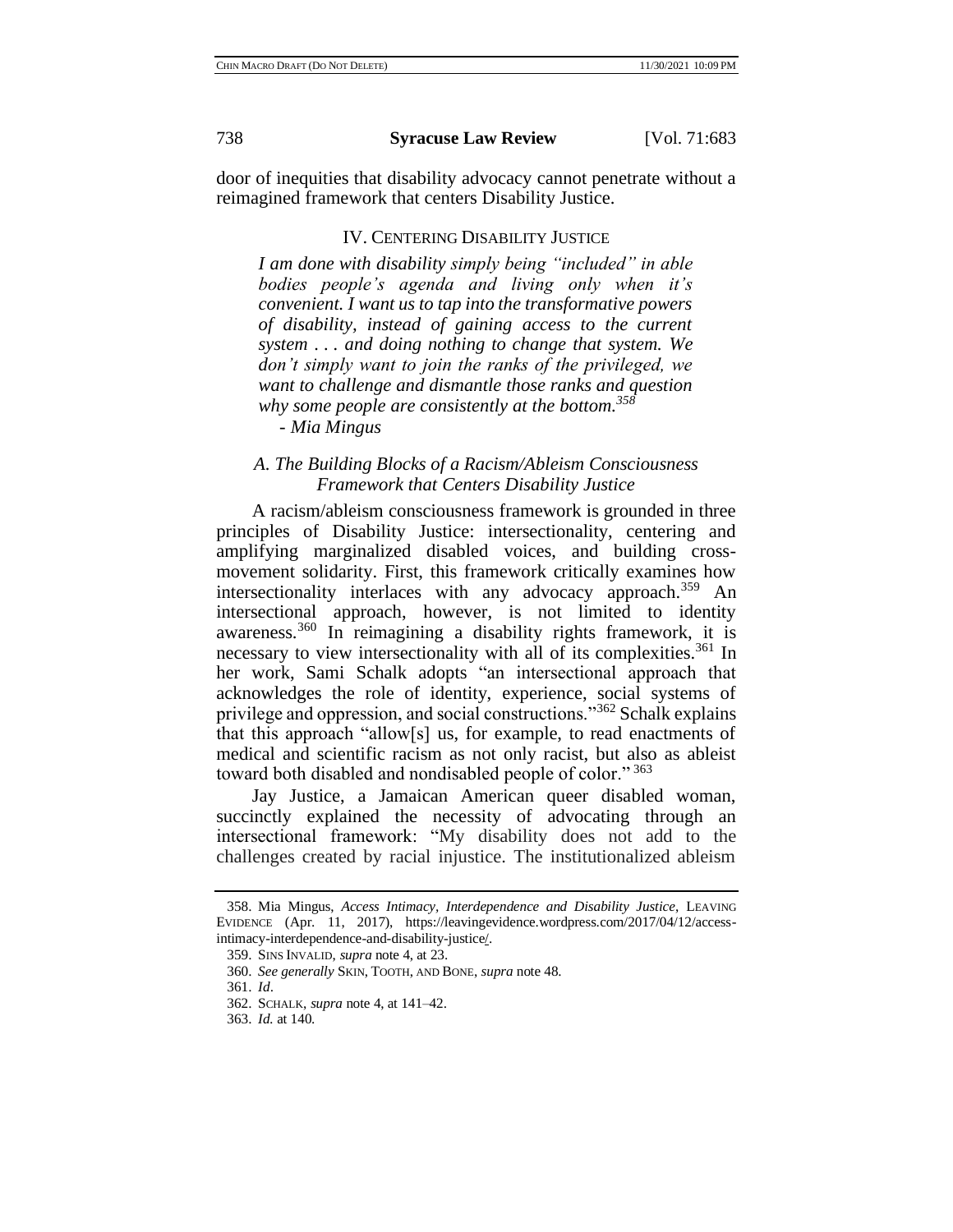door of inequities that disability advocacy cannot penetrate without a reimagined framework that centers Disability Justice.

## IV. Centering Disability Justice

> ***I am done with disability simply being "included" in able bodies people's agenda and living only when it's convenient. I want us to tap into the transformative powers of disability, instead of gaining access to the current system . . . and doing nothing to change that system. We don't simply want to join the ranks of the privileged, we want to challenge and dismantle those ranks and question why some people are consistently at the bottom.***[358]
>
> *- Mia Mingus*

### *A. The Building Blocks of a Racism/Ableism Consciousness Framework that Centers Disability Justice*

A racism/ableism consciousness framework is grounded in three principles of Disability Justice: intersectionality, centering and amplifying marginalized disabled voices, and building cross-movement solidarity. First, this framework critically examines how intersectionality interlaces with any advocacy approach.[359] An intersectional approach, however, is not limited to identity awareness.[360] In reimagining a disability rights framework, it is necessary to view intersectionality with all of its complexities.[361] In her work, Sami Schalk adopts "an intersectional approach that acknowledges the role of identity, experience, social systems of privilege and oppression, and social constructions."[362] Schalk explains that this approach "allow[s] us, for example, to read enactments of medical and scientific racism as not only racist, but also as ableist toward both disabled and nondisabled people of color."[363]

Jay Justice, a Jamaican American queer disabled woman, succinctly explained the necessity of advocating through an intersectional framework: "My disability does not add to the challenges created by racial injustice. The institutionalized ableism

---

358. Mia Mingus, *Access Intimacy, Interdependence and Disability Justice*, LEAVING EVIDENCE (Apr. 11, 2017), https://leavingevidence.wordpress.com/2017/04/12/access-intimacy-interdependence-and-disability-justice/.

359. SINS INVALID, *supra* note 4, at 23.

360. *See generally* SKIN, TOOTH, AND BONE, *supra* note 48.

361. *Id*.

362. SCHALK, *supra* note 4, at 141–42.

363. *Id.* at 140.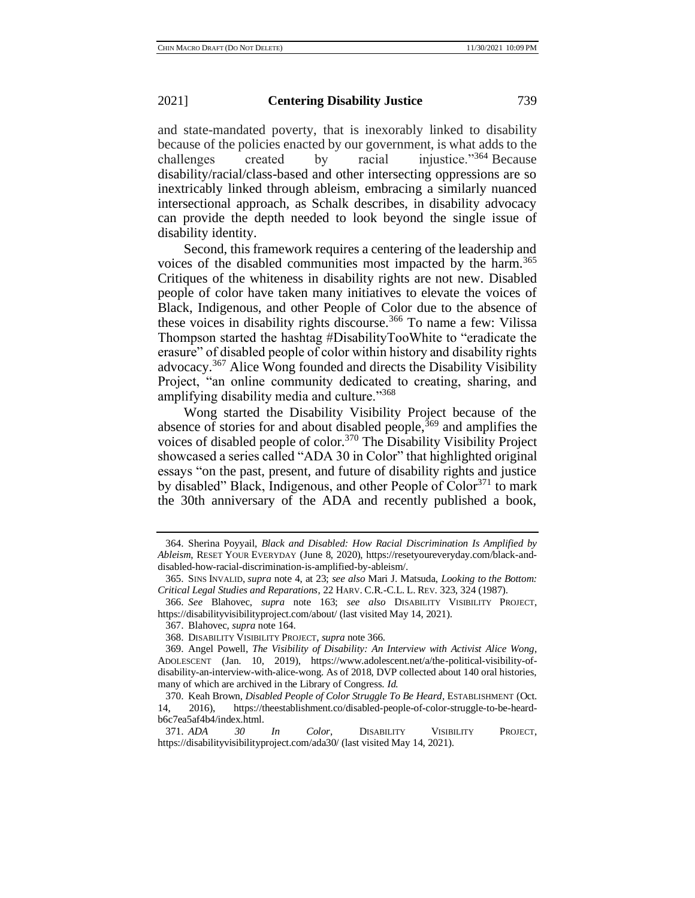and state-mandated poverty, that is inexorably linked to disability because of the policies enacted by our government, is what adds to the challenges created by racial injustice."[364] Because disability/racial/class-based and other intersecting oppressions are so inextricably linked through ableism, embracing a similarly nuanced intersectional approach, as Schalk describes, in disability advocacy can provide the depth needed to look beyond the single issue of disability identity.

Second, this framework requires a centering of the leadership and voices of the disabled communities most impacted by the harm.[365] Critiques of the whiteness in disability rights are not new. Disabled people of color have taken many initiatives to elevate the voices of Black, Indigenous, and other People of Color due to the absence of these voices in disability rights discourse.[366] To name a few: Vilissa Thompson started the hashtag #DisabilityTooWhite to "eradicate the erasure" of disabled people of color within history and disability rights advocacy.[367] Alice Wong founded and directs the Disability Visibility Project, "an online community dedicated to creating, sharing, and amplifying disability media and culture."[368]

Wong started the Disability Visibility Project because of the absence of stories for and about disabled people,[369] and amplifies the voices of disabled people of color.[370] The Disability Visibility Project showcased a series called "ADA 30 in Color" that highlighted original essays "on the past, present, and future of disability rights and justice by disabled" Black, Indigenous, and other People of Color[371] to mark the 30th anniversary of the ADA and recently published a book,

---

364. Sherina Poyyail, *Black and Disabled: How Racial Discrimination Is Amplified by Ableism*, RESET YOUR EVERYDAY (June 8, 2020), https://resetyoureveryday.com/black-and-disabled-how-racial-discrimination-is-amplified-by-ableism/.

365. SINS INVALID, *supra* note 4, at 23; *see also* Mari J. Matsuda, *Looking to the Bottom: Critical Legal Studies and Reparations*, 22 HARV. C.R.-C.L. L. REV. 323, 324 (1987).

366. *See* Blahovec, *supra* note 163; *see also* DISABILITY VISIBILITY PROJECT, https://disabilityvisibilityproject.com/about/ (last visited May 14, 2021).

367. Blahovec, *supra* note 164.

368. DISABILITY VISIBILITY PROJECT, *supra* note 366.

369. Angel Powell, *The Visibility of Disability: An Interview with Activist Alice Wong*, ADOLESCENT (Jan. 10, 2019), https://www.adolescent.net/a/the-political-visibility-of-disability-an-interview-with-alice-wong. As of 2018, DVP collected about 140 oral histories, many of which are archived in the Library of Congress. *Id.*

370. Keah Brown, *Disabled People of Color Struggle To Be Heard*, ESTABLISHMENT (Oct. 14, 2016), https://theestablishment.co/disabled-people-of-color-struggle-to-be-heard-b6c7ea5af4b4/index.html.

371. *ADA 30 In Color*, DISABILITY VISIBILITY PROJECT, https://disabilityvisibilityproject.com/ada30/ (last visited May 14, 2021).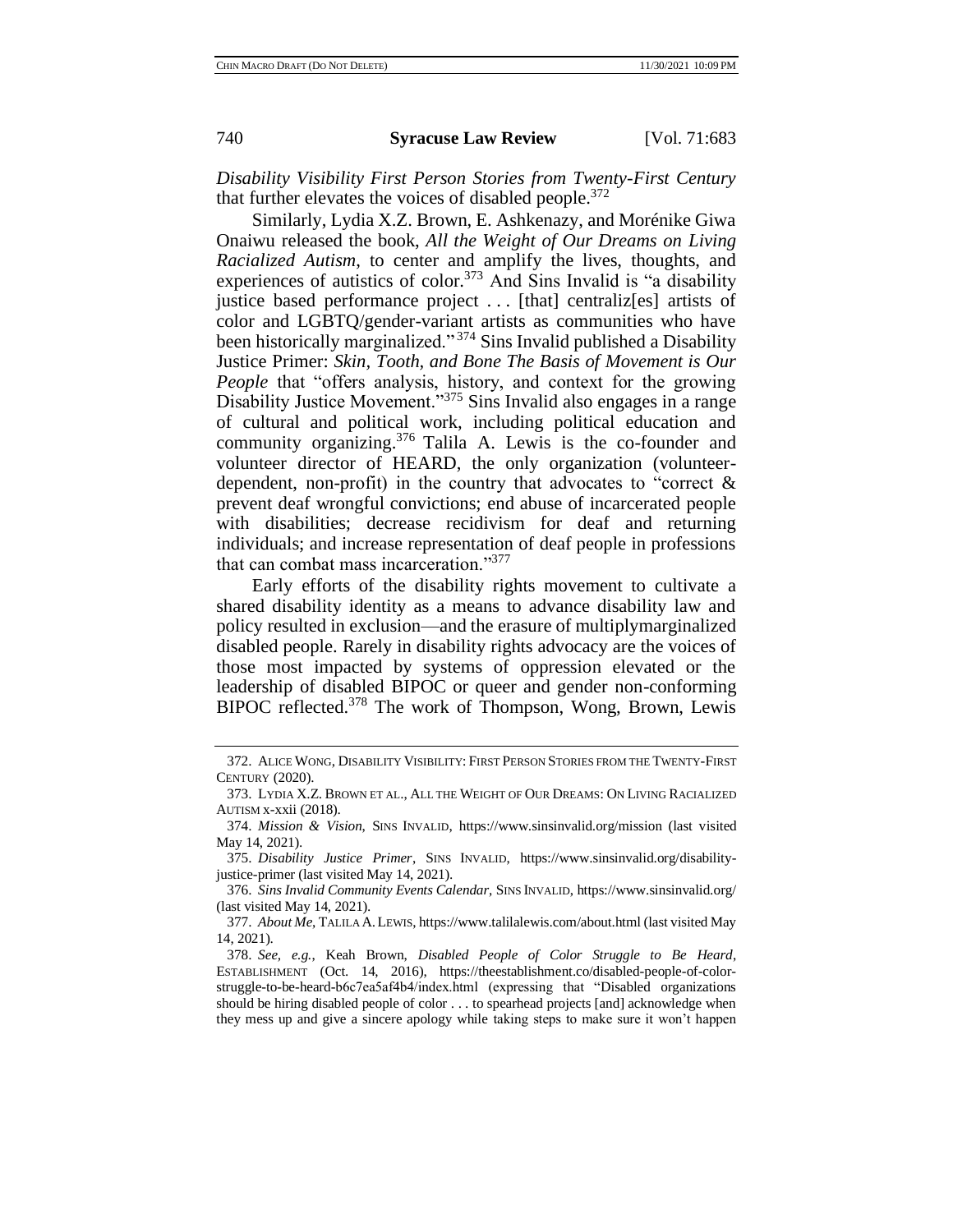*Disability Visibility First Person Stories from Twenty-First Century* that further elevates the voices of disabled people.[372]

Similarly, Lydia X.Z. Brown, E. Ashkenazy, and Morénike Giwa Onaiwu released the book, *All the Weight of Our Dreams on Living Racialized Autism*, to center and amplify the lives, thoughts, and experiences of autistics of color.[373] And Sins Invalid is "a disability justice based performance project . . . [that] centraliz[es] artists of color and LGBTQ/gender-variant artists as communities who have been historically marginalized."[374] Sins Invalid published a Disability Justice Primer: *Skin, Tooth, and Bone The Basis of Movement is Our People* that "offers analysis, history, and context for the growing Disability Justice Movement."[375] Sins Invalid also engages in a range of cultural and political work, including political education and community organizing.[376] Talila A. Lewis is the co-founder and volunteer director of HEARD, the only organization (volunteer-dependent, non-profit) in the country that advocates to "correct & prevent deaf wrongful convictions; end abuse of incarcerated people with disabilities; decrease recidivism for deaf and returning individuals; and increase representation of deaf people in professions that can combat mass incarceration."[377]

Early efforts of the disability rights movement to cultivate a shared disability identity as a means to advance disability law and policy resulted in exclusion—and the erasure of multiplymarginalized disabled people. Rarely in disability rights advocacy are the voices of those most impacted by systems of oppression elevated or the leadership of disabled BIPOC or queer and gender non-conforming BIPOC reflected.[378] The work of Thompson, Wong, Brown, Lewis

---

372. ALICE WONG, DISABILITY VISIBILITY: FIRST PERSON STORIES FROM THE TWENTY-FIRST CENTURY (2020).

373. LYDIA X.Z. BROWN ET AL., ALL THE WEIGHT OF OUR DREAMS: ON LIVING RACIALIZED AUTISM x-xxii (2018).

374. *Mission & Vision*, SINS INVALID, https://www.sinsinvalid.org/mission (last visited May 14, 2021).

375. *Disability Justice Primer*, SINS INVALID, https://www.sinsinvalid.org/disability-justice-primer (last visited May 14, 2021).

376. *Sins Invalid Community Events Calendar*, SINS INVALID, https://www.sinsinvalid.org/ (last visited May 14, 2021).

377. *About Me*, TALILA A. LEWIS, https://www.talilalewis.com/about.html (last visited May 14, 2021).

378. *See, e.g.*, Keah Brown, *Disabled People of Color Struggle to Be Heard*, ESTABLISHMENT (Oct. 14, 2016), https://theestablishment.co/disabled-people-of-color-struggle-to-be-heard-b6c7ea5af4b4/index.html (expressing that "Disabled organizations should be hiring disabled people of color . . . to spearhead projects [and] acknowledge when they mess up and give a sincere apology while taking steps to make sure it won't happen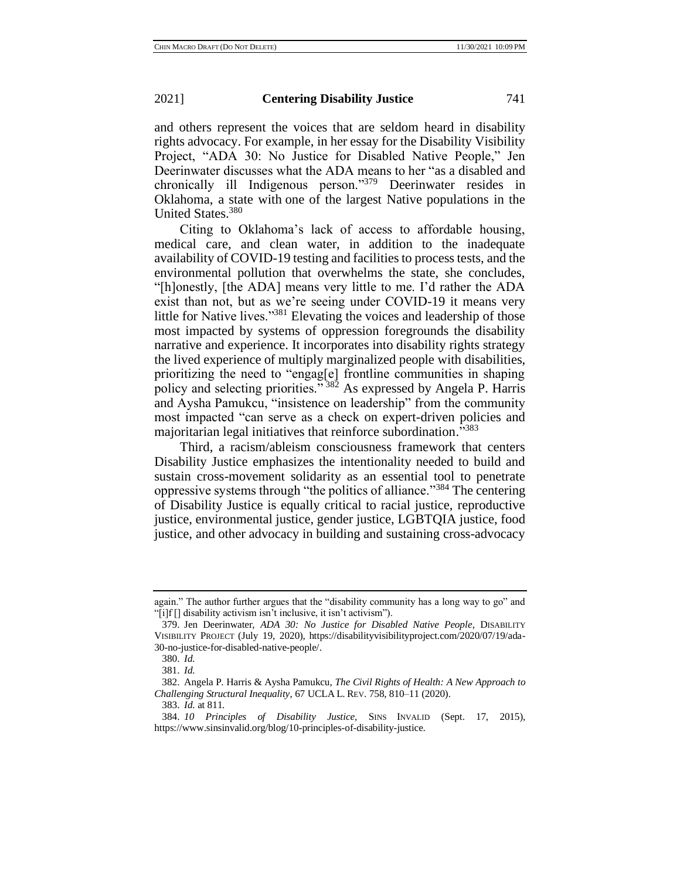and others represent the voices that are seldom heard in disability rights advocacy. For example, in her essay for the Disability Visibility Project, "ADA 30: No Justice for Disabled Native People," Jen Deerinwater discusses what the ADA means to her "as a disabled and chronically ill Indigenous person."[379] Deerinwater resides in Oklahoma, a state with one of the largest Native populations in the United States.[380]

Citing to Oklahoma's lack of access to affordable housing, medical care, and clean water, in addition to the inadequate availability of COVID-19 testing and facilities to process tests, and the environmental pollution that overwhelms the state, she concludes, "[h]onestly, [the ADA] means very little to me. I'd rather the ADA exist than not, but as we're seeing under COVID-19 it means very little for Native lives."[381] Elevating the voices and leadership of those most impacted by systems of oppression foregrounds the disability narrative and experience. It incorporates into disability rights strategy the lived experience of multiply marginalized people with disabilities, prioritizing the need to "engag[e] frontline communities in shaping policy and selecting priorities."[382] As expressed by Angela P. Harris and Aysha Pamukcu, "insistence on leadership" from the community most impacted "can serve as a check on expert-driven policies and majoritarian legal initiatives that reinforce subordination."[383]

Third, a racism/ableism consciousness framework that centers Disability Justice emphasizes the intentionality needed to build and sustain cross-movement solidarity as an essential tool to penetrate oppressive systems through "the politics of alliance."[384] The centering of Disability Justice is equally critical to racial justice, reproductive justice, environmental justice, gender justice, LGBTQIA justice, food justice, and other advocacy in building and sustaining cross-advocacy

---

again." The author further argues that the "disability community has a long way to go" and "[i]f [] disability activism isn't inclusive, it isn't activism").

379. Jen Deerinwater, *ADA 30: No Justice for Disabled Native People*, DISABILITY VISIBILITY PROJECT (July 19, 2020), https://disabilityvisibilityproject.com/2020/07/19/ada-30-no-justice-for-disabled-native-people/.

380. *Id.*

381. *Id.*

382. Angela P. Harris & Aysha Pamukcu, *The Civil Rights of Health: A New Approach to Challenging Structural Inequality*, 67 UCLA L. REV. 758, 810–11 (2020).

383. *Id.* at 811.

384. *10 Principles of Disability Justice*, SINS INVALID (Sept. 17, 2015), https://www.sinsinvalid.org/blog/10-principles-of-disability-justice.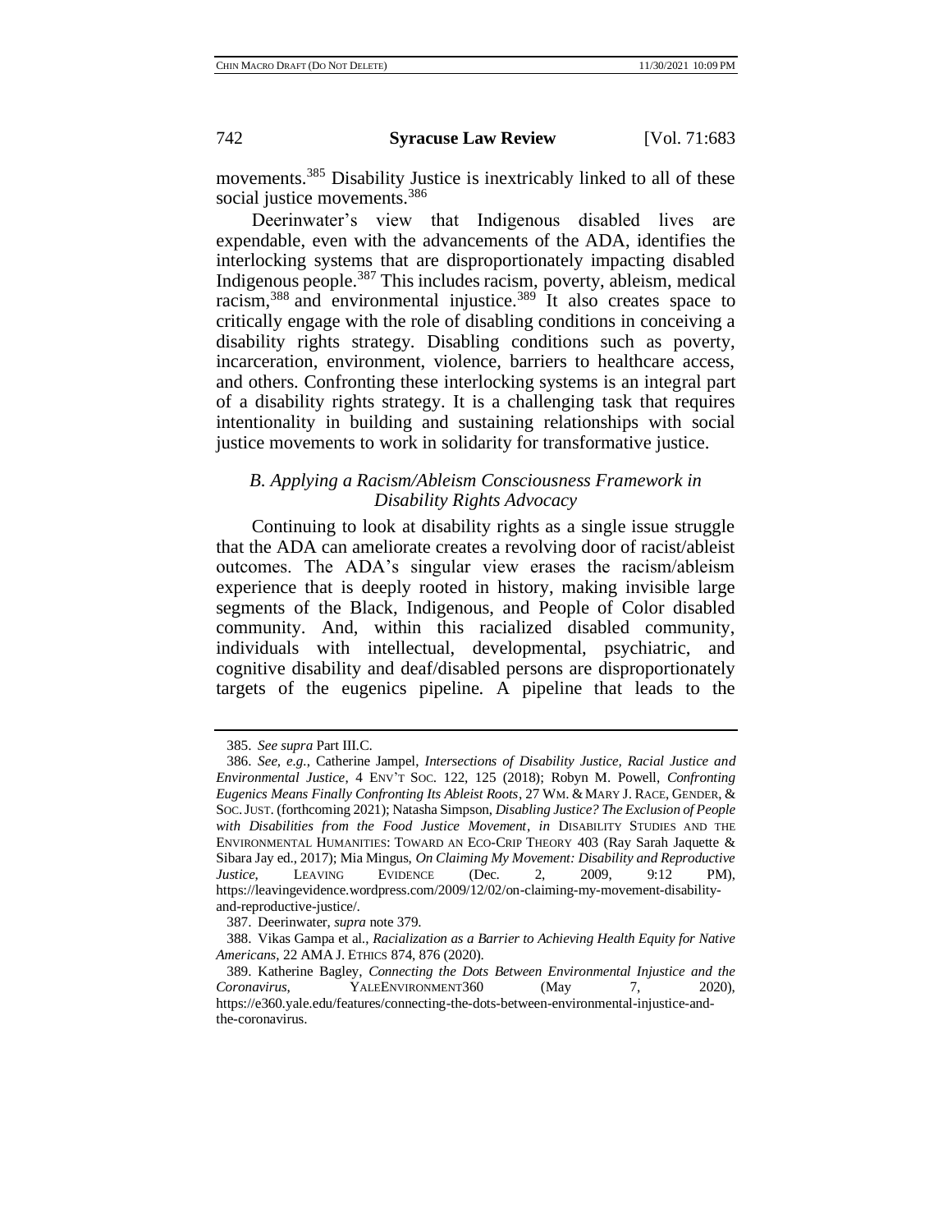movements.[385] Disability Justice is inextricably linked to all of these social justice movements.[386]

Deerinwater's view that Indigenous disabled lives are expendable, even with the advancements of the ADA, identifies the interlocking systems that are disproportionately impacting disabled Indigenous people.[387] This includes racism, poverty, ableism, medical racism,[388] and environmental injustice.[389] It also creates space to critically engage with the role of disabling conditions in conceiving a disability rights strategy. Disabling conditions such as poverty, incarceration, environment, violence, barriers to healthcare access, and others. Confronting these interlocking systems is an integral part of a disability rights strategy. It is a challenging task that requires intentionality in building and sustaining relationships with social justice movements to work in solidarity for transformative justice.

### *B. Applying a Racism/Ableism Consciousness Framework in Disability Rights Advocacy*

Continuing to look at disability rights as a single issue struggle that the ADA can ameliorate creates a revolving door of racist/ableist outcomes. The ADA's singular view erases the racism/ableism experience that is deeply rooted in history, making invisible large segments of the Black, Indigenous, and People of Color disabled community. And, within this racialized disabled community, individuals with intellectual, developmental, psychiatric, and cognitive disability and deaf/disabled persons are disproportionately targets of the eugenics pipeline. A pipeline that leads to the

385. *See supra* Part III.C.

386. *See, e.g.*, Catherine Jampel, *Intersections of Disability Justice, Racial Justice and Environmental Justice*, 4 ENV'T SOC. 122, 125 (2018); Robyn M. Powell, *Confronting Eugenics Means Finally Confronting Its Ableist Roots*, 27 WM. & MARY J. RACE, GENDER, & SOC. JUST. (forthcoming 2021); Natasha Simpson, *Disabling Justice? The Exclusion of People with Disabilities from the Food Justice Movement*, *in* DISABILITY STUDIES AND THE ENVIRONMENTAL HUMANITIES: TOWARD AN ECO-CRIP THEORY 403 (Ray Sarah Jaquette & Sibara Jay ed., 2017); Mia Mingus, *On Claiming My Movement: Disability and Reproductive Justice*, LEAVING EVIDENCE (Dec. 2, 2009, 9:12 PM), https://leavingevidence.wordpress.com/2009/12/02/on-claiming-my-movement-disability-and-reproductive-justice/.

387. Deerinwater, *supra* note 379.

388. Vikas Gampa et al., *Racialization as a Barrier to Achieving Health Equity for Native Americans*, 22 AMA J. ETHICS 874, 876 (2020).

389. Katherine Bagley, *Connecting the Dots Between Environmental Injustice and the Coronavirus*, YALEENVIRONMENT360 (May 7, 2020), https://e360.yale.edu/features/connecting-the-dots-between-environmental-injustice-and-the-coronavirus.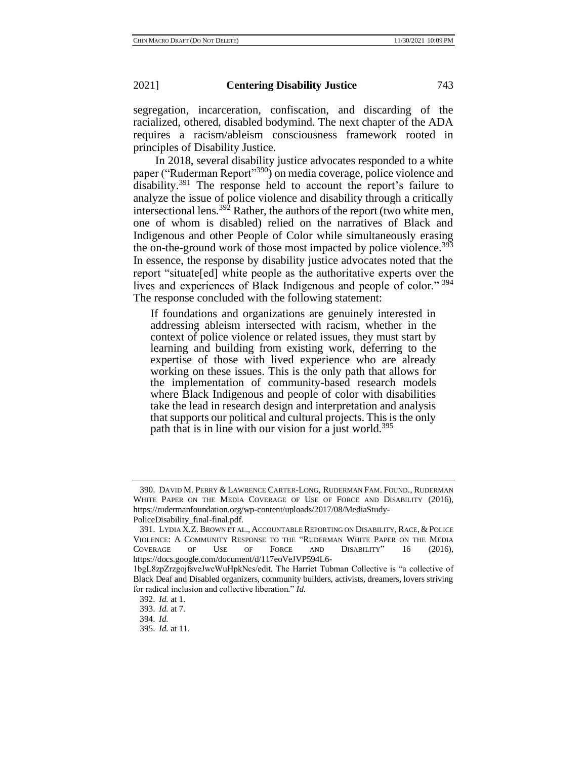segregation, incarceration, confiscation, and discarding of the racialized, othered, disabled bodymind. The next chapter of the ADA requires a racism/ableism consciousness framework rooted in principles of Disability Justice.

In 2018, several disability justice advocates responded to a white paper ("Ruderman Report"[390]) on media coverage, police violence and disability.[391] The response held to account the report's failure to analyze the issue of police violence and disability through a critically intersectional lens.[392] Rather, the authors of the report (two white men, one of whom is disabled) relied on the narratives of Black and Indigenous and other People of Color while simultaneously erasing the on-the-ground work of those most impacted by police violence.[393] In essence, the response by disability justice advocates noted that the report "situate[ed] white people as the authoritative experts over the lives and experiences of Black Indigenous and people of color."[394] The response concluded with the following statement:

> If foundations and organizations are genuinely interested in addressing ableism intersected with racism, whether in the context of police violence or related issues, they must start by learning and building from existing work, deferring to the expertise of those with lived experience who are already working on these issues. This is the only path that allows for the implementation of community-based research models where Black Indigenous and people of color with disabilities take the lead in research design and interpretation and analysis that supports our political and cultural projects. This is the only path that is in line with our vision for a just world.[395]

---

390. DAVID M. PERRY & LAWRENCE CARTER-LONG, RUDERMAN FAM. FOUND., RUDERMAN WHITE PAPER ON THE MEDIA COVERAGE OF USE OF FORCE AND DISABILITY (2016), https://rudermanfoundation.org/wp-content/uploads/2017/08/MediaStudy-PoliceDisability_final-final.pdf.

391. LYDIA X.Z. BROWN ET AL., ACCOUNTABLE REPORTING ON DISABILITY, RACE, & POLICE VIOLENCE: A COMMUNITY RESPONSE TO THE "RUDERMAN WHITE PAPER ON THE MEDIA COVERAGE OF USE OF FORCE AND DISABILITY" 16 (2016), https://docs.google.com/document/d/117eoVeJVP594L6-1bgL8zpZrzgojfsveJwcWuHpkNcs/edit. The Harriet Tubman Collective is "a collective of Black Deaf and Disabled organizers, community builders, activists, dreamers, lovers striving for radical inclusion and collective liberation." *Id.*

392. *Id.* at 1.

393. *Id.* at 7.

394. *Id.*

395. *Id.* at 11.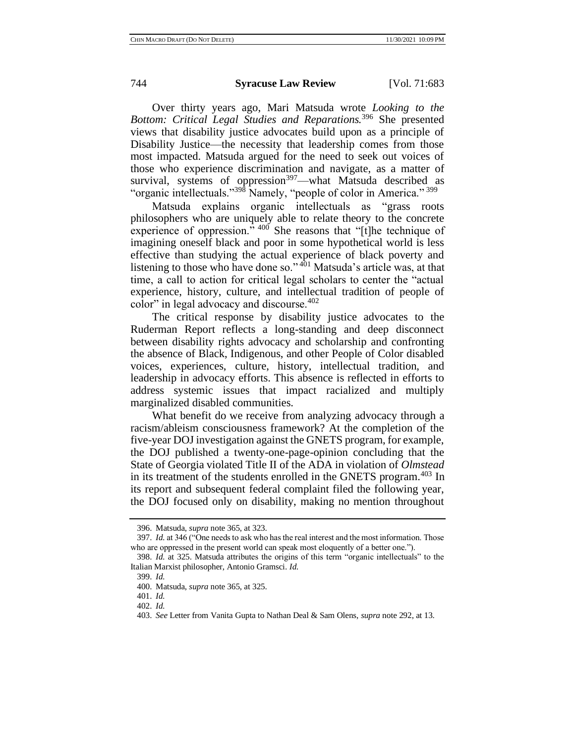Over thirty years ago, Mari Matsuda wrote *Looking to the Bottom: Critical Legal Studies and Reparations.*[396] She presented views that disability justice advocates build upon as a principle of Disability Justice—the necessity that leadership comes from those most impacted. Matsuda argued for the need to seek out voices of those who experience discrimination and navigate, as a matter of survival, systems of oppression[397]—what Matsuda described as "organic intellectuals."[398] Namely, "people of color in America."[399]

Matsuda explains organic intellectuals as "grass roots philosophers who are uniquely able to relate theory to the concrete experience of oppression."[400] She reasons that "[t]he technique of imagining oneself black and poor in some hypothetical world is less effective than studying the actual experience of black poverty and listening to those who have done so."[401] Matsuda's article was, at that time, a call to action for critical legal scholars to center the "actual experience, history, culture, and intellectual tradition of people of color" in legal advocacy and discourse.[402]

The critical response by disability justice advocates to the Ruderman Report reflects a long-standing and deep disconnect between disability rights advocacy and scholarship and confronting the absence of Black, Indigenous, and other People of Color disabled voices, experiences, culture, history, intellectual tradition, and leadership in advocacy efforts. This absence is reflected in efforts to address systemic issues that impact racialized and multiply marginalized disabled communities.

What benefit do we receive from analyzing advocacy through a racism/ableism consciousness framework? At the completion of the five-year DOJ investigation against the GNETS program, for example, the DOJ published a twenty-one-page-opinion concluding that the State of Georgia violated Title II of the ADA in violation of *Olmstead* in its treatment of the students enrolled in the GNETS program.[403] In its report and subsequent federal complaint filed the following year, the DOJ focused only on disability, making no mention throughout

---

396. Matsuda, *supra* note 365, at 323.

397. *Id.* at 346 ("One needs to ask who has the real interest and the most information. Those who are oppressed in the present world can speak most eloquently of a better one.").

398. *Id.* at 325. Matsuda attributes the origins of this term "organic intellectuals" to the Italian Marxist philosopher, Antonio Gramsci. *Id.*

399. *Id.*

400. Matsuda, *supra* note 365, at 325.

401. *Id.*

402. *Id.*

403. *See* Letter from Vanita Gupta to Nathan Deal & Sam Olens, *supra* note 292, at 13.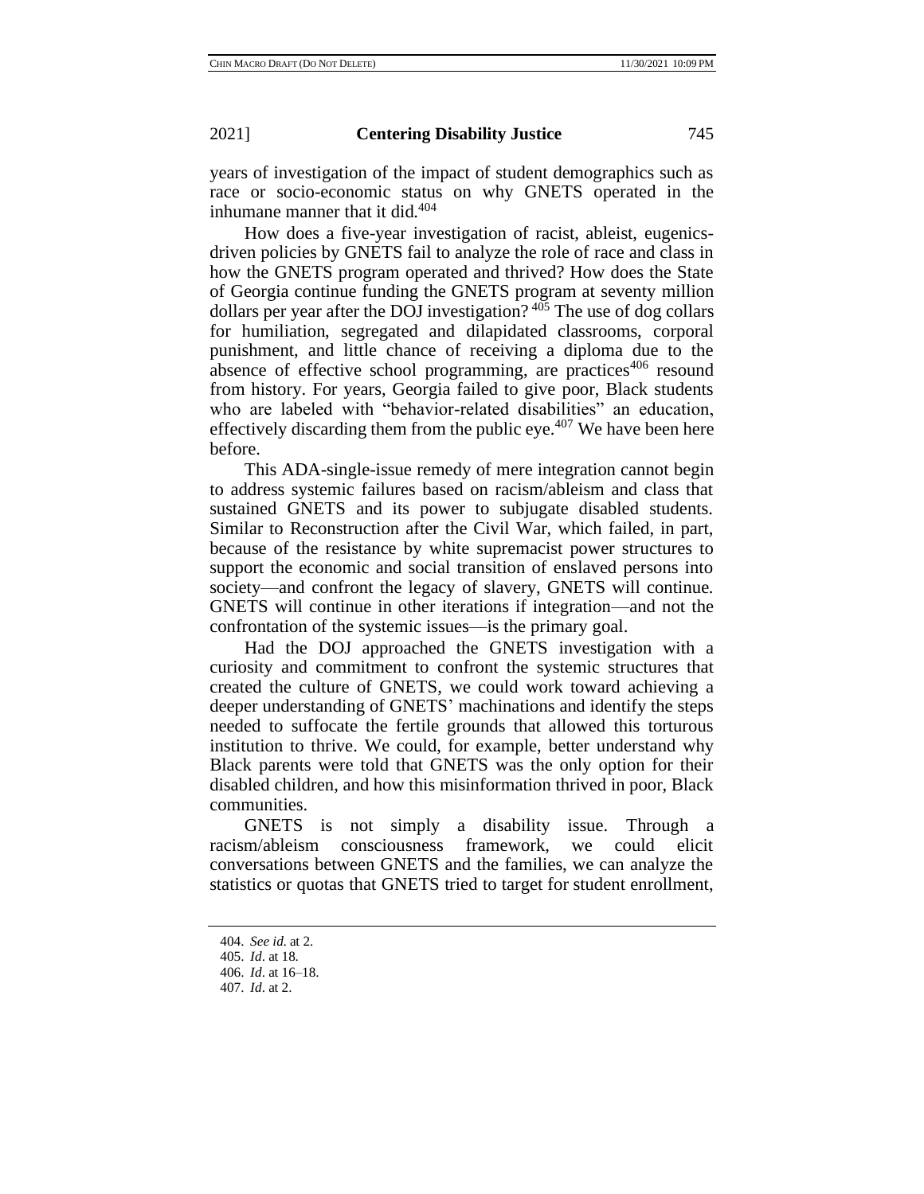years of investigation of the impact of student demographics such as race or socio-economic status on why GNETS operated in the inhumane manner that it did.[404]

How does a five-year investigation of racist, ableist, eugenics-driven policies by GNETS fail to analyze the role of race and class in how the GNETS program operated and thrived? How does the State of Georgia continue funding the GNETS program at seventy million dollars per year after the DOJ investigation?[405] The use of dog collars for humiliation, segregated and dilapidated classrooms, corporal punishment, and little chance of receiving a diploma due to the absence of effective school programming, are practices[406] resound from history. For years, Georgia failed to give poor, Black students who are labeled with "behavior-related disabilities" an education, effectively discarding them from the public eye.[407] We have been here before.

This ADA-single-issue remedy of mere integration cannot begin to address systemic failures based on racism/ableism and class that sustained GNETS and its power to subjugate disabled students. Similar to Reconstruction after the Civil War, which failed, in part, because of the resistance by white supremacist power structures to support the economic and social transition of enslaved persons into society—and confront the legacy of slavery, GNETS will continue. GNETS will continue in other iterations if integration—and not the confrontation of the systemic issues—is the primary goal.

Had the DOJ approached the GNETS investigation with a curiosity and commitment to confront the systemic structures that created the culture of GNETS, we could work toward achieving a deeper understanding of GNETS' machinations and identify the steps needed to suffocate the fertile grounds that allowed this torturous institution to thrive. We could, for example, better understand why Black parents were told that GNETS was the only option for their disabled children, and how this misinformation thrived in poor, Black communities.

GNETS is not simply a disability issue. Through a racism/ableism consciousness framework, we could elicit conversations between GNETS and the families, we can analyze the statistics or quotas that GNETS tried to target for student enrollment,

---

404. *See id.* at 2.

405. *Id*. at 18.

406. *Id*. at 16–18.

407. *Id*. at 2.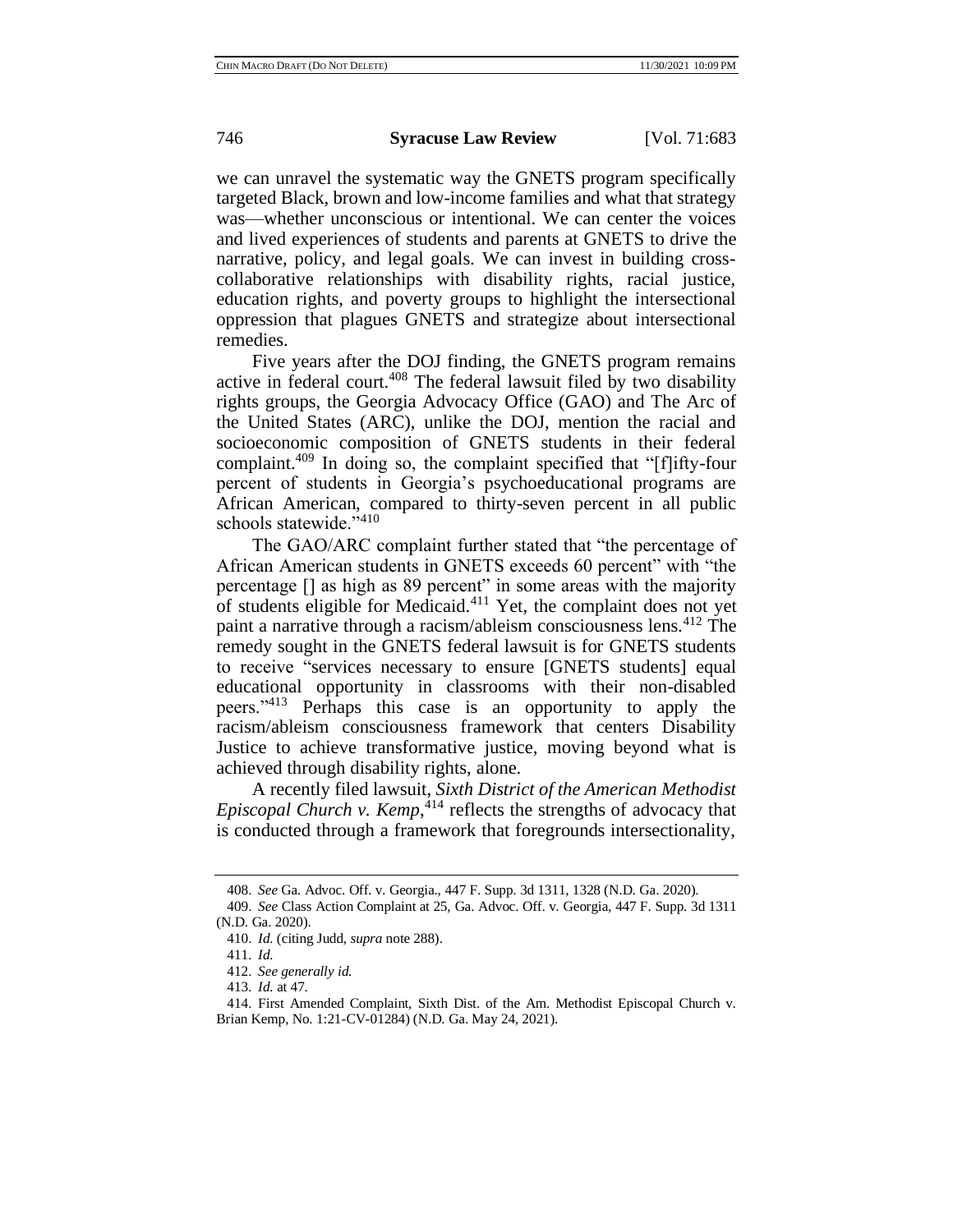we can unravel the systematic way the GNETS program specifically targeted Black, brown and low-income families and what that strategy was—whether unconscious or intentional. We can center the voices and lived experiences of students and parents at GNETS to drive the narrative, policy, and legal goals. We can invest in building cross-collaborative relationships with disability rights, racial justice, education rights, and poverty groups to highlight the intersectional oppression that plagues GNETS and strategize about intersectional remedies.

Five years after the DOJ finding, the GNETS program remains active in federal court.[408] The federal lawsuit filed by two disability rights groups, the Georgia Advocacy Office (GAO) and The Arc of the United States (ARC), unlike the DOJ, mention the racial and socioeconomic composition of GNETS students in their federal complaint.[409] In doing so, the complaint specified that "[f]ifty-four percent of students in Georgia's psychoeducational programs are African American, compared to thirty-seven percent in all public schools statewide."[410]

The GAO/ARC complaint further stated that "the percentage of African American students in GNETS exceeds 60 percent" with "the percentage [] as high as 89 percent" in some areas with the majority of students eligible for Medicaid.[411] Yet, the complaint does not yet paint a narrative through a racism/ableism consciousness lens.[412] The remedy sought in the GNETS federal lawsuit is for GNETS students to receive "services necessary to ensure [GNETS students] equal educational opportunity in classrooms with their non-disabled peers."[413] Perhaps this case is an opportunity to apply the racism/ableism consciousness framework that centers Disability Justice to achieve transformative justice, moving beyond what is achieved through disability rights, alone.

A recently filed lawsuit, *Sixth District of the American Methodist Episcopal Church v. Kemp*,[414] reflects the strengths of advocacy that is conducted through a framework that foregrounds intersectionality,

---

408. *See* Ga. Advoc. Off. v. Georgia., 447 F. Supp. 3d 1311, 1328 (N.D. Ga. 2020).

409. *See* Class Action Complaint at 25, Ga. Advoc. Off. v. Georgia, 447 F. Supp. 3d 1311 (N.D. Ga. 2020).

410. *Id.* (citing Judd, *supra* note 288).

411. *Id.*

412. *See generally id.*

413. *Id.* at 47.

414. First Amended Complaint, Sixth Dist. of the Am. Methodist Episcopal Church v. Brian Kemp, No. 1:21-CV-01284) (N.D. Ga. May 24, 2021).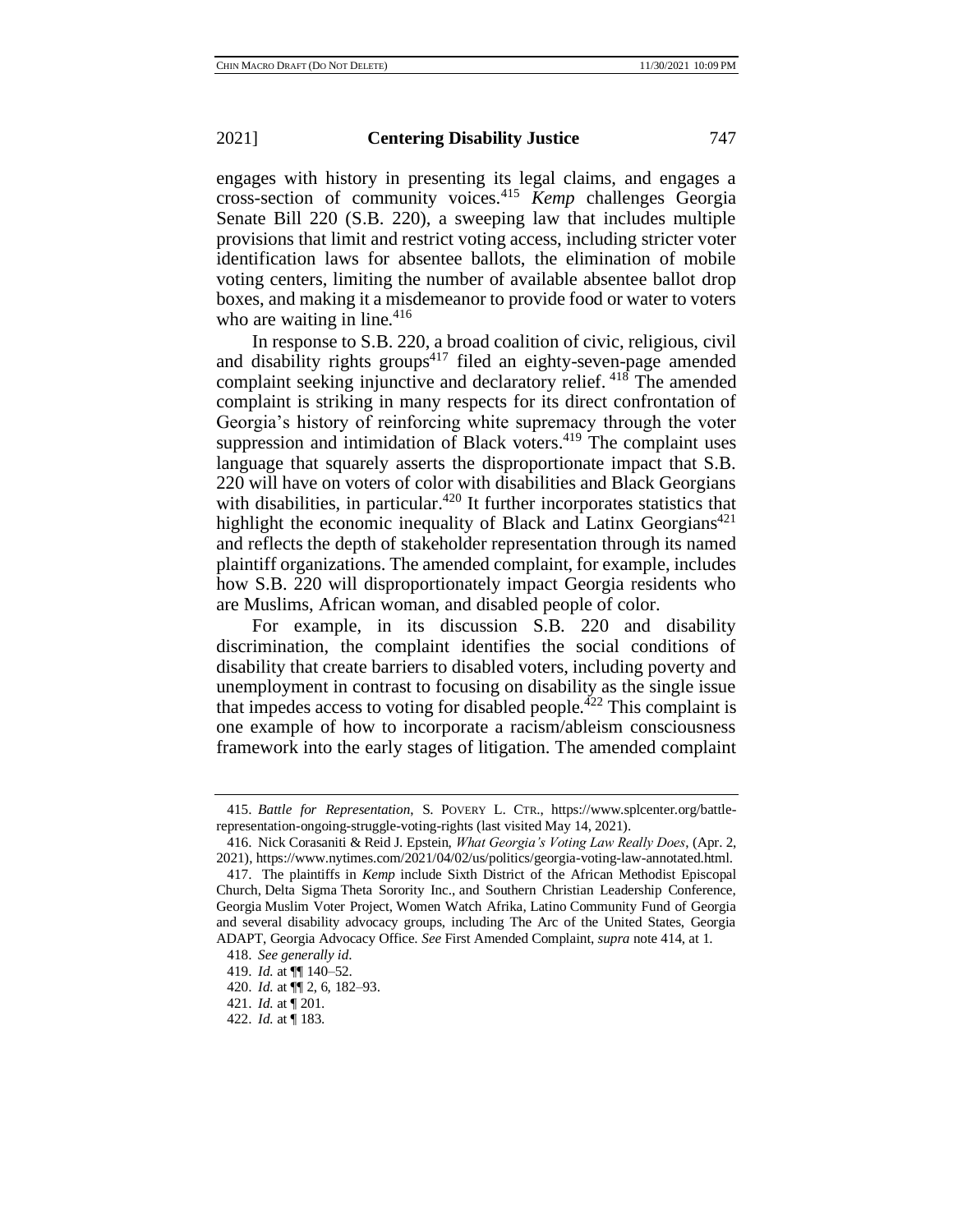engages with history in presenting its legal claims, and engages a cross-section of community voices.[415] *Kemp* challenges Georgia Senate Bill 220 (S.B. 220), a sweeping law that includes multiple provisions that limit and restrict voting access, including stricter voter identification laws for absentee ballots, the elimination of mobile voting centers, limiting the number of available absentee ballot drop boxes, and making it a misdemeanor to provide food or water to voters who are waiting in line.[416]

In response to S.B. 220, a broad coalition of civic, religious, civil and disability rights groups[417] filed an eighty-seven-page amended complaint seeking injunctive and declaratory relief.[418] The amended complaint is striking in many respects for its direct confrontation of Georgia's history of reinforcing white supremacy through the voter suppression and intimidation of Black voters.[419] The complaint uses language that squarely asserts the disproportionate impact that S.B. 220 will have on voters of color with disabilities and Black Georgians with disabilities, in particular.[420] It further incorporates statistics that highlight the economic inequality of Black and Latinx Georgians[421] and reflects the depth of stakeholder representation through its named plaintiff organizations. The amended complaint, for example, includes how S.B. 220 will disproportionately impact Georgia residents who are Muslims, African woman, and disabled people of color.

For example, in its discussion S.B. 220 and disability discrimination, the complaint identifies the social conditions of disability that create barriers to disabled voters, including poverty and unemployment in contrast to focusing on disability as the single issue that impedes access to voting for disabled people.[422] This complaint is one example of how to incorporate a racism/ableism consciousness framework into the early stages of litigation. The amended complaint

---

415. *Battle for Representation*, S. POVERTY L. CTR., https://www.splcenter.org/battle-representation-ongoing-struggle-voting-rights (last visited May 14, 2021).

416. Nick Corasaniti & Reid J. Epstein, *What Georgia's Voting Law Really Does*, (Apr. 2, 2021), https://www.nytimes.com/2021/04/02/us/politics/georgia-voting-law-annotated.html.

417. The plaintiffs in *Kemp* include Sixth District of the African Methodist Episcopal Church, Delta Sigma Theta Sorority Inc., and Southern Christian Leadership Conference, Georgia Muslim Voter Project, Women Watch Afrika, Latino Community Fund of Georgia and several disability advocacy groups, including The Arc of the United States, Georgia ADAPT, Georgia Advocacy Office. *See* First Amended Complaint, *supra* note 414, at 1.

418. *See generally id.*

419. *Id.* at ¶¶ 140–52.

420. *Id.* at ¶¶ 2, 6, 182–93.

421. *Id.* at ¶ 201.

422. *Id.* at ¶ 183.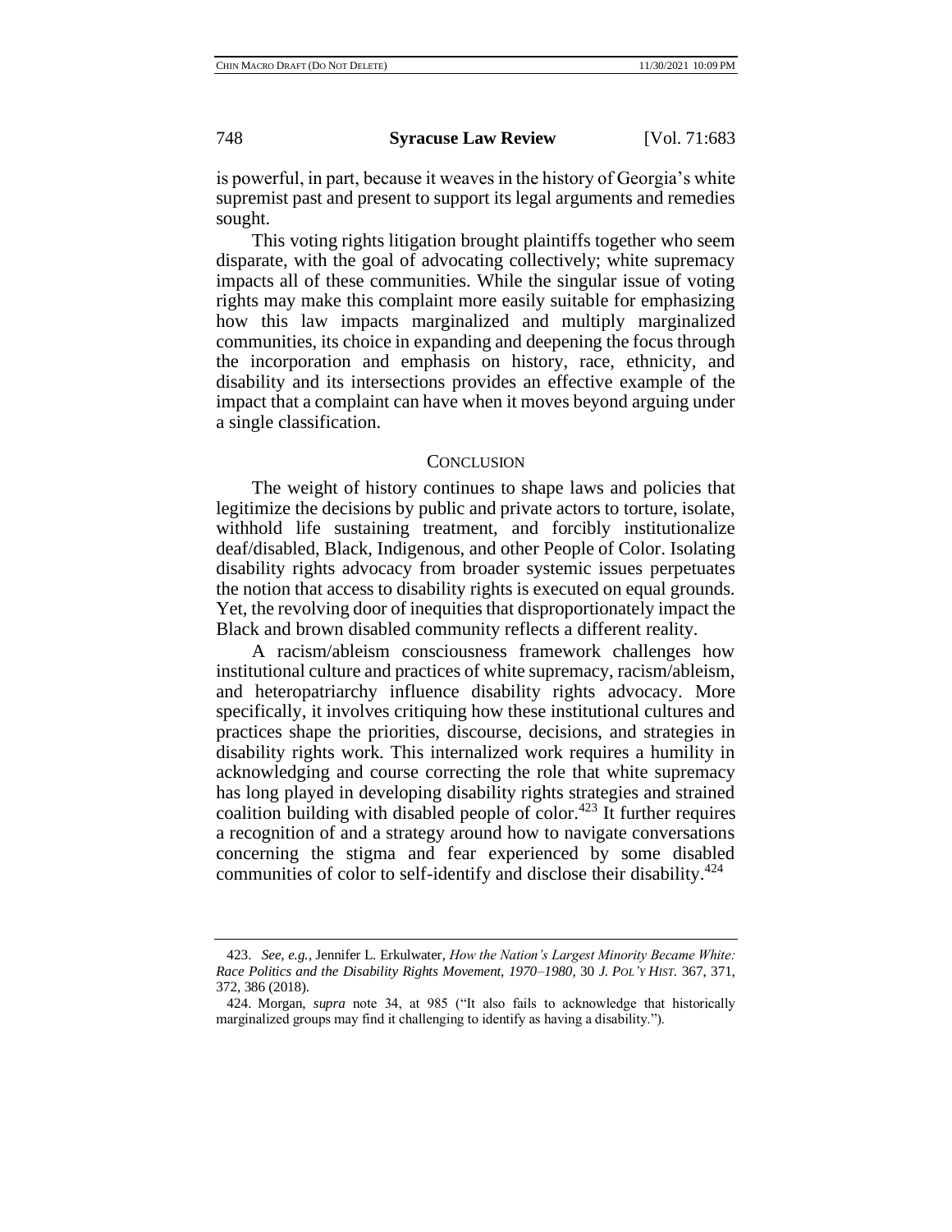is powerful, in part, because it weaves in the history of Georgia's white supremist past and present to support its legal arguments and remedies sought.

This voting rights litigation brought plaintiffs together who seem disparate, with the goal of advocating collectively; white supremacy impacts all of these communities. While the singular issue of voting rights may make this complaint more easily suitable for emphasizing how this law impacts marginalized and multiply marginalized communities, its choice in expanding and deepening the focus through the incorporation and emphasis on history, race, ethnicity, and disability and its intersections provides an effective example of the impact that a complaint can have when it moves beyond arguing under a single classification.

## CONCLUSION

The weight of history continues to shape laws and policies that legitimize the decisions by public and private actors to torture, isolate, withhold life sustaining treatment, and forcibly institutionalize deaf/disabled, Black, Indigenous, and other People of Color. Isolating disability rights advocacy from broader systemic issues perpetuates the notion that access to disability rights is executed on equal grounds. Yet, the revolving door of inequities that disproportionately impact the Black and brown disabled community reflects a different reality.

A racism/ableism consciousness framework challenges how institutional culture and practices of white supremacy, racism/ableism, and heteropatriarchy influence disability rights advocacy. More specifically, it involves critiquing how these institutional cultures and practices shape the priorities, discourse, decisions, and strategies in disability rights work. This internalized work requires a humility in acknowledging and course correcting the role that white supremacy has long played in developing disability rights strategies and strained coalition building with disabled people of color.[423] It further requires a recognition of and a strategy around how to navigate conversations concerning the stigma and fear experienced by some disabled communities of color to self-identify and disclose their disability.[424]

---

423. *See, e.g.*, Jennifer L. Erkulwater, *How the Nation's Largest Minority Became White: Race Politics and the Disability Rights Movement, 1970–1980*, 30 J. POL'Y HIST. 367, 371, 372, 386 (2018).

424. Morgan, *supra* note 34, at 985 ("It also fails to acknowledge that historically marginalized groups may find it challenging to identify as having a disability.").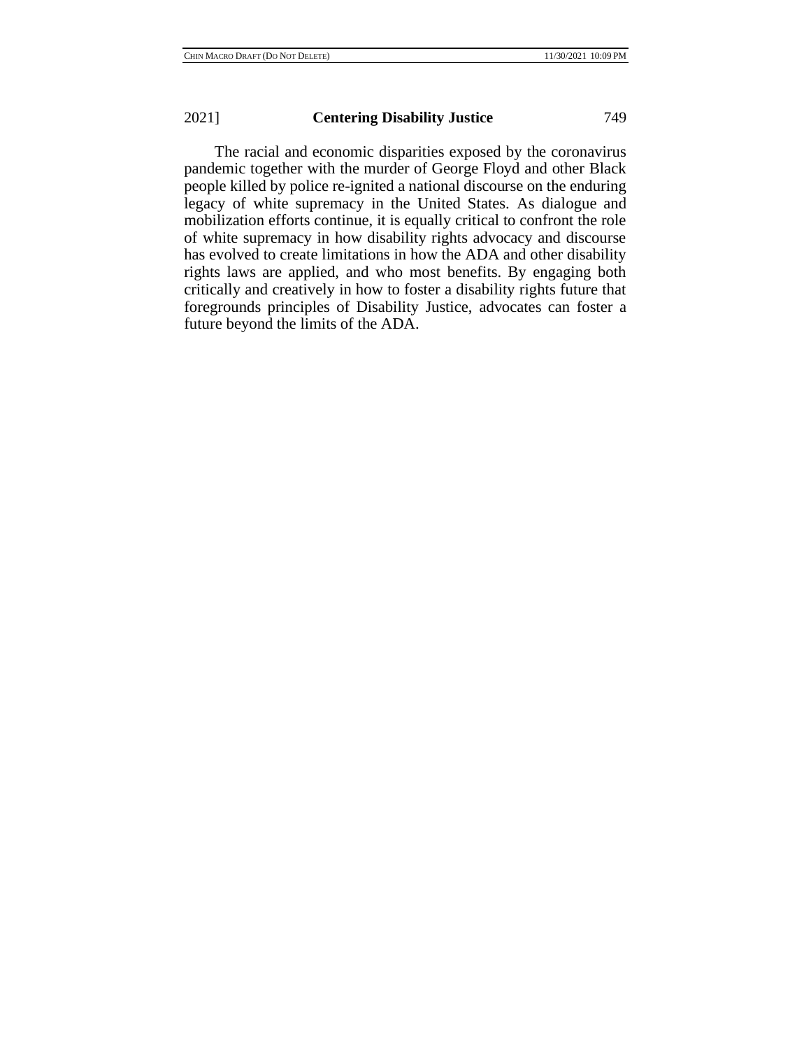The racial and economic disparities exposed by the coronavirus pandemic together with the murder of George Floyd and other Black people killed by police re-ignited a national discourse on the enduring legacy of white supremacy in the United States. As dialogue and mobilization efforts continue, it is equally critical to confront the role of white supremacy in how disability rights advocacy and discourse has evolved to create limitations in how the ADA and other disability rights laws are applied, and who most benefits. By engaging both critically and creatively in how to foster a disability rights future that foregrounds principles of Disability Justice, advocates can foster a future beyond the limits of the ADA.